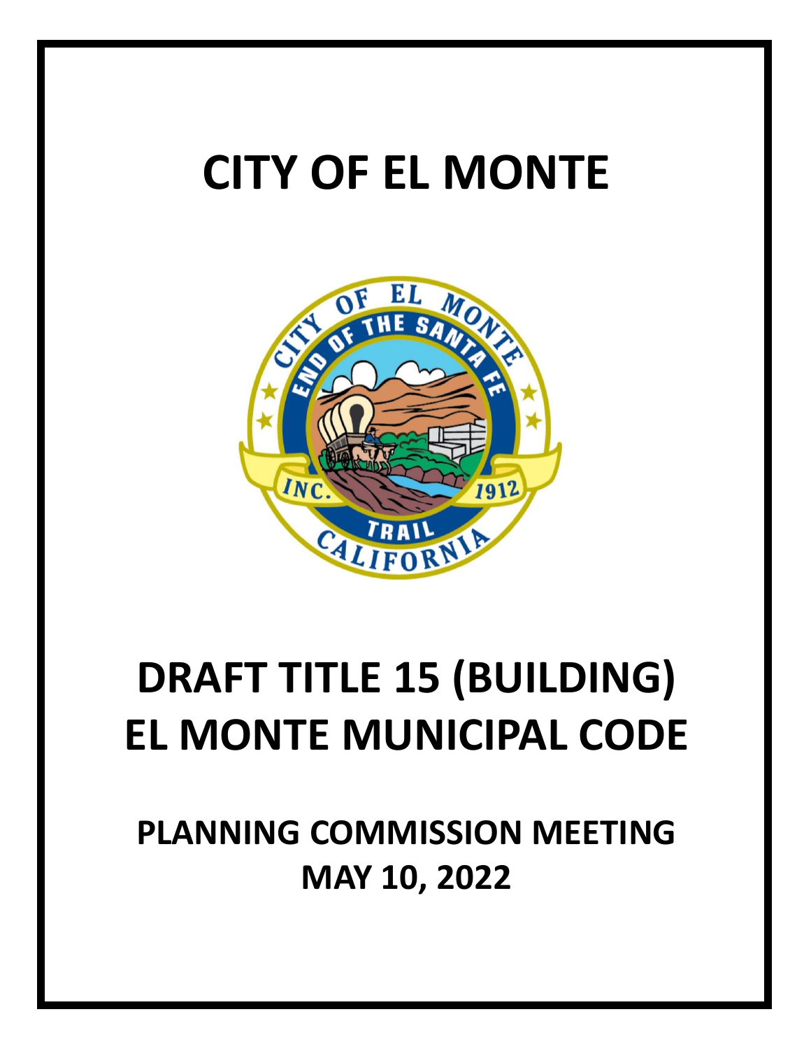# CITY OF EL MONTE

# DRAFT TITLE 15 (BUILDING) EL MONTE MUNICIPAL CODE

## PLANNING COMMISSION MEETING MAY 10, 2022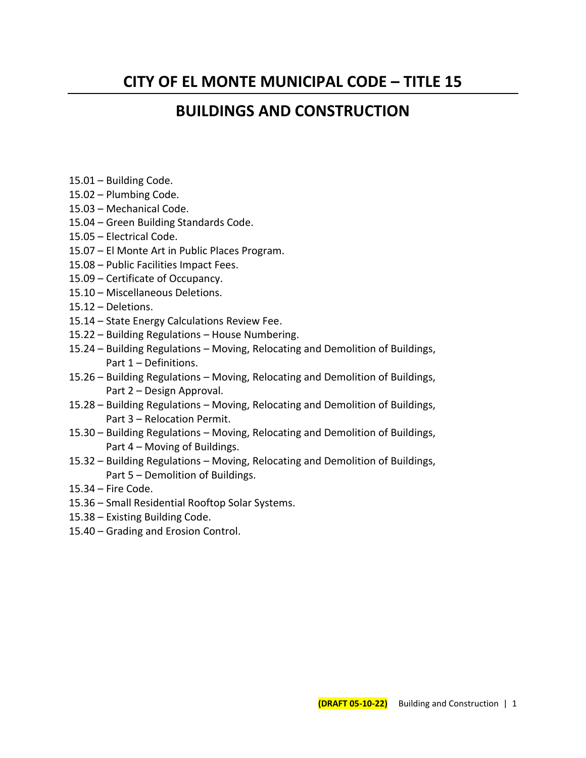# CITY OF EL MONTE MUNICIPAL CODE – TITLE 15

## BUILDINGS AND CONSTRUCTION

15.01 – Building Code.
15.02 – Plumbing Code.
15.03 – Mechanical Code.
15.04 – Green Building Standards Code.
15.05 – Electrical Code.
15.07 – El Monte Art in Public Places Program.
15.08 – Public Facilities Impact Fees.
15.09 – Certificate of Occupancy.
15.10 – Miscellaneous Deletions.
15.12 – Deletions.
15.14 – State Energy Calculations Review Fee.
15.22 – Building Regulations – House Numbering.
15.24 – Building Regulations – Moving, Relocating and Demolition of Buildings, Part 1 – Definitions.
15.26 – Building Regulations – Moving, Relocating and Demolition of Buildings, Part 2 – Design Approval.
15.28 – Building Regulations – Moving, Relocating and Demolition of Buildings, Part 3 – Relocation Permit.
15.30 – Building Regulations – Moving, Relocating and Demolition of Buildings, Part 4 – Moving of Buildings.
15.32 – Building Regulations – Moving, Relocating and Demolition of Buildings, Part 5 – Demolition of Buildings.
15.34 – Fire Code.
15.36 – Small Residential Rooftop Solar Systems.
15.38 – Existing Building Code.
15.40 – Grading and Erosion Control.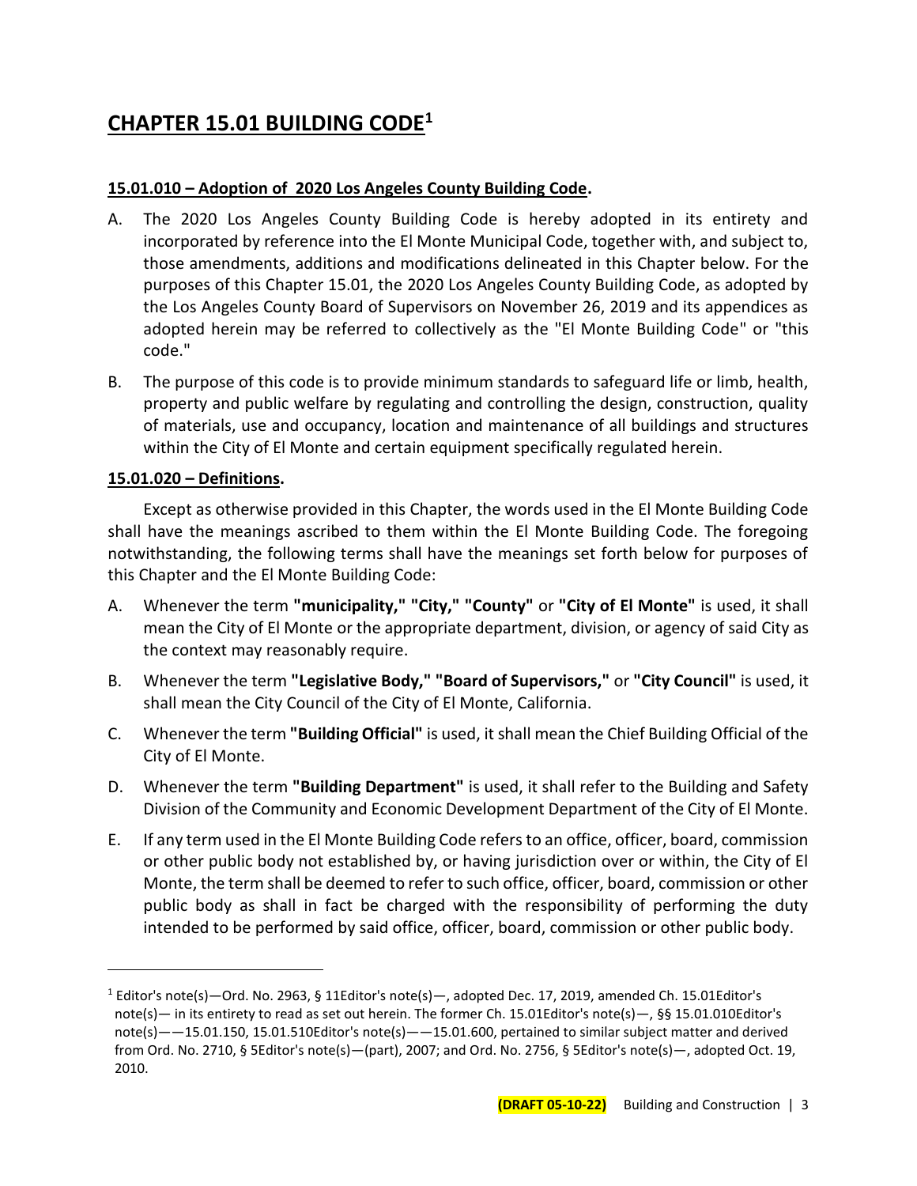# CHAPTER 15.01 BUILDING CODE[1]

## 15.01.010 – Adoption of 2020 Los Angeles County Building Code.

A. The 2020 Los Angeles County Building Code is hereby adopted in its entirety and incorporated by reference into the El Monte Municipal Code, together with, and subject to, those amendments, additions and modifications delineated in this Chapter below. For the purposes of this Chapter 15.01, the 2020 Los Angeles County Building Code, as adopted by the Los Angeles County Board of Supervisors on November 26, 2019 and its appendices as adopted herein may be referred to collectively as the "El Monte Building Code" or "this code."

B. The purpose of this code is to provide minimum standards to safeguard life or limb, health, property and public welfare by regulating and controlling the design, construction, quality of materials, use and occupancy, location and maintenance of all buildings and structures within the City of El Monte and certain equipment specifically regulated herein.

## 15.01.020 – Definitions.

Except as otherwise provided in this Chapter, the words used in the El Monte Building Code shall have the meanings ascribed to them within the El Monte Building Code. The foregoing notwithstanding, the following terms shall have the meanings set forth below for purposes of this Chapter and the El Monte Building Code:

A. Whenever the term **"municipality," "City," "County"** or **"City of El Monte"** is used, it shall mean the City of El Monte or the appropriate department, division, or agency of said City as the context may reasonably require.

B. Whenever the term **"Legislative Body," "Board of Supervisors,"** or **"City Council"** is used, it shall mean the City Council of the City of El Monte, California.

C. Whenever the term **"Building Official"** is used, it shall mean the Chief Building Official of the City of El Monte.

D. Whenever the term **"Building Department"** is used, it shall refer to the Building and Safety Division of the Community and Economic Development Department of the City of El Monte.

E. If any term used in the El Monte Building Code refers to an office, officer, board, commission or other public body not established by, or having jurisdiction over or within, the City of El Monte, the term shall be deemed to refer to such office, officer, board, commission or other public body as shall in fact be charged with the responsibility of performing the duty intended to be performed by said office, officer, board, commission or other public body.

---

[1] Editor's note(s)—Ord. No. 2963, § 11Editor's note(s)—, adopted Dec. 17, 2019, amended Ch. 15.01Editor's note(s)— in its entirety to read as set out herein. The former Ch. 15.01Editor's note(s)—, §§ 15.01.010Editor's note(s)——15.01.150, 15.01.510Editor's note(s)——15.01.600, pertained to similar subject matter and derived from Ord. No. 2710, § 5Editor's note(s)—(part), 2007; and Ord. No. 2756, § 5Editor's note(s)—, adopted Oct. 19, 2010.

**(DRAFT 05-10-22)**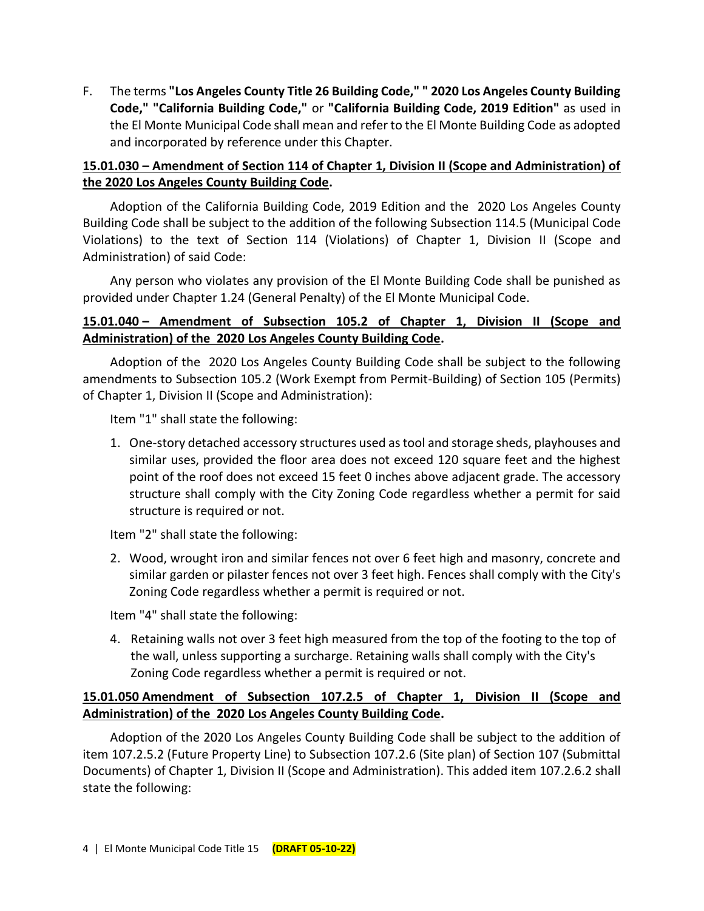F. The terms **"Los Angeles County Title 26 Building Code," " 2020 Los Angeles County Building Code," "California Building Code,"** or **"California Building Code, 2019 Edition"** as used in the El Monte Municipal Code shall mean and refer to the El Monte Building Code as adopted and incorporated by reference under this Chapter.

**15.01.030 – Amendment of Section 114 of Chapter 1, Division II (Scope and Administration) of the 2020 Los Angeles County Building Code.**

Adoption of the California Building Code, 2019 Edition and the 2020 Los Angeles County Building Code shall be subject to the addition of the following Subsection 114.5 (Municipal Code Violations) to the text of Section 114 (Violations) of Chapter 1, Division II (Scope and Administration) of said Code:

Any person who violates any provision of the El Monte Building Code shall be punished as provided under Chapter 1.24 (General Penalty) of the El Monte Municipal Code.

**15.01.040 – Amendment of Subsection 105.2 of Chapter 1, Division II (Scope and Administration) of the 2020 Los Angeles County Building Code.**

Adoption of the 2020 Los Angeles County Building Code shall be subject to the following amendments to Subsection 105.2 (Work Exempt from Permit-Building) of Section 105 (Permits) of Chapter 1, Division II (Scope and Administration):

Item "1" shall state the following:

1. One-story detached accessory structures used as tool and storage sheds, playhouses and similar uses, provided the floor area does not exceed 120 square feet and the highest point of the roof does not exceed 15 feet 0 inches above adjacent grade. The accessory structure shall comply with the City Zoning Code regardless whether a permit for said structure is required or not.

Item "2" shall state the following:

2. Wood, wrought iron and similar fences not over 6 feet high and masonry, concrete and similar garden or pilaster fences not over 3 feet high. Fences shall comply with the City's Zoning Code regardless whether a permit is required or not.

Item "4" shall state the following:

4. Retaining walls not over 3 feet high measured from the top of the footing to the top of the wall, unless supporting a surcharge. Retaining walls shall comply with the City's Zoning Code regardless whether a permit is required or not.

**15.01.050 Amendment of Subsection 107.2.5 of Chapter 1, Division II (Scope and Administration) of the 2020 Los Angeles County Building Code.**

Adoption of the 2020 Los Angeles County Building Code shall be subject to the addition of item 107.2.5.2 (Future Property Line) to Subsection 107.2.6 (Site plan) of Section 107 (Submittal Documents) of Chapter 1, Division II (Scope and Administration). This added item 107.2.6.2 shall state the following: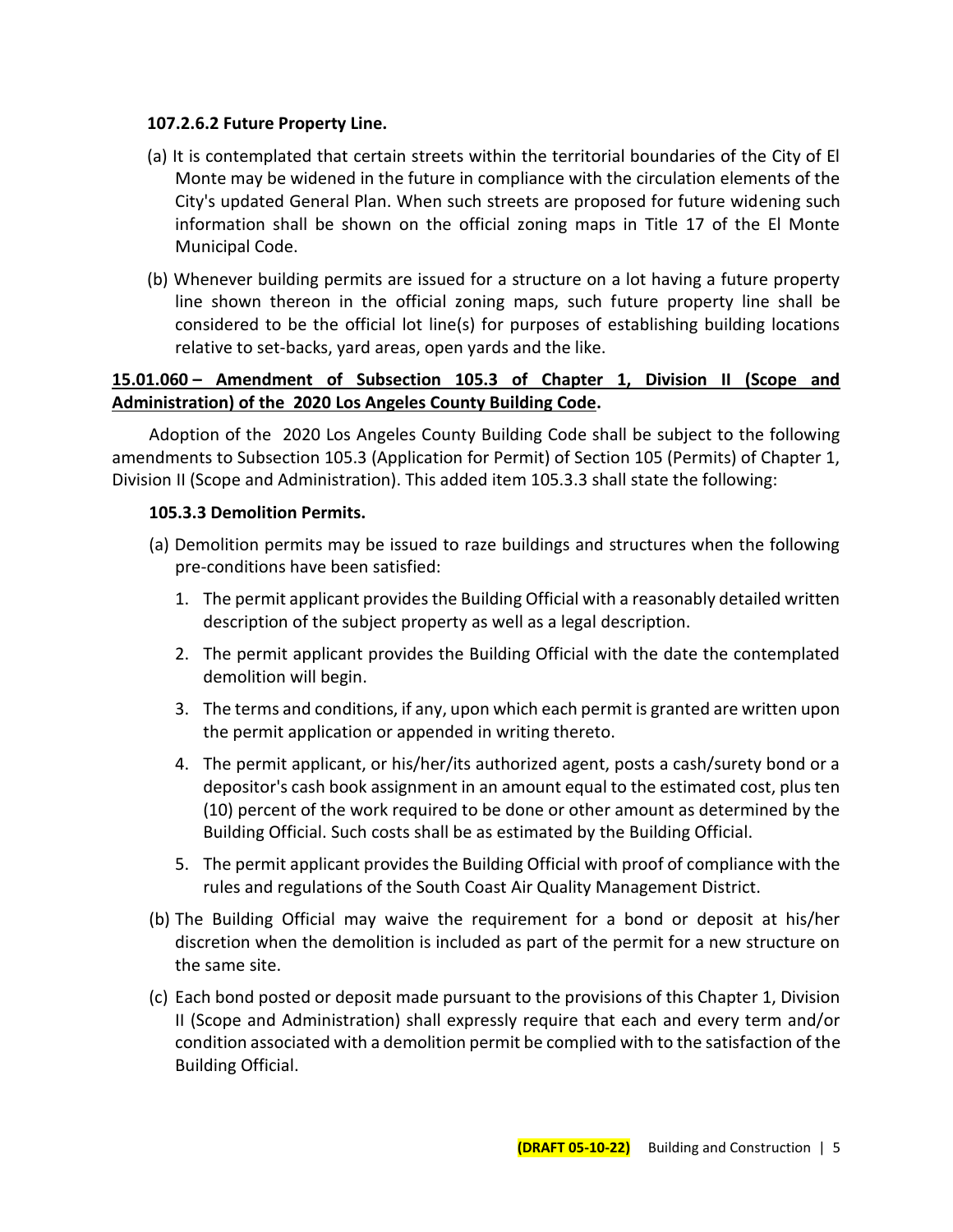**107.2.6.2 Future Property Line.**

(a) It is contemplated that certain streets within the territorial boundaries of the City of El Monte may be widened in the future in compliance with the circulation elements of the City's updated General Plan. When such streets are proposed for future widening such information shall be shown on the official zoning maps in Title 17 of the El Monte Municipal Code.

(b) Whenever building permits are issued for a structure on a lot having a future property line shown thereon in the official zoning maps, such future property line shall be considered to be the official lot line(s) for purposes of establishing building locations relative to set-backs, yard areas, open yards and the like.

**15.01.060 – Amendment of Subsection 105.3 of Chapter 1, Division II (Scope and Administration) of the 2020 Los Angeles County Building Code.**

Adoption of the 2020 Los Angeles County Building Code shall be subject to the following amendments to Subsection 105.3 (Application for Permit) of Section 105 (Permits) of Chapter 1, Division II (Scope and Administration). This added item 105.3.3 shall state the following:

**105.3.3 Demolition Permits.**

(a) Demolition permits may be issued to raze buildings and structures when the following pre-conditions have been satisfied:

1. The permit applicant provides the Building Official with a reasonably detailed written description of the subject property as well as a legal description.
2. The permit applicant provides the Building Official with the date the contemplated demolition will begin.
3. The terms and conditions, if any, upon which each permit is granted are written upon the permit application or appended in writing thereto.
4. The permit applicant, or his/her/its authorized agent, posts a cash/surety bond or a depositor's cash book assignment in an amount equal to the estimated cost, plus ten (10) percent of the work required to be done or other amount as determined by the Building Official. Such costs shall be as estimated by the Building Official.
5. The permit applicant provides the Building Official with proof of compliance with the rules and regulations of the South Coast Air Quality Management District.

(b) The Building Official may waive the requirement for a bond or deposit at his/her discretion when the demolition is included as part of the permit for a new structure on the same site.

(c) Each bond posted or deposit made pursuant to the provisions of this Chapter 1, Division II (Scope and Administration) shall expressly require that each and every term and/or condition associated with a demolition permit be complied with to the satisfaction of the Building Official.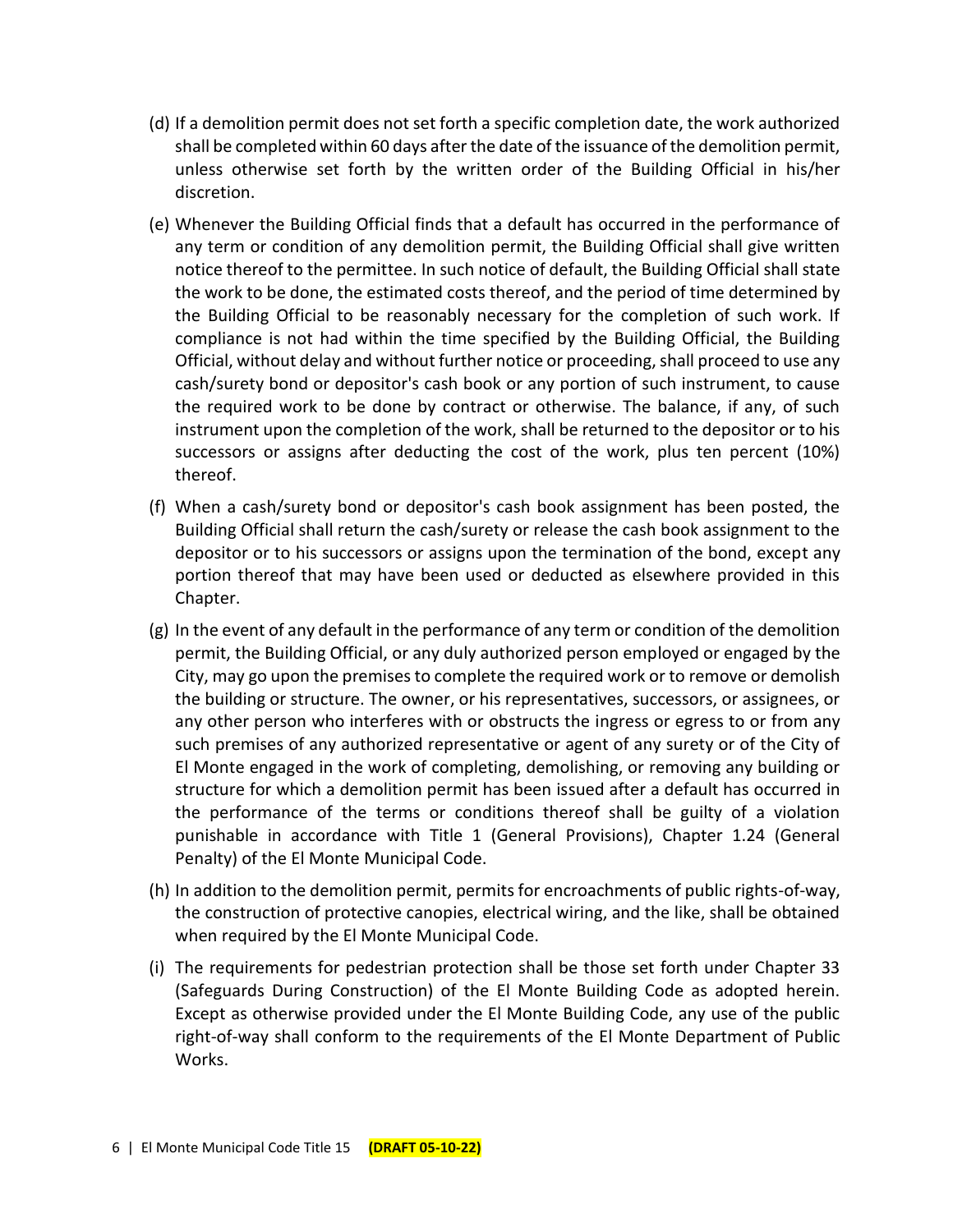(d) If a demolition permit does not set forth a specific completion date, the work authorized shall be completed within 60 days after the date of the issuance of the demolition permit, unless otherwise set forth by the written order of the Building Official in his/her discretion.

(e) Whenever the Building Official finds that a default has occurred in the performance of any term or condition of any demolition permit, the Building Official shall give written notice thereof to the permittee. In such notice of default, the Building Official shall state the work to be done, the estimated costs thereof, and the period of time determined by the Building Official to be reasonably necessary for the completion of such work. If compliance is not had within the time specified by the Building Official, the Building Official, without delay and without further notice or proceeding, shall proceed to use any cash/surety bond or depositor's cash book or any portion of such instrument, to cause the required work to be done by contract or otherwise. The balance, if any, of such instrument upon the completion of the work, shall be returned to the depositor or to his successors or assigns after deducting the cost of the work, plus ten percent (10%) thereof.

(f) When a cash/surety bond or depositor's cash book assignment has been posted, the Building Official shall return the cash/surety or release the cash book assignment to the depositor or to his successors or assigns upon the termination of the bond, except any portion thereof that may have been used or deducted as elsewhere provided in this Chapter.

(g) In the event of any default in the performance of any term or condition of the demolition permit, the Building Official, or any duly authorized person employed or engaged by the City, may go upon the premises to complete the required work or to remove or demolish the building or structure. The owner, or his representatives, successors, or assignees, or any other person who interferes with or obstructs the ingress or egress to or from any such premises of any authorized representative or agent of any surety or of the City of El Monte engaged in the work of completing, demolishing, or removing any building or structure for which a demolition permit has been issued after a default has occurred in the performance of the terms or conditions thereof shall be guilty of a violation punishable in accordance with Title 1 (General Provisions), Chapter 1.24 (General Penalty) of the El Monte Municipal Code.

(h) In addition to the demolition permit, permits for encroachments of public rights-of-way, the construction of protective canopies, electrical wiring, and the like, shall be obtained when required by the El Monte Municipal Code.

(i) The requirements for pedestrian protection shall be those set forth under Chapter 33 (Safeguards During Construction) of the El Monte Building Code as adopted herein. Except as otherwise provided under the El Monte Building Code, any use of the public right-of-way shall conform to the requirements of the El Monte Department of Public Works.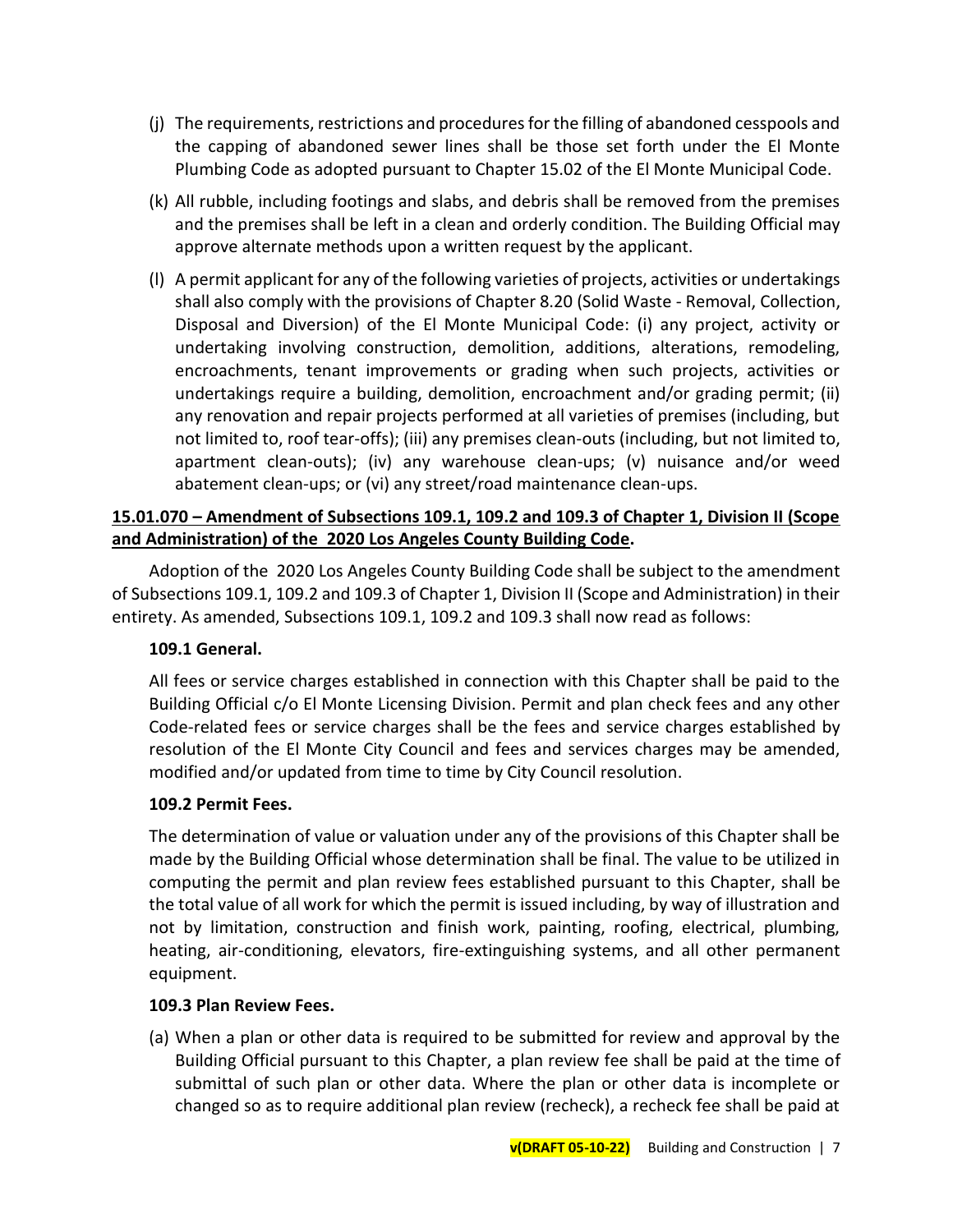(j) The requirements, restrictions and procedures for the filling of abandoned cesspools and the capping of abandoned sewer lines shall be those set forth under the El Monte Plumbing Code as adopted pursuant to Chapter 15.02 of the El Monte Municipal Code.

(k) All rubble, including footings and slabs, and debris shall be removed from the premises and the premises shall be left in a clean and orderly condition. The Building Official may approve alternate methods upon a written request by the applicant.

(l) A permit applicant for any of the following varieties of projects, activities or undertakings shall also comply with the provisions of Chapter 8.20 (Solid Waste - Removal, Collection, Disposal and Diversion) of the El Monte Municipal Code: (i) any project, activity or undertaking involving construction, demolition, additions, alterations, remodeling, encroachments, tenant improvements or grading when such projects, activities or undertakings require a building, demolition, encroachment and/or grading permit; (ii) any renovation and repair projects performed at all varieties of premises (including, but not limited to, roof tear-offs); (iii) any premises clean-outs (including, but not limited to, apartment clean-outs); (iv) any warehouse clean-ups; (v) nuisance and/or weed abatement clean-ups; or (vi) any street/road maintenance clean-ups.

**15.01.070 – Amendment of Subsections 109.1, 109.2 and 109.3 of Chapter 1, Division II (Scope and Administration) of the 2020 Los Angeles County Building Code.**

Adoption of the 2020 Los Angeles County Building Code shall be subject to the amendment of Subsections 109.1, 109.2 and 109.3 of Chapter 1, Division II (Scope and Administration) in their entirety. As amended, Subsections 109.1, 109.2 and 109.3 shall now read as follows:

**109.1 General.**

All fees or service charges established in connection with this Chapter shall be paid to the Building Official c/o El Monte Licensing Division. Permit and plan check fees and any other Code-related fees or service charges shall be the fees and service charges established by resolution of the El Monte City Council and fees and services charges may be amended, modified and/or updated from time to time by City Council resolution.

**109.2 Permit Fees.**

The determination of value or valuation under any of the provisions of this Chapter shall be made by the Building Official whose determination shall be final. The value to be utilized in computing the permit and plan review fees established pursuant to this Chapter, shall be the total value of all work for which the permit is issued including, by way of illustration and not by limitation, construction and finish work, painting, roofing, electrical, plumbing, heating, air-conditioning, elevators, fire-extinguishing systems, and all other permanent equipment.

**109.3 Plan Review Fees.**

(a) When a plan or other data is required to be submitted for review and approval by the Building Official pursuant to this Chapter, a plan review fee shall be paid at the time of submittal of such plan or other data. Where the plan or other data is incomplete or changed so as to require additional plan review (recheck), a recheck fee shall be paid at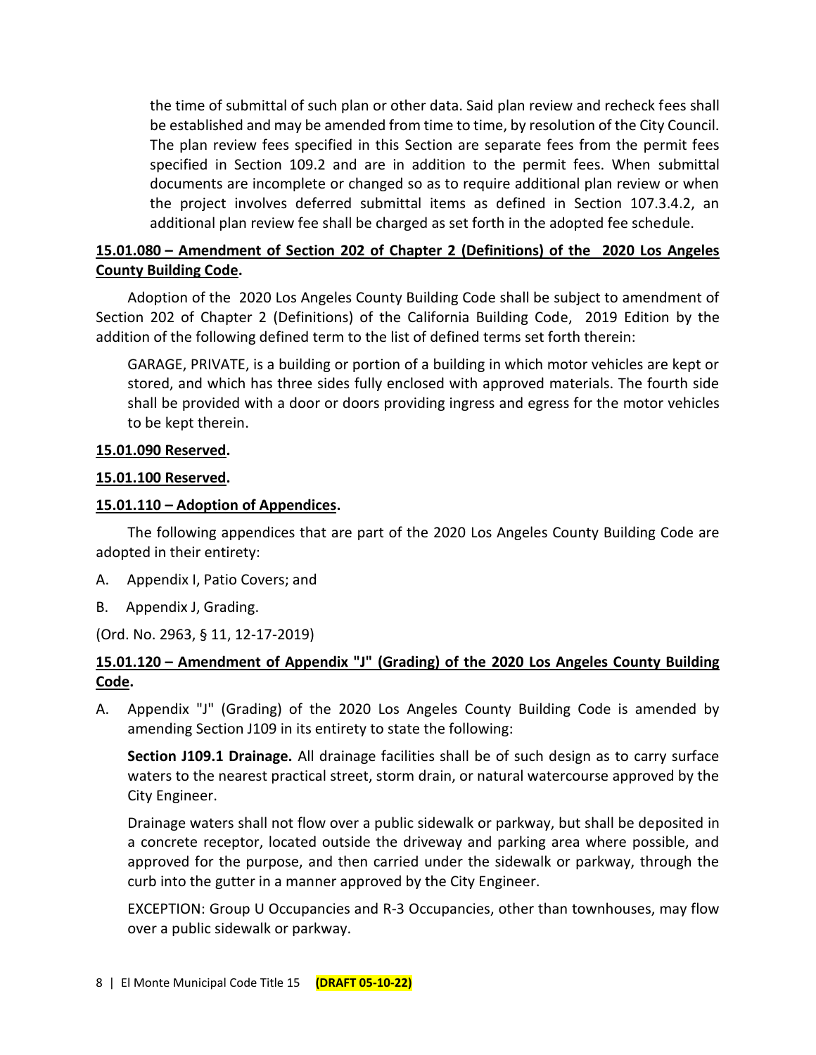the time of submittal of such plan or other data. Said plan review and recheck fees shall be established and may be amended from time to time, by resolution of the City Council. The plan review fees specified in this Section are separate fees from the permit fees specified in Section 109.2 and are in addition to the permit fees. When submittal documents are incomplete or changed so as to require additional plan review or when the project involves deferred submittal items as defined in Section 107.3.4.2, an additional plan review fee shall be charged as set forth in the adopted fee schedule.

**15.01.080 – Amendment of Section 202 of Chapter 2 (Definitions) of the 2020 Los Angeles County Building Code.**

Adoption of the 2020 Los Angeles County Building Code shall be subject to amendment of Section 202 of Chapter 2 (Definitions) of the California Building Code, 2019 Edition by the addition of the following defined term to the list of defined terms set forth therein:

GARAGE, PRIVATE, is a building or portion of a building in which motor vehicles are kept or stored, and which has three sides fully enclosed with approved materials. The fourth side shall be provided with a door or doors providing ingress and egress for the motor vehicles to be kept therein.

**15.01.090 Reserved.**

**15.01.100 Reserved.**

**15.01.110 – Adoption of Appendices.**

The following appendices that are part of the 2020 Los Angeles County Building Code are adopted in their entirety:

A. Appendix I, Patio Covers; and

B. Appendix J, Grading.

(Ord. No. 2963, § 11, 12-17-2019)

**15.01.120 – Amendment of Appendix "J" (Grading) of the 2020 Los Angeles County Building Code.**

A. Appendix "J" (Grading) of the 2020 Los Angeles County Building Code is amended by amending Section J109 in its entirety to state the following:

**Section J109.1 Drainage.** All drainage facilities shall be of such design as to carry surface waters to the nearest practical street, storm drain, or natural watercourse approved by the City Engineer.

Drainage waters shall not flow over a public sidewalk or parkway, but shall be deposited in a concrete receptor, located outside the driveway and parking area where possible, and approved for the purpose, and then carried under the sidewalk or parkway, through the curb into the gutter in a manner approved by the City Engineer.

EXCEPTION: Group U Occupancies and R-3 Occupancies, other than townhouses, may flow over a public sidewalk or parkway.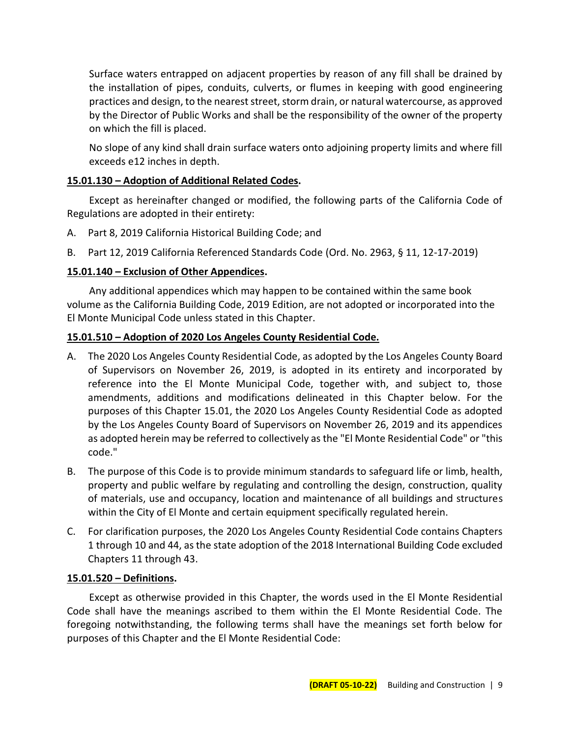Surface waters entrapped on adjacent properties by reason of any fill shall be drained by the installation of pipes, conduits, culverts, or flumes in keeping with good engineering practices and design, to the nearest street, storm drain, or natural watercourse, as approved by the Director of Public Works and shall be the responsibility of the owner of the property on which the fill is placed.

No slope of any kind shall drain surface waters onto adjoining property limits and where fill exceeds e12 inches in depth.

**15.01.130 – Adoption of Additional Related Codes.**

Except as hereinafter changed or modified, the following parts of the California Code of Regulations are adopted in their entirety:

A. Part 8, 2019 California Historical Building Code; and

B. Part 12, 2019 California Referenced Standards Code (Ord. No. 2963, § 11, 12-17-2019)

**15.01.140 – Exclusion of Other Appendices.**

Any additional appendices which may happen to be contained within the same book volume as the California Building Code, 2019 Edition, are not adopted or incorporated into the El Monte Municipal Code unless stated in this Chapter.

**15.01.510 – Adoption of 2020 Los Angeles County Residential Code.**

A. The 2020 Los Angeles County Residential Code, as adopted by the Los Angeles County Board of Supervisors on November 26, 2019, is adopted in its entirety and incorporated by reference into the El Monte Municipal Code, together with, and subject to, those amendments, additions and modifications delineated in this Chapter below. For the purposes of this Chapter 15.01, the 2020 Los Angeles County Residential Code as adopted by the Los Angeles County Board of Supervisors on November 26, 2019 and its appendices as adopted herein may be referred to collectively as the "El Monte Residential Code" or "this code."

B. The purpose of this Code is to provide minimum standards to safeguard life or limb, health, property and public welfare by regulating and controlling the design, construction, quality of materials, use and occupancy, location and maintenance of all buildings and structures within the City of El Monte and certain equipment specifically regulated herein.

C. For clarification purposes, the 2020 Los Angeles County Residential Code contains Chapters 1 through 10 and 44, as the state adoption of the 2018 International Building Code excluded Chapters 11 through 43.

**15.01.520 – Definitions.**

Except as otherwise provided in this Chapter, the words used in the El Monte Residential Code shall have the meanings ascribed to them within the El Monte Residential Code. The foregoing notwithstanding, the following terms shall have the meanings set forth below for purposes of this Chapter and the El Monte Residential Code: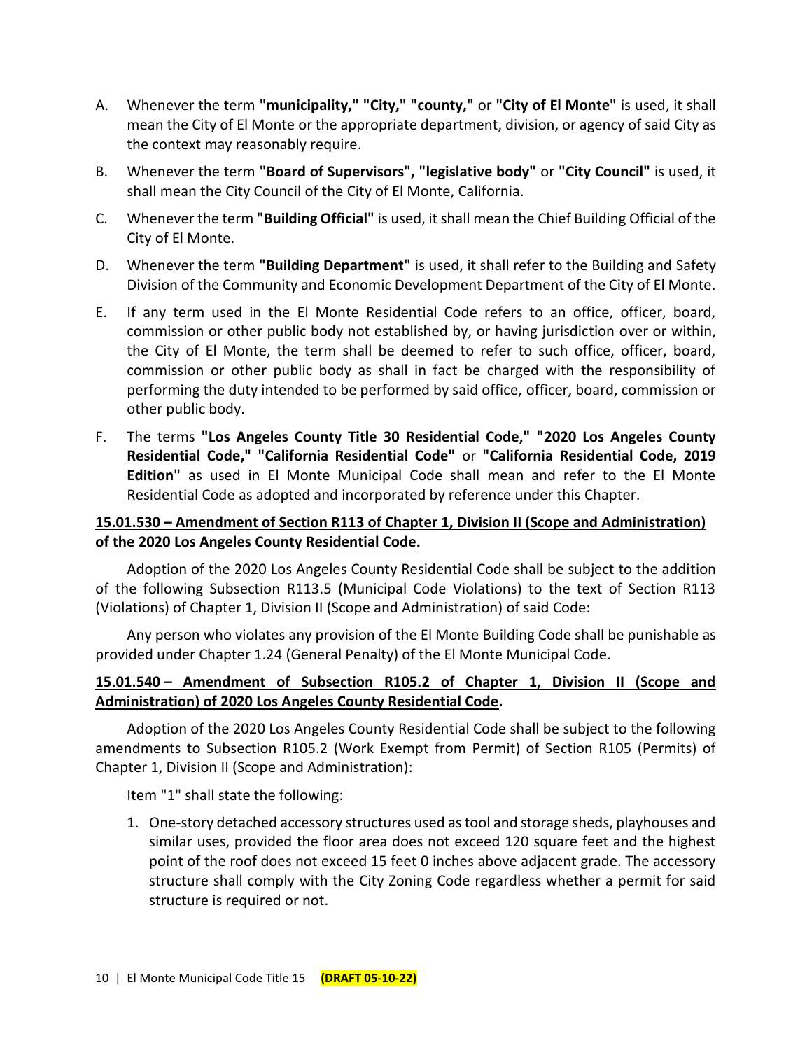A. Whenever the term **"municipality," "City," "county,"** or **"City of El Monte"** is used, it shall mean the City of El Monte or the appropriate department, division, or agency of said City as the context may reasonably require.

B. Whenever the term **"Board of Supervisors", "legislative body"** or **"City Council"** is used, it shall mean the City Council of the City of El Monte, California.

C. Whenever the term **"Building Official"** is used, it shall mean the Chief Building Official of the City of El Monte.

D. Whenever the term **"Building Department"** is used, it shall refer to the Building and Safety Division of the Community and Economic Development Department of the City of El Monte.

E. If any term used in the El Monte Residential Code refers to an office, officer, board, commission or other public body not established by, or having jurisdiction over or within, the City of El Monte, the term shall be deemed to refer to such office, officer, board, commission or other public body as shall in fact be charged with the responsibility of performing the duty intended to be performed by said office, officer, board, commission or other public body.

F. The terms **"Los Angeles County Title 30 Residential Code," "2020 Los Angeles County Residential Code," "California Residential Code"** or **"California Residential Code, 2019 Edition"** as used in El Monte Municipal Code shall mean and refer to the El Monte Residential Code as adopted and incorporated by reference under this Chapter.

**15.01.530 – Amendment of Section R113 of Chapter 1, Division II (Scope and Administration) of the 2020 Los Angeles County Residential Code.**

Adoption of the 2020 Los Angeles County Residential Code shall be subject to the addition of the following Subsection R113.5 (Municipal Code Violations) to the text of Section R113 (Violations) of Chapter 1, Division II (Scope and Administration) of said Code:

Any person who violates any provision of the El Monte Building Code shall be punishable as provided under Chapter 1.24 (General Penalty) of the El Monte Municipal Code.

**15.01.540 – Amendment of Subsection R105.2 of Chapter 1, Division II (Scope and Administration) of 2020 Los Angeles County Residential Code.**

Adoption of the 2020 Los Angeles County Residential Code shall be subject to the following amendments to Subsection R105.2 (Work Exempt from Permit) of Section R105 (Permits) of Chapter 1, Division II (Scope and Administration):

Item "1" shall state the following:

1. One-story detached accessory structures used as tool and storage sheds, playhouses and similar uses, provided the floor area does not exceed 120 square feet and the highest point of the roof does not exceed 15 feet 0 inches above adjacent grade. The accessory structure shall comply with the City Zoning Code regardless whether a permit for said structure is required or not.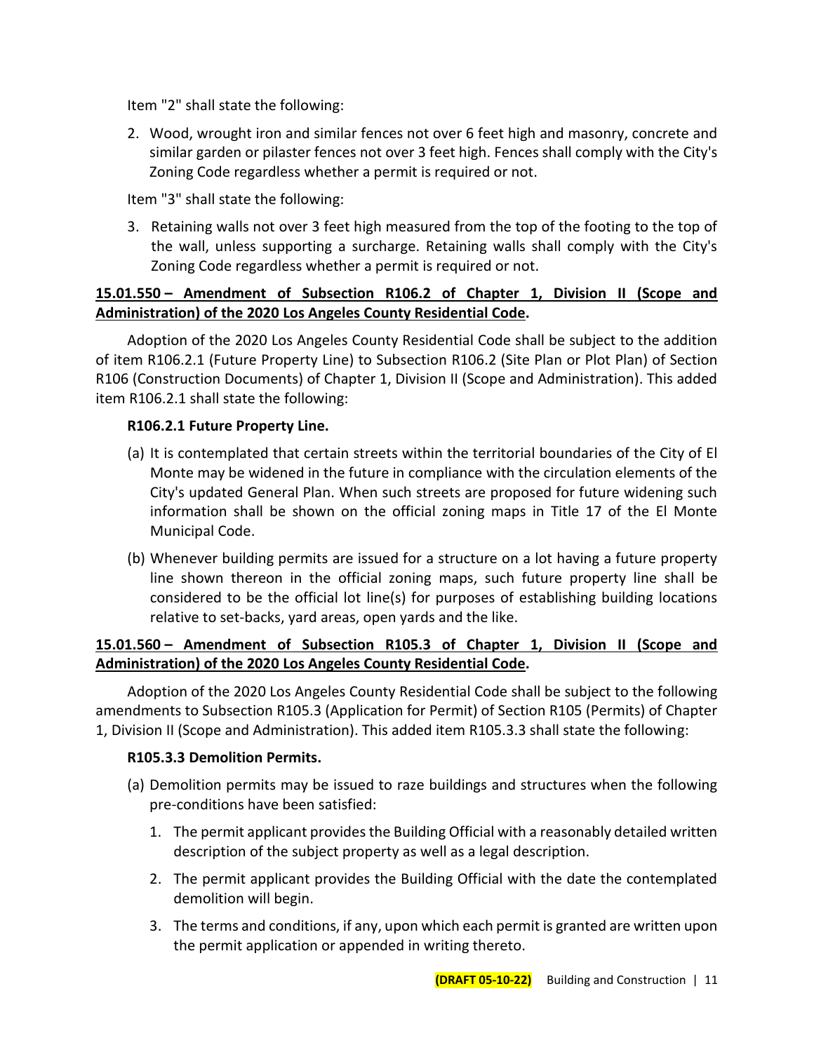Item "2" shall state the following:

2. Wood, wrought iron and similar fences not over 6 feet high and masonry, concrete and similar garden or pilaster fences not over 3 feet high. Fences shall comply with the City's Zoning Code regardless whether a permit is required or not.

Item "3" shall state the following:

3. Retaining walls not over 3 feet high measured from the top of the footing to the top of the wall, unless supporting a surcharge. Retaining walls shall comply with the City's Zoning Code regardless whether a permit is required or not.

**15.01.550 – Amendment of Subsection R106.2 of Chapter 1, Division II (Scope and Administration) of the 2020 Los Angeles County Residential Code.**

Adoption of the 2020 Los Angeles County Residential Code shall be subject to the addition of item R106.2.1 (Future Property Line) to Subsection R106.2 (Site Plan or Plot Plan) of Section R106 (Construction Documents) of Chapter 1, Division II (Scope and Administration). This added item R106.2.1 shall state the following:

**R106.2.1 Future Property Line.**

(a) It is contemplated that certain streets within the territorial boundaries of the City of El Monte may be widened in the future in compliance with the circulation elements of the City's updated General Plan. When such streets are proposed for future widening such information shall be shown on the official zoning maps in Title 17 of the El Monte Municipal Code.

(b) Whenever building permits are issued for a structure on a lot having a future property line shown thereon in the official zoning maps, such future property line shall be considered to be the official lot line(s) for purposes of establishing building locations relative to set-backs, yard areas, open yards and the like.

**15.01.560 – Amendment of Subsection R105.3 of Chapter 1, Division II (Scope and Administration) of the 2020 Los Angeles County Residential Code.**

Adoption of the 2020 Los Angeles County Residential Code shall be subject to the following amendments to Subsection R105.3 (Application for Permit) of Section R105 (Permits) of Chapter 1, Division II (Scope and Administration). This added item R105.3.3 shall state the following:

**R105.3.3 Demolition Permits.**

(a) Demolition permits may be issued to raze buildings and structures when the following pre-conditions have been satisfied:

   1. The permit applicant provides the Building Official with a reasonably detailed written description of the subject property as well as a legal description.

   2. The permit applicant provides the Building Official with the date the contemplated demolition will begin.

   3. The terms and conditions, if any, upon which each permit is granted are written upon the permit application or appended in writing thereto.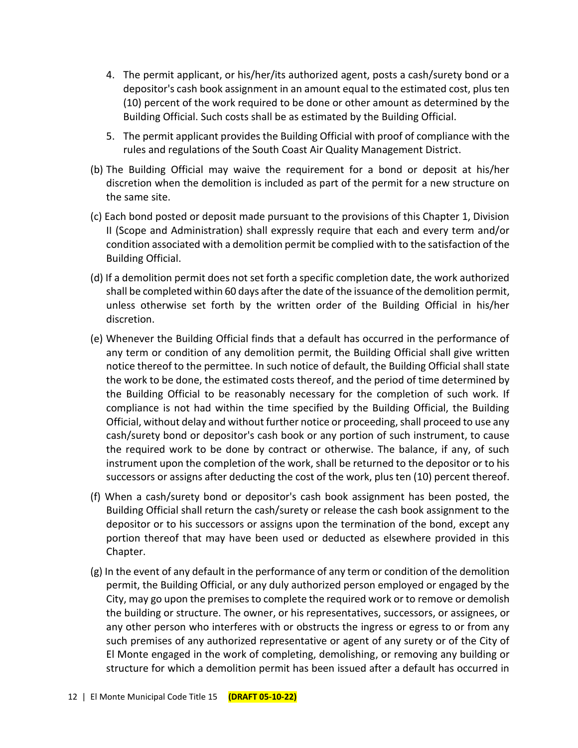4. The permit applicant, or his/her/its authorized agent, posts a cash/surety bond or a depositor's cash book assignment in an amount equal to the estimated cost, plus ten (10) percent of the work required to be done or other amount as determined by the Building Official. Such costs shall be as estimated by the Building Official.
5. The permit applicant provides the Building Official with proof of compliance with the rules and regulations of the South Coast Air Quality Management District.

(b) The Building Official may waive the requirement for a bond or deposit at his/her discretion when the demolition is included as part of the permit for a new structure on the same site.

(c) Each bond posted or deposit made pursuant to the provisions of this Chapter 1, Division II (Scope and Administration) shall expressly require that each and every term and/or condition associated with a demolition permit be complied with to the satisfaction of the Building Official.

(d) If a demolition permit does not set forth a specific completion date, the work authorized shall be completed within 60 days after the date of the issuance of the demolition permit, unless otherwise set forth by the written order of the Building Official in his/her discretion.

(e) Whenever the Building Official finds that a default has occurred in the performance of any term or condition of any demolition permit, the Building Official shall give written notice thereof to the permittee. In such notice of default, the Building Official shall state the work to be done, the estimated costs thereof, and the period of time determined by the Building Official to be reasonably necessary for the completion of such work. If compliance is not had within the time specified by the Building Official, the Building Official, without delay and without further notice or proceeding, shall proceed to use any cash/surety bond or depositor's cash book or any portion of such instrument, to cause the required work to be done by contract or otherwise. The balance, if any, of such instrument upon the completion of the work, shall be returned to the depositor or to his successors or assigns after deducting the cost of the work, plus ten (10) percent thereof.

(f) When a cash/surety bond or depositor's cash book assignment has been posted, the Building Official shall return the cash/surety or release the cash book assignment to the depositor or to his successors or assigns upon the termination of the bond, except any portion thereof that may have been used or deducted as elsewhere provided in this Chapter.

(g) In the event of any default in the performance of any term or condition of the demolition permit, the Building Official, or any duly authorized person employed or engaged by the City, may go upon the premises to complete the required work or to remove or demolish the building or structure. The owner, or his representatives, successors, or assignees, or any other person who interferes with or obstructs the ingress or egress to or from any such premises of any authorized representative or agent of any surety or of the City of El Monte engaged in the work of completing, demolishing, or removing any building or structure for which a demolition permit has been issued after a default has occurred in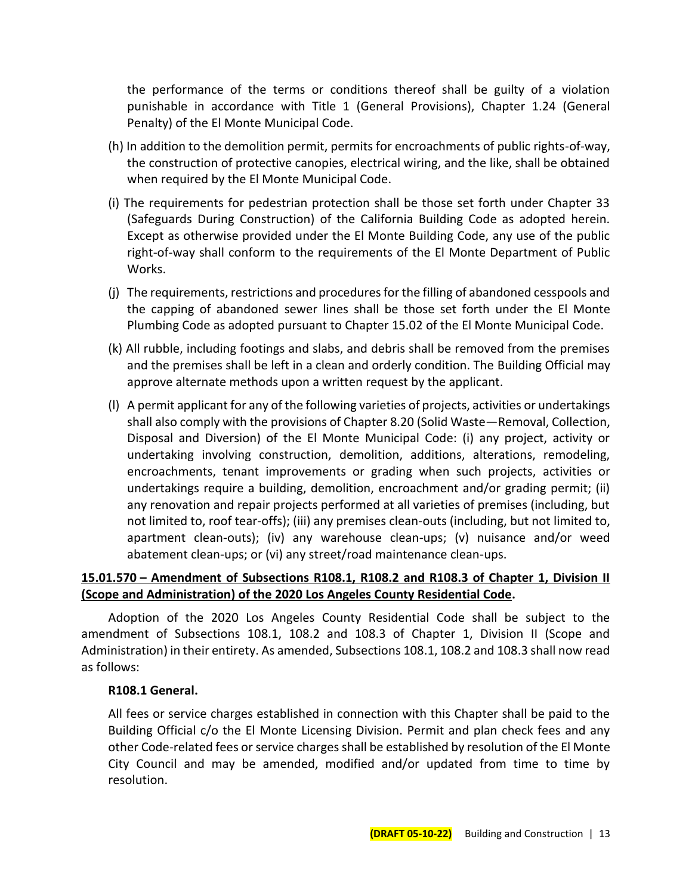the performance of the terms or conditions thereof shall be guilty of a violation punishable in accordance with Title 1 (General Provisions), Chapter 1.24 (General Penalty) of the El Monte Municipal Code.

(h) In addition to the demolition permit, permits for encroachments of public rights-of-way, the construction of protective canopies, electrical wiring, and the like, shall be obtained when required by the El Monte Municipal Code.

(i) The requirements for pedestrian protection shall be those set forth under Chapter 33 (Safeguards During Construction) of the California Building Code as adopted herein. Except as otherwise provided under the El Monte Building Code, any use of the public right-of-way shall conform to the requirements of the El Monte Department of Public Works.

(j) The requirements, restrictions and procedures for the filling of abandoned cesspools and the capping of abandoned sewer lines shall be those set forth under the El Monte Plumbing Code as adopted pursuant to Chapter 15.02 of the El Monte Municipal Code.

(k) All rubble, including footings and slabs, and debris shall be removed from the premises and the premises shall be left in a clean and orderly condition. The Building Official may approve alternate methods upon a written request by the applicant.

(l) A permit applicant for any of the following varieties of projects, activities or undertakings shall also comply with the provisions of Chapter 8.20 (Solid Waste—Removal, Collection, Disposal and Diversion) of the El Monte Municipal Code: (i) any project, activity or undertaking involving construction, demolition, additions, alterations, remodeling, encroachments, tenant improvements or grading when such projects, activities or undertakings require a building, demolition, encroachment and/or grading permit; (ii) any renovation and repair projects performed at all varieties of premises (including, but not limited to, roof tear-offs); (iii) any premises clean-outs (including, but not limited to, apartment clean-outs); (iv) any warehouse clean-ups; (v) nuisance and/or weed abatement clean-ups; or (vi) any street/road maintenance clean-ups.

## 15.01.570 – Amendment of Subsections R108.1, R108.2 and R108.3 of Chapter 1, Division II (Scope and Administration) of the 2020 Los Angeles County Residential Code.

Adoption of the 2020 Los Angeles County Residential Code shall be subject to the amendment of Subsections 108.1, 108.2 and 108.3 of Chapter 1, Division II (Scope and Administration) in their entirety. As amended, Subsections 108.1, 108.2 and 108.3 shall now read as follows:

**R108.1 General.**

All fees or service charges established in connection with this Chapter shall be paid to the Building Official c/o the El Monte Licensing Division. Permit and plan check fees and any other Code-related fees or service charges shall be established by resolution of the El Monte City Council and may be amended, modified and/or updated from time to time by resolution.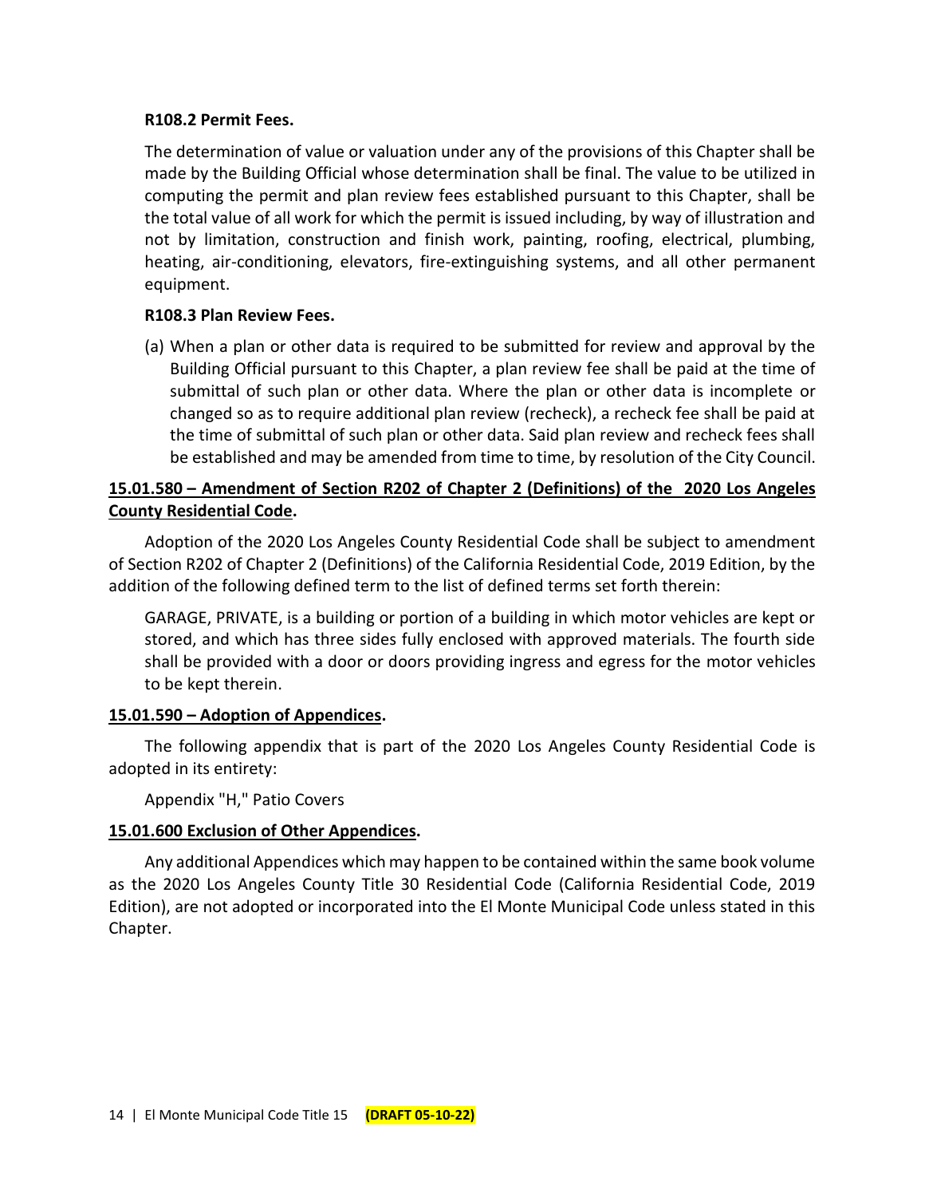**R108.2 Permit Fees.**

The determination of value or valuation under any of the provisions of this Chapter shall be made by the Building Official whose determination shall be final. The value to be utilized in computing the permit and plan review fees established pursuant to this Chapter, shall be the total value of all work for which the permit is issued including, by way of illustration and not by limitation, construction and finish work, painting, roofing, electrical, plumbing, heating, air-conditioning, elevators, fire-extinguishing systems, and all other permanent equipment.

**R108.3 Plan Review Fees.**

(a) When a plan or other data is required to be submitted for review and approval by the Building Official pursuant to this Chapter, a plan review fee shall be paid at the time of submittal of such plan or other data. Where the plan or other data is incomplete or changed so as to require additional plan review (recheck), a recheck fee shall be paid at the time of submittal of such plan or other data. Said plan review and recheck fees shall be established and may be amended from time to time, by resolution of the City Council.

**15.01.580 – Amendment of Section R202 of Chapter 2 (Definitions) of the 2020 Los Angeles County Residential Code.**

Adoption of the 2020 Los Angeles County Residential Code shall be subject to amendment of Section R202 of Chapter 2 (Definitions) of the California Residential Code, 2019 Edition, by the addition of the following defined term to the list of defined terms set forth therein:

GARAGE, PRIVATE, is a building or portion of a building in which motor vehicles are kept or stored, and which has three sides fully enclosed with approved materials. The fourth side shall be provided with a door or doors providing ingress and egress for the motor vehicles to be kept therein.

**15.01.590 – Adoption of Appendices.**

The following appendix that is part of the 2020 Los Angeles County Residential Code is adopted in its entirety:

Appendix "H," Patio Covers

**15.01.600 Exclusion of Other Appendices.**

Any additional Appendices which may happen to be contained within the same book volume as the 2020 Los Angeles County Title 30 Residential Code (California Residential Code, 2019 Edition), are not adopted or incorporated into the El Monte Municipal Code unless stated in this Chapter.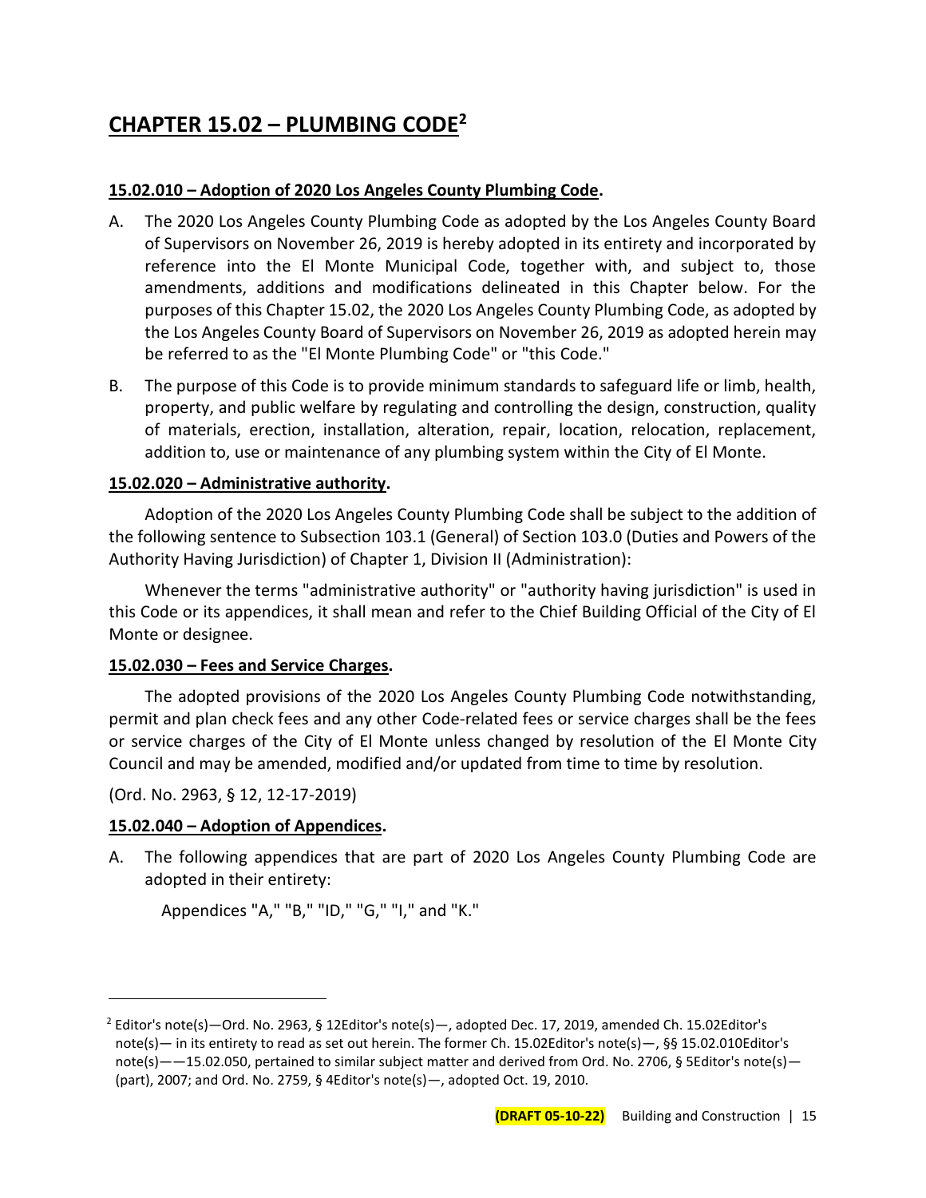# CHAPTER 15.02 – PLUMBING CODE[2]

**15.02.010 – Adoption of 2020 Los Angeles County Plumbing Code.**

A. The 2020 Los Angeles County Plumbing Code as adopted by the Los Angeles County Board of Supervisors on November 26, 2019 is hereby adopted in its entirety and incorporated by reference into the El Monte Municipal Code, together with, and subject to, those amendments, additions and modifications delineated in this Chapter below. For the purposes of this Chapter 15.02, the 2020 Los Angeles County Plumbing Code, as adopted by the Los Angeles County Board of Supervisors on November 26, 2019 as adopted herein may be referred to as the "El Monte Plumbing Code" or "this Code."

B. The purpose of this Code is to provide minimum standards to safeguard life or limb, health, property, and public welfare by regulating and controlling the design, construction, quality of materials, erection, installation, alteration, repair, location, relocation, replacement, addition to, use or maintenance of any plumbing system within the City of El Monte.

**15.02.020 – Administrative authority.**

Adoption of the 2020 Los Angeles County Plumbing Code shall be subject to the addition of the following sentence to Subsection 103.1 (General) of Section 103.0 (Duties and Powers of the Authority Having Jurisdiction) of Chapter 1, Division II (Administration):

Whenever the terms "administrative authority" or "authority having jurisdiction" is used in this Code or its appendices, it shall mean and refer to the Chief Building Official of the City of El Monte or designee.

**15.02.030 – Fees and Service Charges.**

The adopted provisions of the 2020 Los Angeles County Plumbing Code notwithstanding, permit and plan check fees and any other Code-related fees or service charges shall be the fees or service charges of the City of El Monte unless changed by resolution of the El Monte City Council and may be amended, modified and/or updated from time to time by resolution.

(Ord. No. 2963, § 12, 12-17-2019)

**15.02.040 – Adoption of Appendices.**

A. The following appendices that are part of 2020 Los Angeles County Plumbing Code are adopted in their entirety:

Appendices "A," "B," "ID," "G," "I," and "K."

---

[2] Editor's note(s)—Ord. No. 2963, § 12Editor's note(s)—, adopted Dec. 17, 2019, amended Ch. 15.02Editor's note(s)— in its entirety to read as set out herein. The former Ch. 15.02Editor's note(s)—, §§ 15.02.010Editor's note(s)——15.02.050, pertained to similar subject matter and derived from Ord. No. 2706, § 5Editor's note(s)—(part), 2007; and Ord. No. 2759, § 4Editor's note(s)—, adopted Oct. 19, 2010.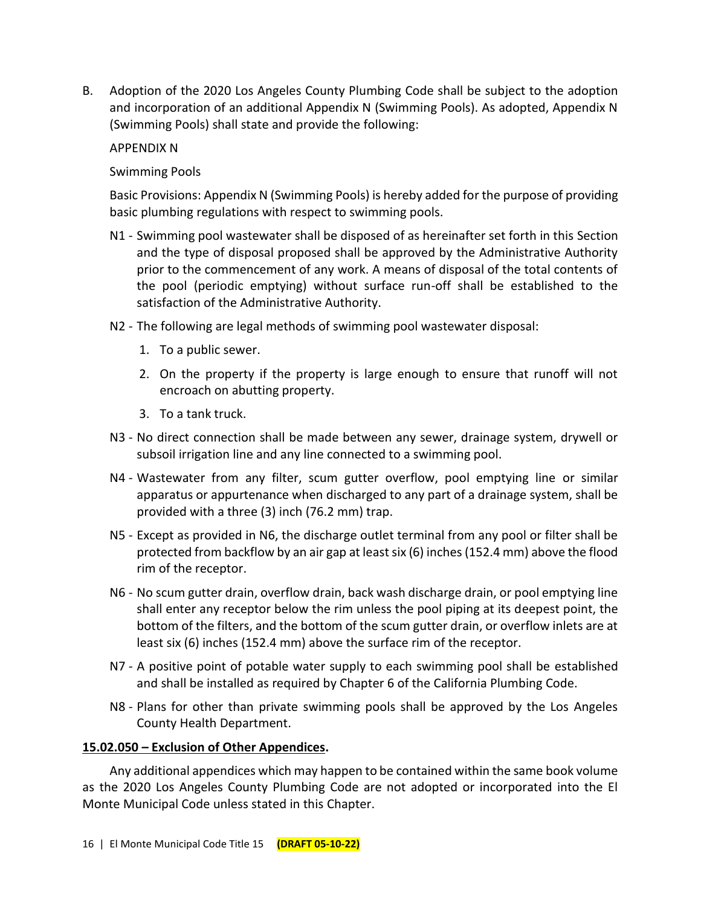B. Adoption of the 2020 Los Angeles County Plumbing Code shall be subject to the adoption and incorporation of an additional Appendix N (Swimming Pools). As adopted, Appendix N (Swimming Pools) shall state and provide the following:

APPENDIX N

Swimming Pools

Basic Provisions: Appendix N (Swimming Pools) is hereby added for the purpose of providing basic plumbing regulations with respect to swimming pools.

N1 - Swimming pool wastewater shall be disposed of as hereinafter set forth in this Section and the type of disposal proposed shall be approved by the Administrative Authority prior to the commencement of any work. A means of disposal of the total contents of the pool (periodic emptying) without surface run-off shall be established to the satisfaction of the Administrative Authority.

N2 - The following are legal methods of swimming pool wastewater disposal:

1. To a public sewer.
2. On the property if the property is large enough to ensure that runoff will not encroach on abutting property.
3. To a tank truck.

N3 - No direct connection shall be made between any sewer, drainage system, drywell or subsoil irrigation line and any line connected to a swimming pool.

N4 - Wastewater from any filter, scum gutter overflow, pool emptying line or similar apparatus or appurtenance when discharged to any part of a drainage system, shall be provided with a three (3) inch (76.2 mm) trap.

N5 - Except as provided in N6, the discharge outlet terminal from any pool or filter shall be protected from backflow by an air gap at least six (6) inches (152.4 mm) above the flood rim of the receptor.

N6 - No scum gutter drain, overflow drain, back wash discharge drain, or pool emptying line shall enter any receptor below the rim unless the pool piping at its deepest point, the bottom of the filters, and the bottom of the scum gutter drain, or overflow inlets are at least six (6) inches (152.4 mm) above the surface rim of the receptor.

N7 - A positive point of potable water supply to each swimming pool shall be established and shall be installed as required by Chapter 6 of the California Plumbing Code.

N8 - Plans for other than private swimming pools shall be approved by the Los Angeles County Health Department.

**15.02.050 – Exclusion of Other Appendices.**

Any additional appendices which may happen to be contained within the same book volume as the 2020 Los Angeles County Plumbing Code are not adopted or incorporated into the El Monte Municipal Code unless stated in this Chapter.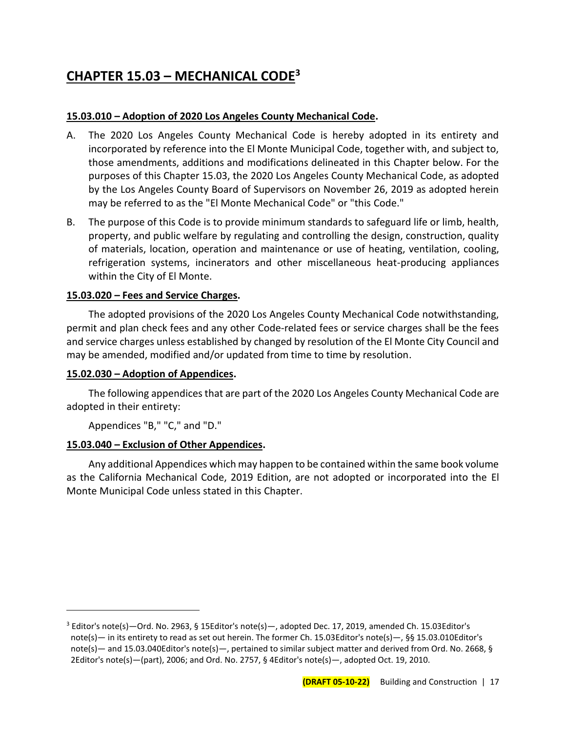# CHAPTER 15.03 – MECHANICAL CODE[3]

**15.03.010 – Adoption of 2020 Los Angeles County Mechanical Code.**

A. The 2020 Los Angeles County Mechanical Code is hereby adopted in its entirety and incorporated by reference into the El Monte Municipal Code, together with, and subject to, those amendments, additions and modifications delineated in this Chapter below. For the purposes of this Chapter 15.03, the 2020 Los Angeles County Mechanical Code, as adopted by the Los Angeles County Board of Supervisors on November 26, 2019 as adopted herein may be referred to as the "El Monte Mechanical Code" or "this Code."

B. The purpose of this Code is to provide minimum standards to safeguard life or limb, health, property, and public welfare by regulating and controlling the design, construction, quality of materials, location, operation and maintenance or use of heating, ventilation, cooling, refrigeration systems, incinerators and other miscellaneous heat-producing appliances within the City of El Monte.

**15.03.020 – Fees and Service Charges.**

The adopted provisions of the 2020 Los Angeles County Mechanical Code notwithstanding, permit and plan check fees and any other Code-related fees or service charges shall be the fees and service charges unless established by changed by resolution of the El Monte City Council and may be amended, modified and/or updated from time to time by resolution.

**15.02.030 – Adoption of Appendices.**

The following appendices that are part of the 2020 Los Angeles County Mechanical Code are adopted in their entirety:

Appendices "B," "C," and "D."

**15.03.040 – Exclusion of Other Appendices.**

Any additional Appendices which may happen to be contained within the same book volume as the California Mechanical Code, 2019 Edition, are not adopted or incorporated into the El Monte Municipal Code unless stated in this Chapter.

---

[3] Editor's note(s)—Ord. No. 2963, § 15Editor's note(s)—, adopted Dec. 17, 2019, amended Ch. 15.03Editor's note(s)— in its entirety to read as set out herein. The former Ch. 15.03Editor's note(s)—, §§ 15.03.010Editor's note(s)— and 15.03.040Editor's note(s)—, pertained to similar subject matter and derived from Ord. No. 2668, § 2Editor's note(s)—(part), 2006; and Ord. No. 2757, § 4Editor's note(s)—, adopted Oct. 19, 2010.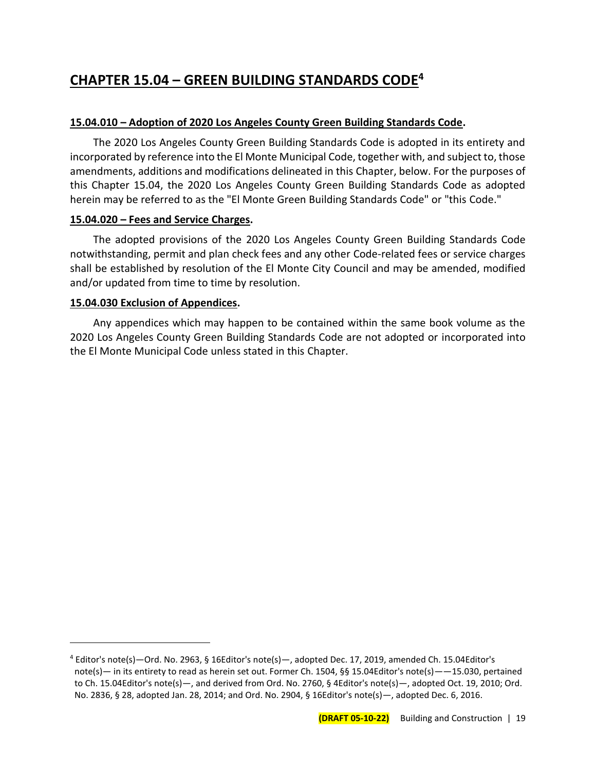## CHAPTER 15.04 – GREEN BUILDING STANDARDS CODE[4]

### 15.04.010 – Adoption of 2020 Los Angeles County Green Building Standards Code.

The 2020 Los Angeles County Green Building Standards Code is adopted in its entirety and incorporated by reference into the El Monte Municipal Code, together with, and subject to, those amendments, additions and modifications delineated in this Chapter, below. For the purposes of this Chapter 15.04, the 2020 Los Angeles County Green Building Standards Code as adopted herein may be referred to as the "El Monte Green Building Standards Code" or "this Code."

### 15.04.020 – Fees and Service Charges.

The adopted provisions of the 2020 Los Angeles County Green Building Standards Code notwithstanding, permit and plan check fees and any other Code-related fees or service charges shall be established by resolution of the El Monte City Council and may be amended, modified and/or updated from time to time by resolution.

### 15.04.030 Exclusion of Appendices.

Any appendices which may happen to be contained within the same book volume as the 2020 Los Angeles County Green Building Standards Code are not adopted or incorporated into the El Monte Municipal Code unless stated in this Chapter.

---

[4] Editor's note(s)—Ord. No. 2963, § 16Editor's note(s)—, adopted Dec. 17, 2019, amended Ch. 15.04Editor's note(s)— in its entirety to read as herein set out. Former Ch. 1504, §§ 15.04Editor's note(s)——15.030, pertained to Ch. 15.04Editor's note(s)—, and derived from Ord. No. 2760, § 4Editor's note(s)—, adopted Oct. 19, 2010; Ord. No. 2836, § 28, adopted Jan. 28, 2014; and Ord. No. 2904, § 16Editor's note(s)—, adopted Dec. 6, 2016.

**(DRAFT 05-10-22)**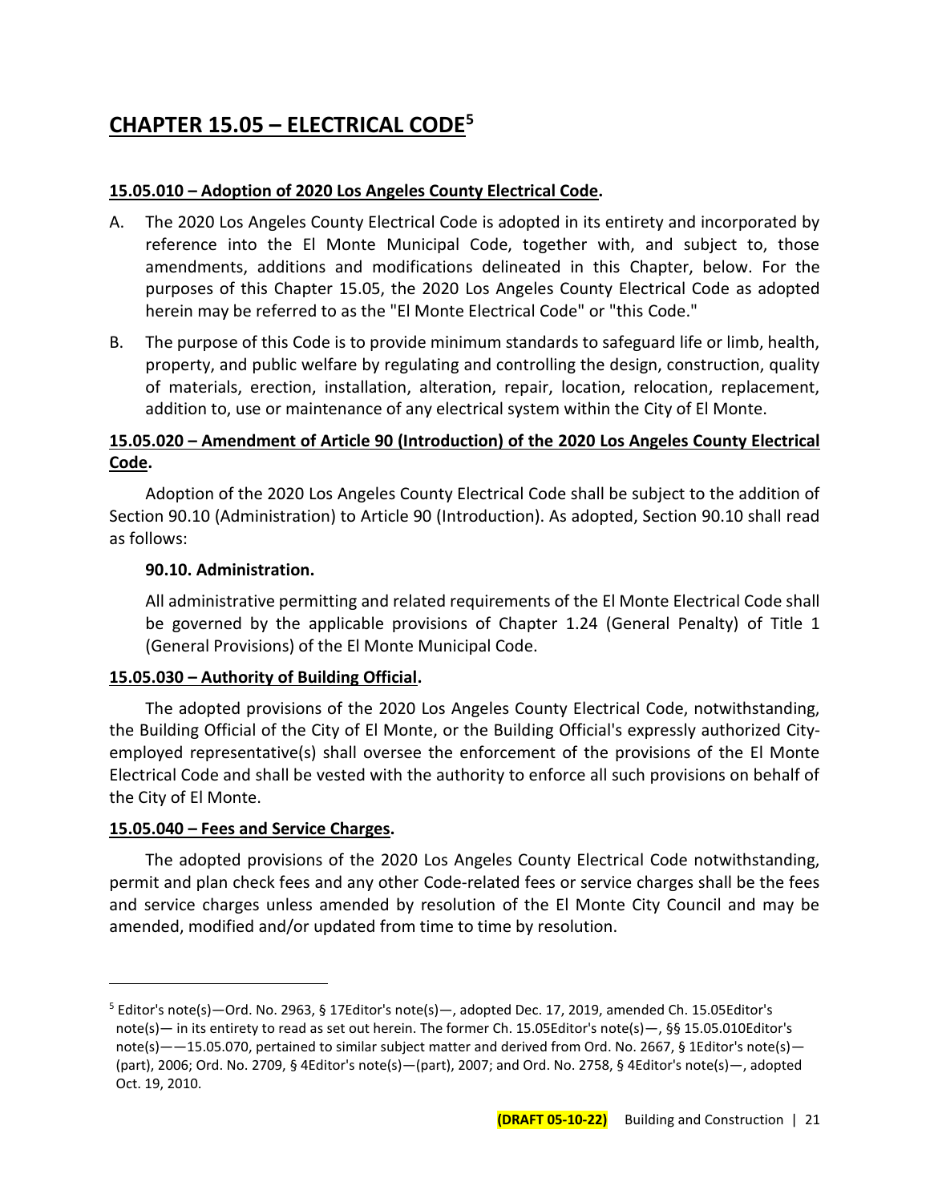# CHAPTER 15.05 – ELECTRICAL CODE[5]

**15.05.010 – Adoption of 2020 Los Angeles County Electrical Code.**

A. The 2020 Los Angeles County Electrical Code is adopted in its entirety and incorporated by reference into the El Monte Municipal Code, together with, and subject to, those amendments, additions and modifications delineated in this Chapter, below. For the purposes of this Chapter 15.05, the 2020 Los Angeles County Electrical Code as adopted herein may be referred to as the "El Monte Electrical Code" or "this Code."

B. The purpose of this Code is to provide minimum standards to safeguard life or limb, health, property, and public welfare by regulating and controlling the design, construction, quality of materials, erection, installation, alteration, repair, location, relocation, replacement, addition to, use or maintenance of any electrical system within the City of El Monte.

**15.05.020 – Amendment of Article 90 (Introduction) of the 2020 Los Angeles County Electrical Code.**

Adoption of the 2020 Los Angeles County Electrical Code shall be subject to the addition of Section 90.10 (Administration) to Article 90 (Introduction). As adopted, Section 90.10 shall read as follows:

**90.10. Administration.**

All administrative permitting and related requirements of the El Monte Electrical Code shall be governed by the applicable provisions of Chapter 1.24 (General Penalty) of Title 1 (General Provisions) of the El Monte Municipal Code.

**15.05.030 – Authority of Building Official.**

The adopted provisions of the 2020 Los Angeles County Electrical Code, notwithstanding, the Building Official of the City of El Monte, or the Building Official's expressly authorized City-employed representative(s) shall oversee the enforcement of the provisions of the El Monte Electrical Code and shall be vested with the authority to enforce all such provisions on behalf of the City of El Monte.

**15.05.040 – Fees and Service Charges.**

The adopted provisions of the 2020 Los Angeles County Electrical Code notwithstanding, permit and plan check fees and any other Code-related fees or service charges shall be the fees and service charges unless amended by resolution of the El Monte City Council and may be amended, modified and/or updated from time to time by resolution.

---

[5] Editor's note(s)—Ord. No. 2963, § 17Editor's note(s)—, adopted Dec. 17, 2019, amended Ch. 15.05Editor's note(s)— in its entirety to read as set out herein. The former Ch. 15.05Editor's note(s)—, §§ 15.05.010Editor's note(s)——15.05.070, pertained to similar subject matter and derived from Ord. No. 2667, § 1Editor's note(s)—(part), 2006; Ord. No. 2709, § 4Editor's note(s)—(part), 2007; and Ord. No. 2758, § 4Editor's note(s)—, adopted Oct. 19, 2010.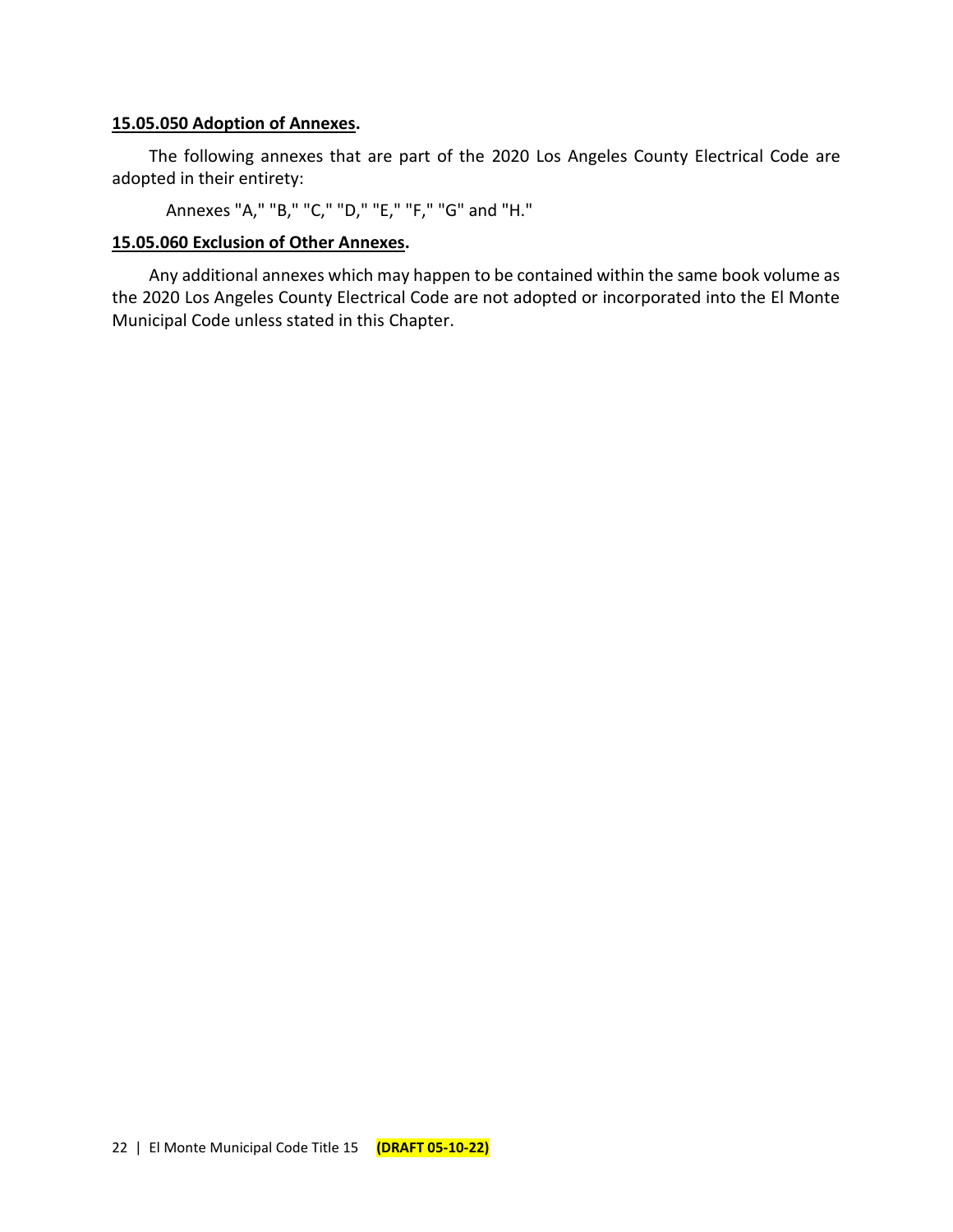**15.05.050 Adoption of Annexes.**

The following annexes that are part of the 2020 Los Angeles County Electrical Code are adopted in their entirety:

Annexes "A," "B," "C," "D," "E," "F," "G" and "H."

**15.05.060 Exclusion of Other Annexes.**

Any additional annexes which may happen to be contained within the same book volume as the 2020 Los Angeles County Electrical Code are not adopted or incorporated into the El Monte Municipal Code unless stated in this Chapter.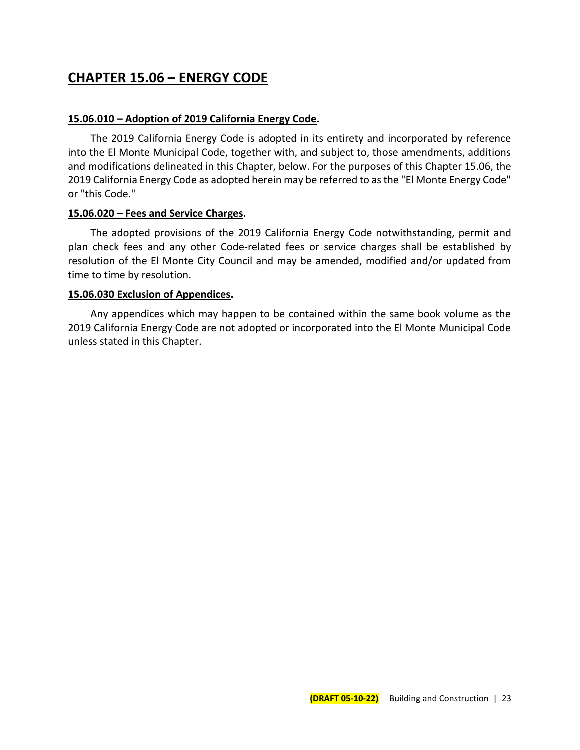# CHAPTER 15.06 – ENERGY CODE

**15.06.010 – Adoption of 2019 California Energy Code.**

The 2019 California Energy Code is adopted in its entirety and incorporated by reference into the El Monte Municipal Code, together with, and subject to, those amendments, additions and modifications delineated in this Chapter, below. For the purposes of this Chapter 15.06, the 2019 California Energy Code as adopted herein may be referred to as the "El Monte Energy Code" or "this Code."

**15.06.020 – Fees and Service Charges.**

The adopted provisions of the 2019 California Energy Code notwithstanding, permit and plan check fees and any other Code-related fees or service charges shall be established by resolution of the El Monte City Council and may be amended, modified and/or updated from time to time by resolution.

**15.06.030 Exclusion of Appendices.**

Any appendices which may happen to be contained within the same book volume as the 2019 California Energy Code are not adopted or incorporated into the El Monte Municipal Code unless stated in this Chapter.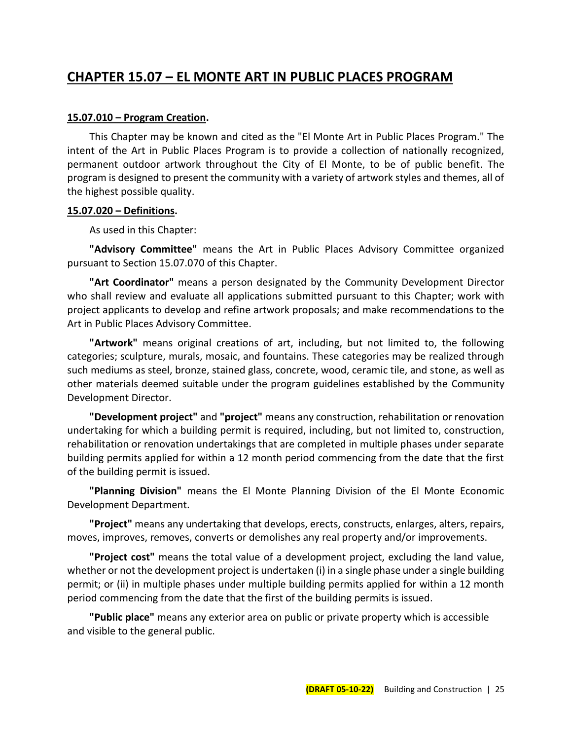# CHAPTER 15.07 – EL MONTE ART IN PUBLIC PLACES PROGRAM

## 15.07.010 – Program Creation.

This Chapter may be known and cited as the "El Monte Art in Public Places Program." The intent of the Art in Public Places Program is to provide a collection of nationally recognized, permanent outdoor artwork throughout the City of El Monte, to be of public benefit. The program is designed to present the community with a variety of artwork styles and themes, all of the highest possible quality.

## 15.07.020 – Definitions.

As used in this Chapter:

**"Advisory Committee"** means the Art in Public Places Advisory Committee organized pursuant to Section 15.07.070 of this Chapter.

**"Art Coordinator"** means a person designated by the Community Development Director who shall review and evaluate all applications submitted pursuant to this Chapter; work with project applicants to develop and refine artwork proposals; and make recommendations to the Art in Public Places Advisory Committee.

**"Artwork"** means original creations of art, including, but not limited to, the following categories; sculpture, murals, mosaic, and fountains. These categories may be realized through such mediums as steel, bronze, stained glass, concrete, wood, ceramic tile, and stone, as well as other materials deemed suitable under the program guidelines established by the Community Development Director.

**"Development project"** and **"project"** means any construction, rehabilitation or renovation undertaking for which a building permit is required, including, but not limited to, construction, rehabilitation or renovation undertakings that are completed in multiple phases under separate building permits applied for within a 12 month period commencing from the date that the first of the building permit is issued.

**"Planning Division"** means the El Monte Planning Division of the El Monte Economic Development Department.

**"Project"** means any undertaking that develops, erects, constructs, enlarges, alters, repairs, moves, improves, removes, converts or demolishes any real property and/or improvements.

**"Project cost"** means the total value of a development project, excluding the land value, whether or not the development project is undertaken (i) in a single phase under a single building permit; or (ii) in multiple phases under multiple building permits applied for within a 12 month period commencing from the date that the first of the building permits is issued.

**"Public place"** means any exterior area on public or private property which is accessible and visible to the general public.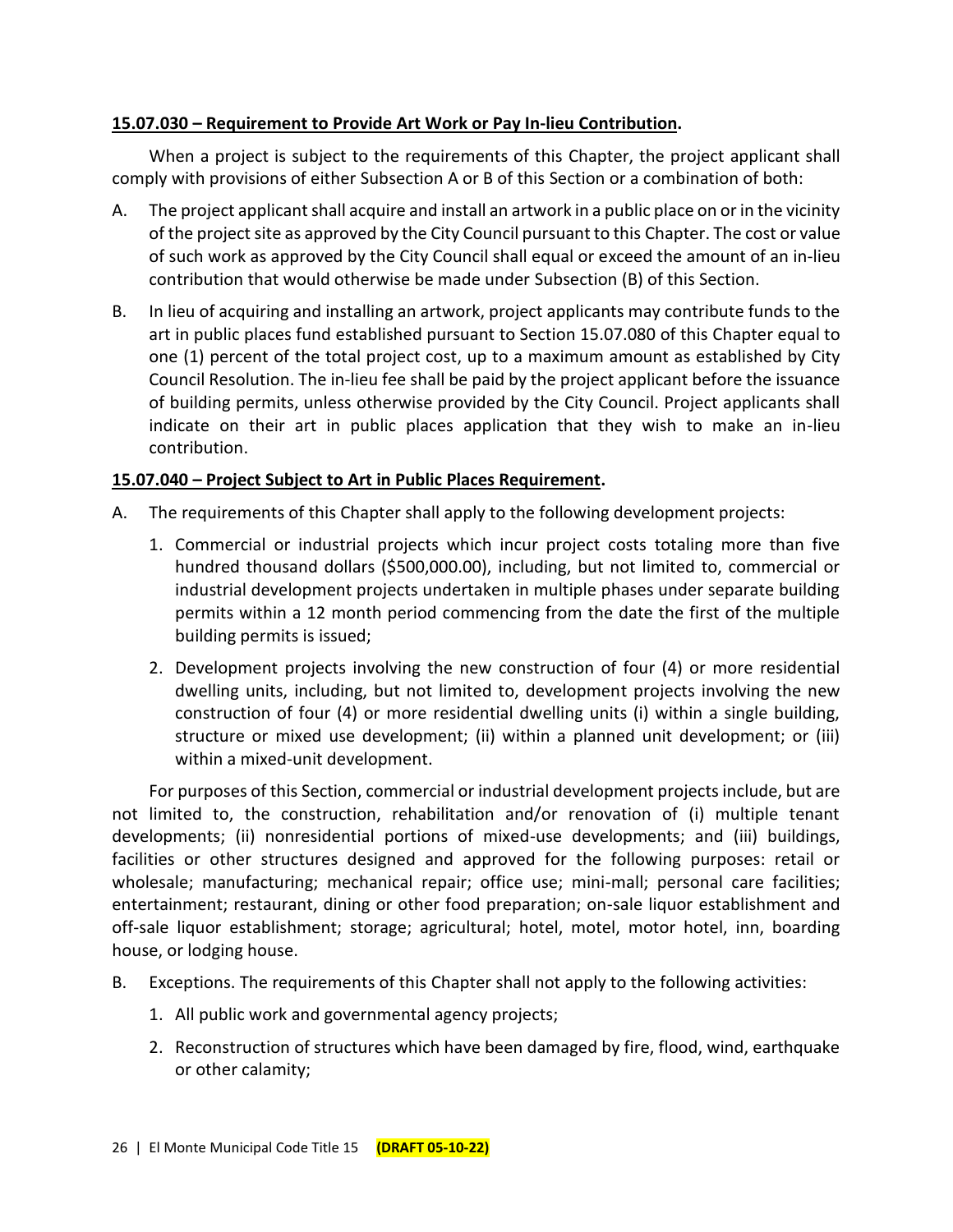**15.07.030 – Requirement to Provide Art Work or Pay In-lieu Contribution.**

When a project is subject to the requirements of this Chapter, the project applicant shall comply with provisions of either Subsection A or B of this Section or a combination of both:

A. The project applicant shall acquire and install an artwork in a public place on or in the vicinity of the project site as approved by the City Council pursuant to this Chapter. The cost or value of such work as approved by the City Council shall equal or exceed the amount of an in-lieu contribution that would otherwise be made under Subsection (B) of this Section.

B. In lieu of acquiring and installing an artwork, project applicants may contribute funds to the art in public places fund established pursuant to Section 15.07.080 of this Chapter equal to one (1) percent of the total project cost, up to a maximum amount as established by City Council Resolution. The in-lieu fee shall be paid by the project applicant before the issuance of building permits, unless otherwise provided by the City Council. Project applicants shall indicate on their art in public places application that they wish to make an in-lieu contribution.

**15.07.040 – Project Subject to Art in Public Places Requirement.**

A. The requirements of this Chapter shall apply to the following development projects:

   1. Commercial or industrial projects which incur project costs totaling more than five hundred thousand dollars ($500,000.00), including, but not limited to, commercial or industrial development projects undertaken in multiple phases under separate building permits within a 12 month period commencing from the date the first of the multiple building permits is issued;

   2. Development projects involving the new construction of four (4) or more residential dwelling units, including, but not limited to, development projects involving the new construction of four (4) or more residential dwelling units (i) within a single building, structure or mixed use development; (ii) within a planned unit development; or (iii) within a mixed-unit development.

   For purposes of this Section, commercial or industrial development projects include, but are not limited to, the construction, rehabilitation and/or renovation of (i) multiple tenant developments; (ii) nonresidential portions of mixed-use developments; and (iii) buildings, facilities or other structures designed and approved for the following purposes: retail or wholesale; manufacturing; mechanical repair; office use; mini-mall; personal care facilities; entertainment; restaurant, dining or other food preparation; on-sale liquor establishment and off-sale liquor establishment; storage; agricultural; hotel, motel, motor hotel, inn, boarding house, or lodging house.

B. Exceptions. The requirements of this Chapter shall not apply to the following activities:

   1. All public work and governmental agency projects;

   2. Reconstruction of structures which have been damaged by fire, flood, wind, earthquake or other calamity;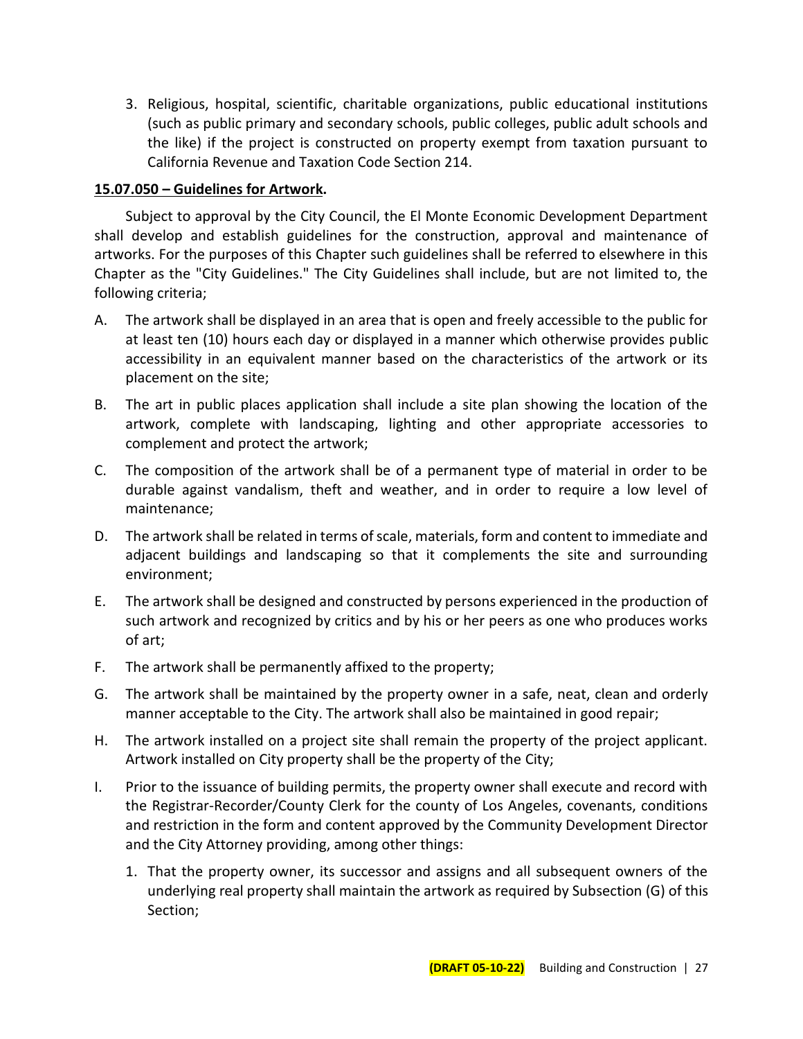3. Religious, hospital, scientific, charitable organizations, public educational institutions (such as public primary and secondary schools, public colleges, public adult schools and the like) if the project is constructed on property exempt from taxation pursuant to California Revenue and Taxation Code Section 214.

**15.07.050 – Guidelines for Artwork.**

Subject to approval by the City Council, the El Monte Economic Development Department shall develop and establish guidelines for the construction, approval and maintenance of artworks. For the purposes of this Chapter such guidelines shall be referred to elsewhere in this Chapter as the "City Guidelines." The City Guidelines shall include, but are not limited to, the following criteria;

A. The artwork shall be displayed in an area that is open and freely accessible to the public for at least ten (10) hours each day or displayed in a manner which otherwise provides public accessibility in an equivalent manner based on the characteristics of the artwork or its placement on the site;

B. The art in public places application shall include a site plan showing the location of the artwork, complete with landscaping, lighting and other appropriate accessories to complement and protect the artwork;

C. The composition of the artwork shall be of a permanent type of material in order to be durable against vandalism, theft and weather, and in order to require a low level of maintenance;

D. The artwork shall be related in terms of scale, materials, form and content to immediate and adjacent buildings and landscaping so that it complements the site and surrounding environment;

E. The artwork shall be designed and constructed by persons experienced in the production of such artwork and recognized by critics and by his or her peers as one who produces works of art;

F. The artwork shall be permanently affixed to the property;

G. The artwork shall be maintained by the property owner in a safe, neat, clean and orderly manner acceptable to the City. The artwork shall also be maintained in good repair;

H. The artwork installed on a project site shall remain the property of the project applicant. Artwork installed on City property shall be the property of the City;

I. Prior to the issuance of building permits, the property owner shall execute and record with the Registrar-Recorder/County Clerk for the county of Los Angeles, covenants, conditions and restriction in the form and content approved by the Community Development Director and the City Attorney providing, among other things:

   1. That the property owner, its successor and assigns and all subsequent owners of the underlying real property shall maintain the artwork as required by Subsection (G) of this Section;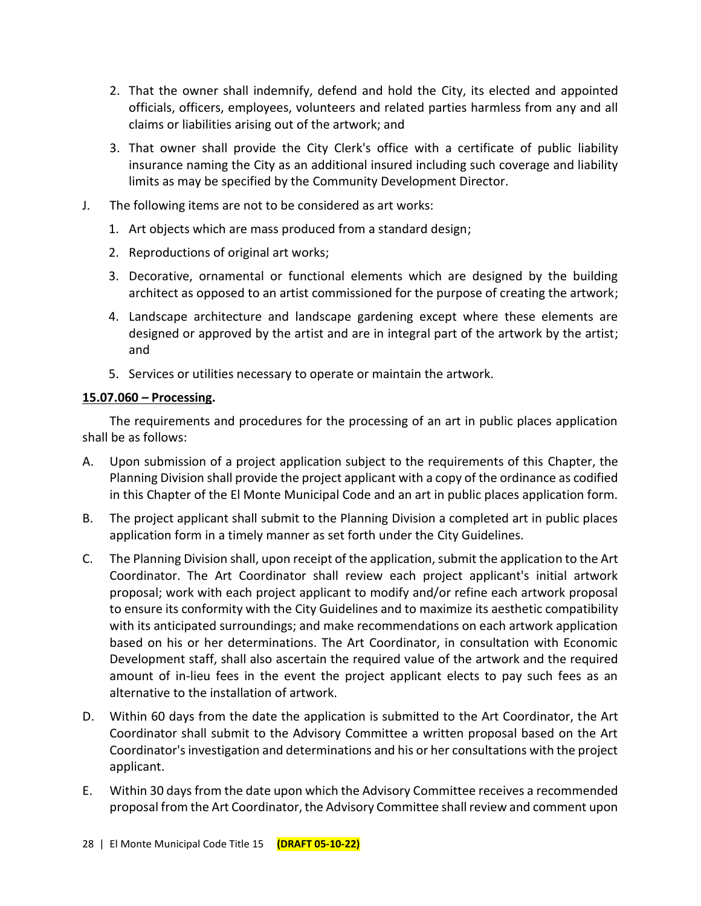2. That the owner shall indemnify, defend and hold the City, its elected and appointed officials, officers, employees, volunteers and related parties harmless from any and all claims or liabilities arising out of the artwork; and
3. That owner shall provide the City Clerk's office with a certificate of public liability insurance naming the City as an additional insured including such coverage and liability limits as may be specified by the Community Development Director.

J. The following items are not to be considered as art works:
   1. Art objects which are mass produced from a standard design;
   2. Reproductions of original art works;
   3. Decorative, ornamental or functional elements which are designed by the building architect as opposed to an artist commissioned for the purpose of creating the artwork;
   4. Landscape architecture and landscape gardening except where these elements are designed or approved by the artist and are in integral part of the artwork by the artist; and
   5. Services or utilities necessary to operate or maintain the artwork.

**15.07.060 – Processing.**

The requirements and procedures for the processing of an art in public places application shall be as follows:

A. Upon submission of a project application subject to the requirements of this Chapter, the Planning Division shall provide the project applicant with a copy of the ordinance as codified in this Chapter of the El Monte Municipal Code and an art in public places application form.

B. The project applicant shall submit to the Planning Division a completed art in public places application form in a timely manner as set forth under the City Guidelines.

C. The Planning Division shall, upon receipt of the application, submit the application to the Art Coordinator. The Art Coordinator shall review each project applicant's initial artwork proposal; work with each project applicant to modify and/or refine each artwork proposal to ensure its conformity with the City Guidelines and to maximize its aesthetic compatibility with its anticipated surroundings; and make recommendations on each artwork application based on his or her determinations. The Art Coordinator, in consultation with Economic Development staff, shall also ascertain the required value of the artwork and the required amount of in-lieu fees in the event the project applicant elects to pay such fees as an alternative to the installation of artwork.

D. Within 60 days from the date the application is submitted to the Art Coordinator, the Art Coordinator shall submit to the Advisory Committee a written proposal based on the Art Coordinator's investigation and determinations and his or her consultations with the project applicant.

E. Within 30 days from the date upon which the Advisory Committee receives a recommended proposal from the Art Coordinator, the Advisory Committee shall review and comment upon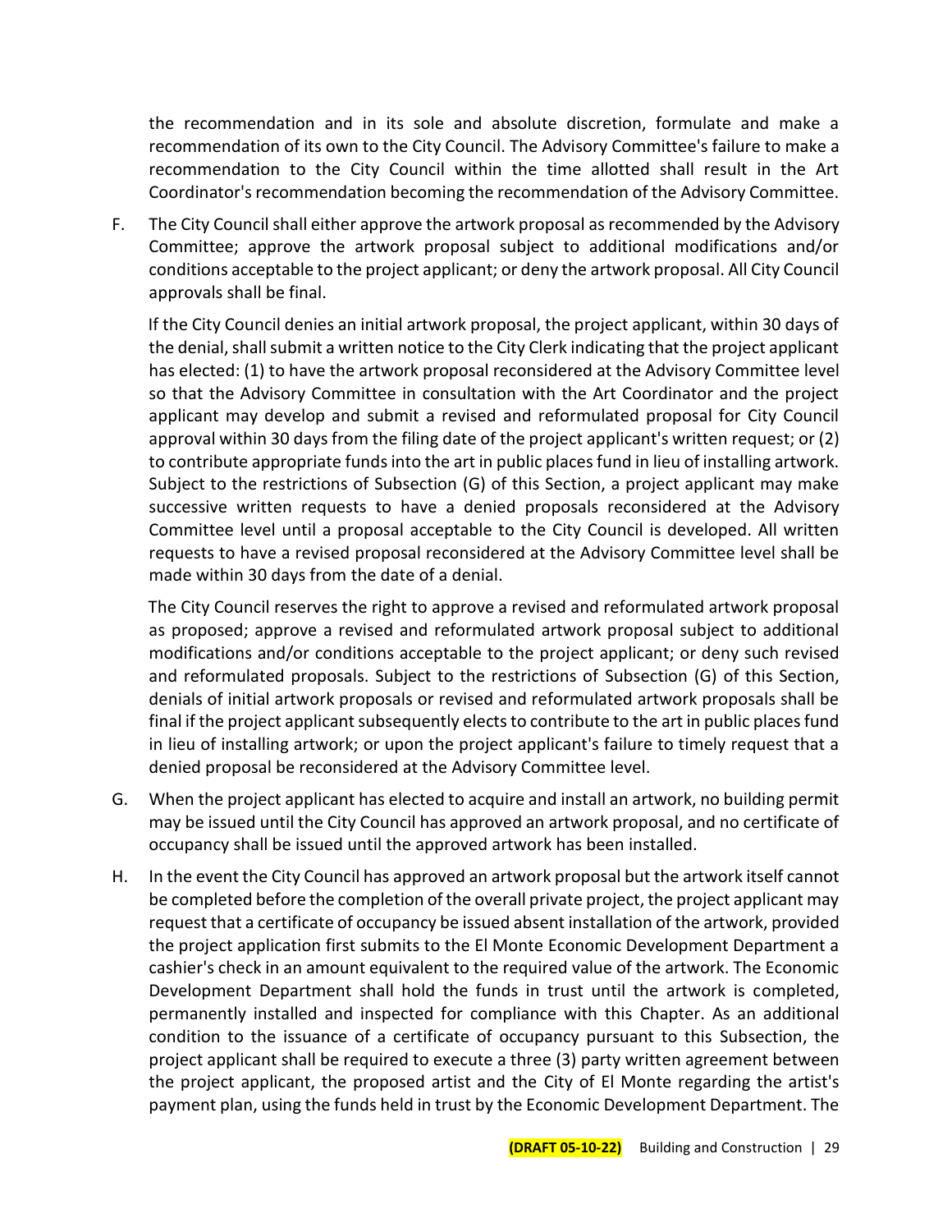the recommendation and in its sole and absolute discretion, formulate and make a recommendation of its own to the City Council. The Advisory Committee's failure to make a recommendation to the City Council within the time allotted shall result in the Art Coordinator's recommendation becoming the recommendation of the Advisory Committee.

F. The City Council shall either approve the artwork proposal as recommended by the Advisory Committee; approve the artwork proposal subject to additional modifications and/or conditions acceptable to the project applicant; or deny the artwork proposal. All City Council approvals shall be final.

   If the City Council denies an initial artwork proposal, the project applicant, within 30 days of the denial, shall submit a written notice to the City Clerk indicating that the project applicant has elected: (1) to have the artwork proposal reconsidered at the Advisory Committee level so that the Advisory Committee in consultation with the Art Coordinator and the project applicant may develop and submit a revised and reformulated proposal for City Council approval within 30 days from the filing date of the project applicant's written request; or (2) to contribute appropriate funds into the art in public places fund in lieu of installing artwork. Subject to the restrictions of Subsection (G) of this Section, a project applicant may make successive written requests to have a denied proposals reconsidered at the Advisory Committee level until a proposal acceptable to the City Council is developed. All written requests to have a revised proposal reconsidered at the Advisory Committee level shall be made within 30 days from the date of a denial.

   The City Council reserves the right to approve a revised and reformulated artwork proposal as proposed; approve a revised and reformulated artwork proposal subject to additional modifications and/or conditions acceptable to the project applicant; or deny such revised and reformulated proposals. Subject to the restrictions of Subsection (G) of this Section, denials of initial artwork proposals or revised and reformulated artwork proposals shall be final if the project applicant subsequently elects to contribute to the art in public places fund in lieu of installing artwork; or upon the project applicant's failure to timely request that a denied proposal be reconsidered at the Advisory Committee level.

G. When the project applicant has elected to acquire and install an artwork, no building permit may be issued until the City Council has approved an artwork proposal, and no certificate of occupancy shall be issued until the approved artwork has been installed.

H. In the event the City Council has approved an artwork proposal but the artwork itself cannot be completed before the completion of the overall private project, the project applicant may request that a certificate of occupancy be issued absent installation of the artwork, provided the project application first submits to the El Monte Economic Development Department a cashier's check in an amount equivalent to the required value of the artwork. The Economic Development Department shall hold the funds in trust until the artwork is completed, permanently installed and inspected for compliance with this Chapter. As an additional condition to the issuance of a certificate of occupancy pursuant to this Subsection, the project applicant shall be required to execute a three (3) party written agreement between the project applicant, the proposed artist and the City of El Monte regarding the artist's payment plan, using the funds held in trust by the Economic Development Department. The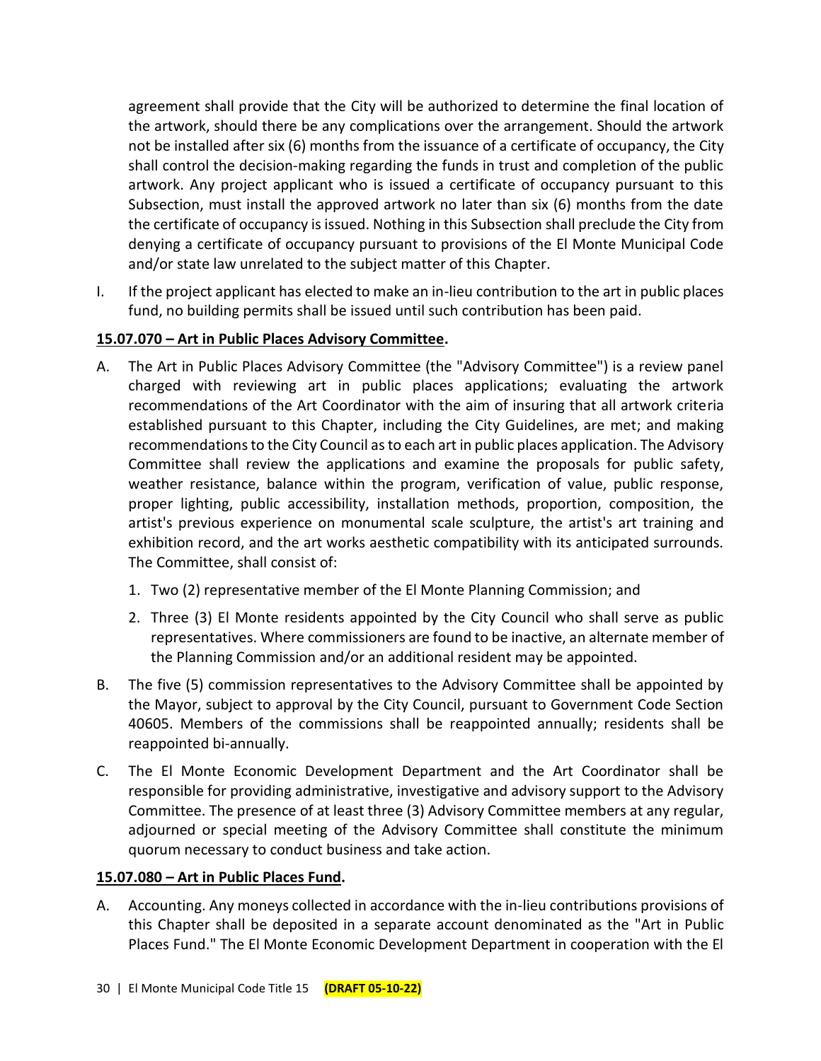agreement shall provide that the City will be authorized to determine the final location of the artwork, should there be any complications over the arrangement. Should the artwork not be installed after six (6) months from the issuance of a certificate of occupancy, the City shall control the decision-making regarding the funds in trust and completion of the public artwork. Any project applicant who is issued a certificate of occupancy pursuant to this Subsection, must install the approved artwork no later than six (6) months from the date the certificate of occupancy is issued. Nothing in this Subsection shall preclude the City from denying a certificate of occupancy pursuant to provisions of the El Monte Municipal Code and/or state law unrelated to the subject matter of this Chapter.

I. If the project applicant has elected to make an in-lieu contribution to the art in public places fund, no building permits shall be issued until such contribution has been paid.

**15.07.070 – Art in Public Places Advisory Committee.**

A. The Art in Public Places Advisory Committee (the "Advisory Committee") is a review panel charged with reviewing art in public places applications; evaluating the artwork recommendations of the Art Coordinator with the aim of insuring that all artwork criteria established pursuant to this Chapter, including the City Guidelines, are met; and making recommendations to the City Council as to each art in public places application. The Advisory Committee shall review the applications and examine the proposals for public safety, weather resistance, balance within the program, verification of value, public response, proper lighting, public accessibility, installation methods, proportion, composition, the artist's previous experience on monumental scale sculpture, the artist's art training and exhibition record, and the art works aesthetic compatibility with its anticipated surrounds. The Committee, shall consist of:

   1. Two (2) representative member of the El Monte Planning Commission; and

   2. Three (3) El Monte residents appointed by the City Council who shall serve as public representatives. Where commissioners are found to be inactive, an alternate member of the Planning Commission and/or an additional resident may be appointed.

B. The five (5) commission representatives to the Advisory Committee shall be appointed by the Mayor, subject to approval by the City Council, pursuant to Government Code Section 40605. Members of the commissions shall be reappointed annually; residents shall be reappointed bi-annually.

C. The El Monte Economic Development Department and the Art Coordinator shall be responsible for providing administrative, investigative and advisory support to the Advisory Committee. The presence of at least three (3) Advisory Committee members at any regular, adjourned or special meeting of the Advisory Committee shall constitute the minimum quorum necessary to conduct business and take action.

**15.07.080 – Art in Public Places Fund.**

A. Accounting. Any moneys collected in accordance with the in-lieu contributions provisions of this Chapter shall be deposited in a separate account denominated as the "Art in Public Places Fund." The El Monte Economic Development Department in cooperation with the El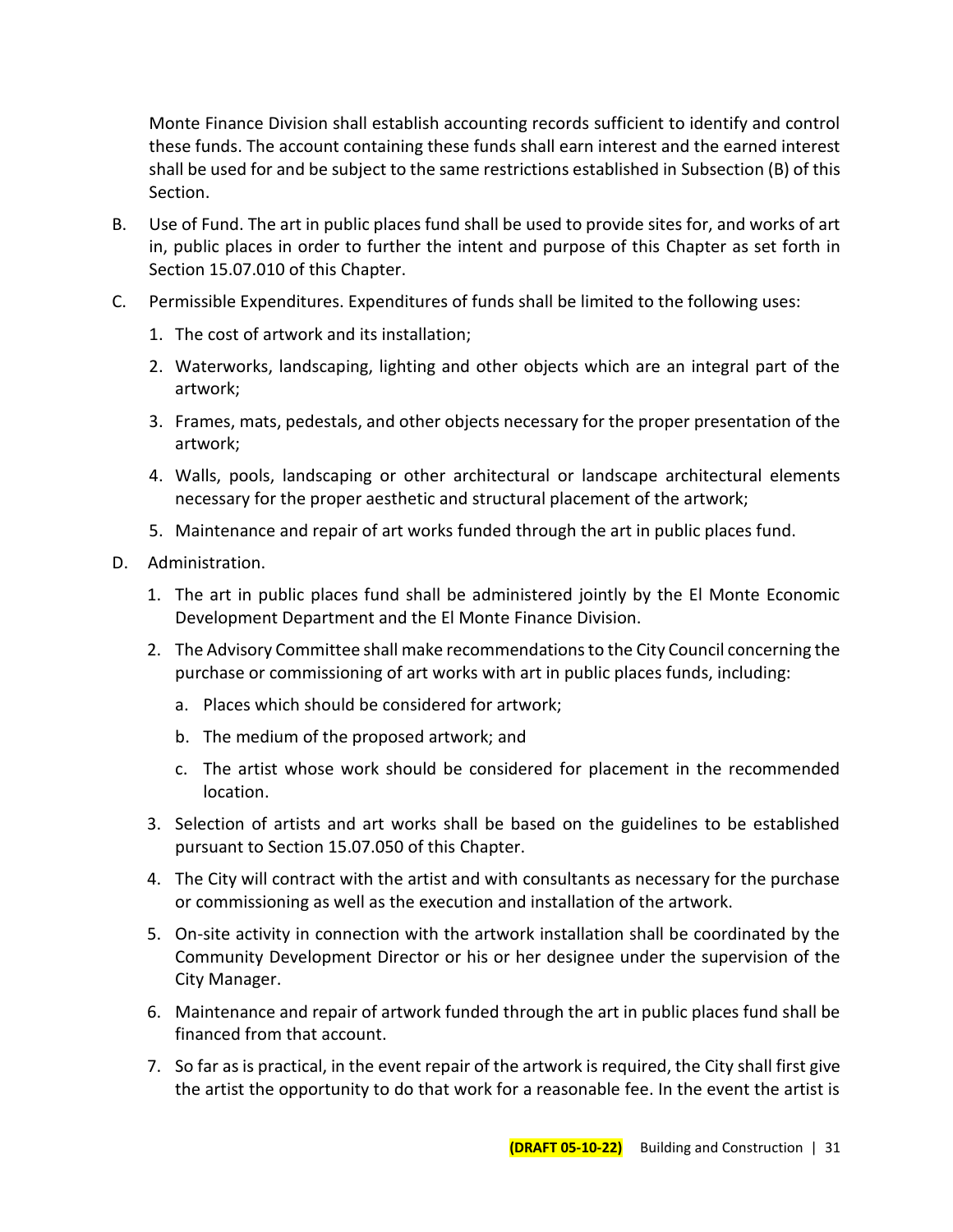Monte Finance Division shall establish accounting records sufficient to identify and control these funds. The account containing these funds shall earn interest and the earned interest shall be used for and be subject to the same restrictions established in Subsection (B) of this Section.

B. Use of Fund. The art in public places fund shall be used to provide sites for, and works of art in, public places in order to further the intent and purpose of this Chapter as set forth in Section 15.07.010 of this Chapter.

C. Permissible Expenditures. Expenditures of funds shall be limited to the following uses:

   1. The cost of artwork and its installation;

   2. Waterworks, landscaping, lighting and other objects which are an integral part of the artwork;

   3. Frames, mats, pedestals, and other objects necessary for the proper presentation of the artwork;

   4. Walls, pools, landscaping or other architectural or landscape architectural elements necessary for the proper aesthetic and structural placement of the artwork;

   5. Maintenance and repair of art works funded through the art in public places fund.

D. Administration.

   1. The art in public places fund shall be administered jointly by the El Monte Economic Development Department and the El Monte Finance Division.

   2. The Advisory Committee shall make recommendations to the City Council concerning the purchase or commissioning of art works with art in public places funds, including:

      a. Places which should be considered for artwork;

      b. The medium of the proposed artwork; and

      c. The artist whose work should be considered for placement in the recommended location.

   3. Selection of artists and art works shall be based on the guidelines to be established pursuant to Section 15.07.050 of this Chapter.

   4. The City will contract with the artist and with consultants as necessary for the purchase or commissioning as well as the execution and installation of the artwork.

   5. On-site activity in connection with the artwork installation shall be coordinated by the Community Development Director or his or her designee under the supervision of the City Manager.

   6. Maintenance and repair of artwork funded through the art in public places fund shall be financed from that account.

   7. So far as is practical, in the event repair of the artwork is required, the City shall first give the artist the opportunity to do that work for a reasonable fee. In the event the artist is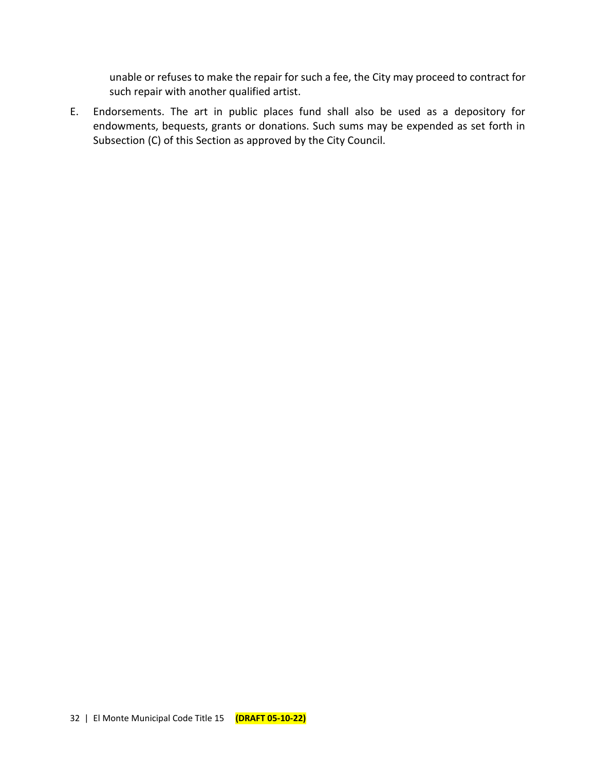unable or refuses to make the repair for such a fee, the City may proceed to contract for such repair with another qualified artist.

E. Endorsements. The art in public places fund shall also be used as a depository for endowments, bequests, grants or donations. Such sums may be expended as set forth in Subsection (C) of this Section as approved by the City Council.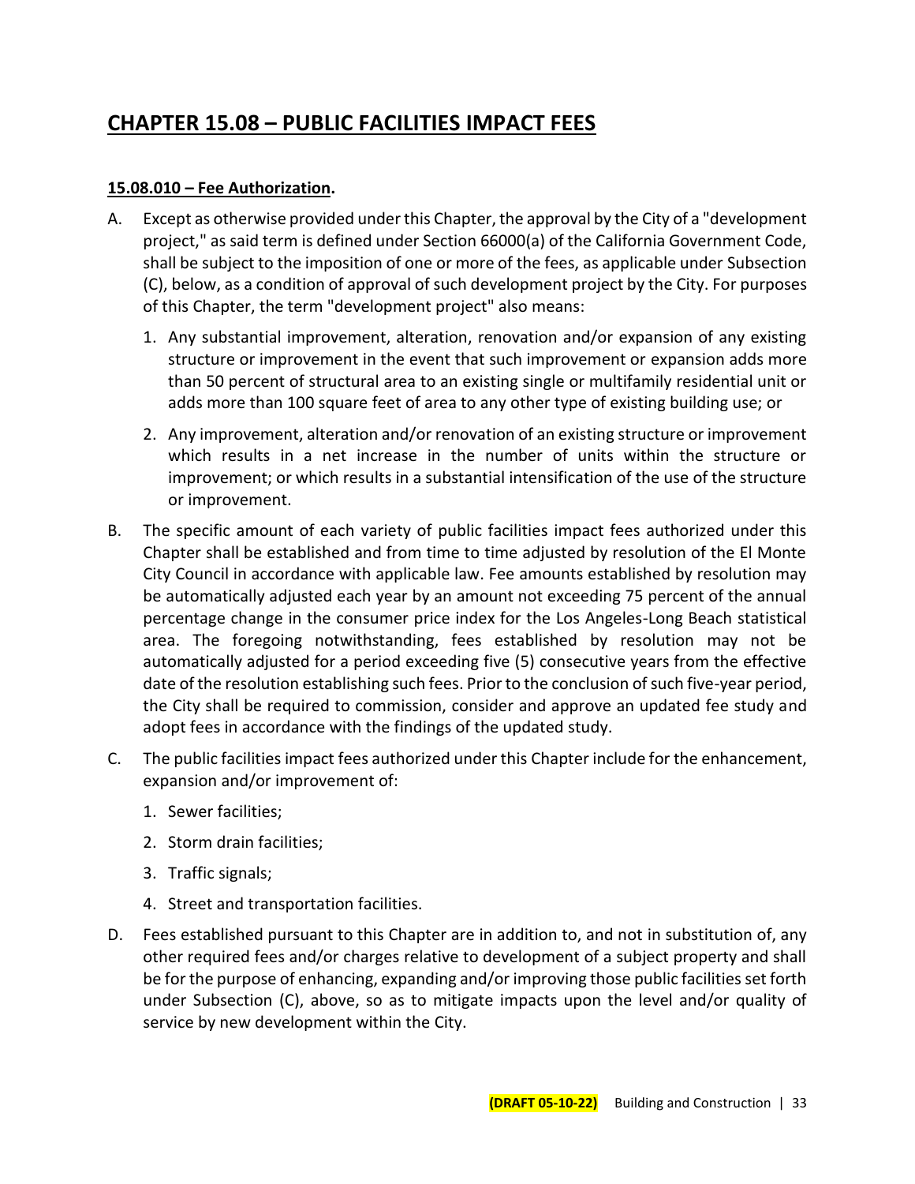# CHAPTER 15.08 – PUBLIC FACILITIES IMPACT FEES

## 15.08.010 – Fee Authorization.

A. Except as otherwise provided under this Chapter, the approval by the City of a "development project," as said term is defined under Section 66000(a) of the California Government Code, shall be subject to the imposition of one or more of the fees, as applicable under Subsection (C), below, as a condition of approval of such development project by the City. For purposes of this Chapter, the term "development project" also means:

   1. Any substantial improvement, alteration, renovation and/or expansion of any existing structure or improvement in the event that such improvement or expansion adds more than 50 percent of structural area to an existing single or multifamily residential unit or adds more than 100 square feet of area to any other type of existing building use; or

   2. Any improvement, alteration and/or renovation of an existing structure or improvement which results in a net increase in the number of units within the structure or improvement; or which results in a substantial intensification of the use of the structure or improvement.

B. The specific amount of each variety of public facilities impact fees authorized under this Chapter shall be established and from time to time adjusted by resolution of the El Monte City Council in accordance with applicable law. Fee amounts established by resolution may be automatically adjusted each year by an amount not exceeding 75 percent of the annual percentage change in the consumer price index for the Los Angeles-Long Beach statistical area. The foregoing notwithstanding, fees established by resolution may not be automatically adjusted for a period exceeding five (5) consecutive years from the effective date of the resolution establishing such fees. Prior to the conclusion of such five-year period, the City shall be required to commission, consider and approve an updated fee study and adopt fees in accordance with the findings of the updated study.

C. The public facilities impact fees authorized under this Chapter include for the enhancement, expansion and/or improvement of:

   1. Sewer facilities;

   2. Storm drain facilities;

   3. Traffic signals;

   4. Street and transportation facilities.

D. Fees established pursuant to this Chapter are in addition to, and not in substitution of, any other required fees and/or charges relative to development of a subject property and shall be for the purpose of enhancing, expanding and/or improving those public facilities set forth under Subsection (C), above, so as to mitigate impacts upon the level and/or quality of service by new development within the City.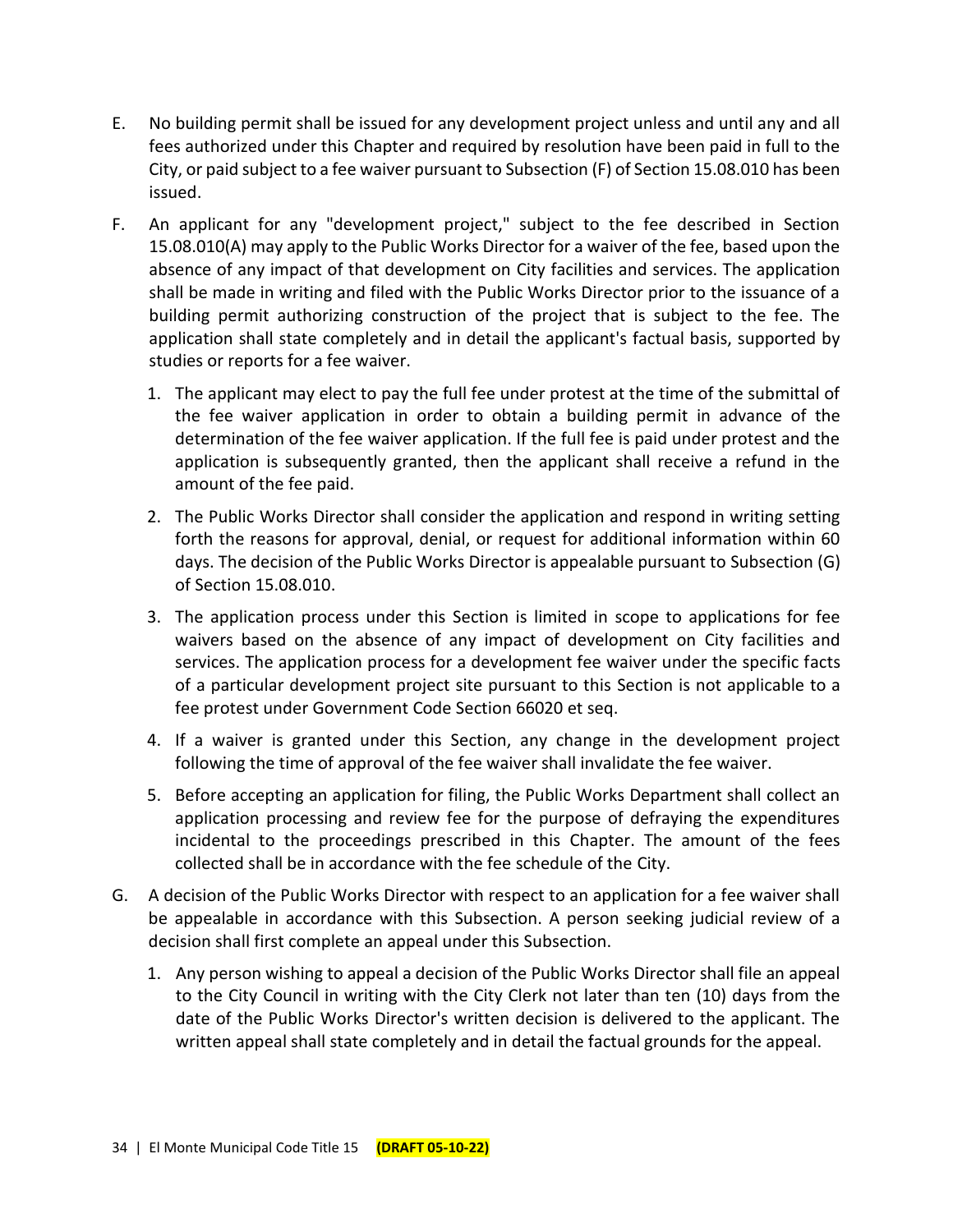E. No building permit shall be issued for any development project unless and until any and all fees authorized under this Chapter and required by resolution have been paid in full to the City, or paid subject to a fee waiver pursuant to Subsection (F) of Section 15.08.010 has been issued.

F. An applicant for any "development project," subject to the fee described in Section 15.08.010(A) may apply to the Public Works Director for a waiver of the fee, based upon the absence of any impact of that development on City facilities and services. The application shall be made in writing and filed with the Public Works Director prior to the issuance of a building permit authorizing construction of the project that is subject to the fee. The application shall state completely and in detail the applicant's factual basis, supported by studies or reports for a fee waiver.

   1. The applicant may elect to pay the full fee under protest at the time of the submittal of the fee waiver application in order to obtain a building permit in advance of the determination of the fee waiver application. If the full fee is paid under protest and the application is subsequently granted, then the applicant shall receive a refund in the amount of the fee paid.

   2. The Public Works Director shall consider the application and respond in writing setting forth the reasons for approval, denial, or request for additional information within 60 days. The decision of the Public Works Director is appealable pursuant to Subsection (G) of Section 15.08.010.

   3. The application process under this Section is limited in scope to applications for fee waivers based on the absence of any impact of development on City facilities and services. The application process for a development fee waiver under the specific facts of a particular development project site pursuant to this Section is not applicable to a fee protest under Government Code Section 66020 et seq.

   4. If a waiver is granted under this Section, any change in the development project following the time of approval of the fee waiver shall invalidate the fee waiver.

   5. Before accepting an application for filing, the Public Works Department shall collect an application processing and review fee for the purpose of defraying the expenditures incidental to the proceedings prescribed in this Chapter. The amount of the fees collected shall be in accordance with the fee schedule of the City.

G. A decision of the Public Works Director with respect to an application for a fee waiver shall be appealable in accordance with this Subsection. A person seeking judicial review of a decision shall first complete an appeal under this Subsection.

   1. Any person wishing to appeal a decision of the Public Works Director shall file an appeal to the City Council in writing with the City Clerk not later than ten (10) days from the date of the Public Works Director's written decision is delivered to the applicant. The written appeal shall state completely and in detail the factual grounds for the appeal.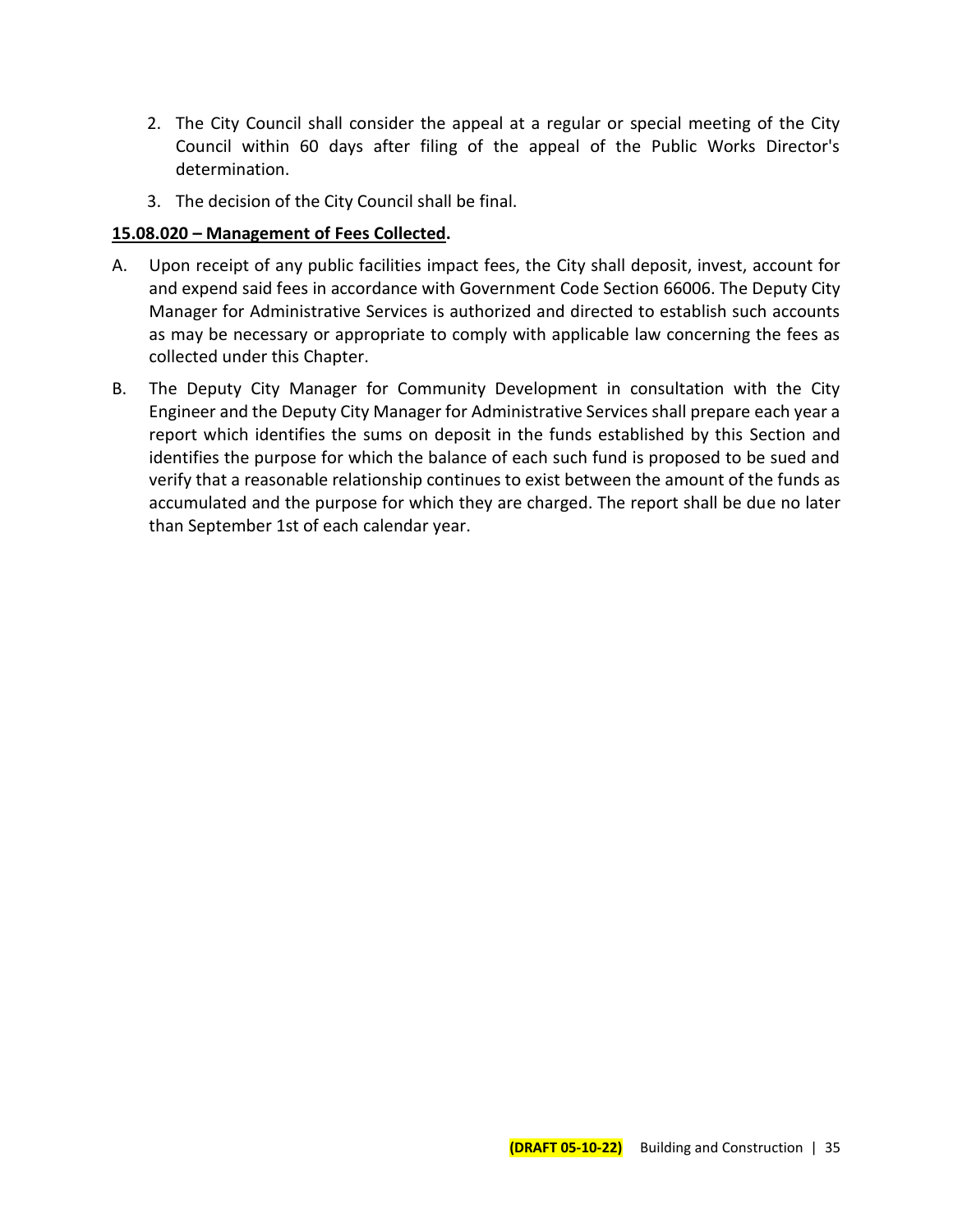2. The City Council shall consider the appeal at a regular or special meeting of the City Council within 60 days after filing of the appeal of the Public Works Director's determination.
3. The decision of the City Council shall be final.

**15.08.020 – Management of Fees Collected.**

A. Upon receipt of any public facilities impact fees, the City shall deposit, invest, account for and expend said fees in accordance with Government Code Section 66006. The Deputy City Manager for Administrative Services is authorized and directed to establish such accounts as may be necessary or appropriate to comply with applicable law concerning the fees as collected under this Chapter.

B. The Deputy City Manager for Community Development in consultation with the City Engineer and the Deputy City Manager for Administrative Services shall prepare each year a report which identifies the sums on deposit in the funds established by this Section and identifies the purpose for which the balance of each such fund is proposed to be sued and verify that a reasonable relationship continues to exist between the amount of the funds as accumulated and the purpose for which they are charged. The report shall be due no later than September 1st of each calendar year.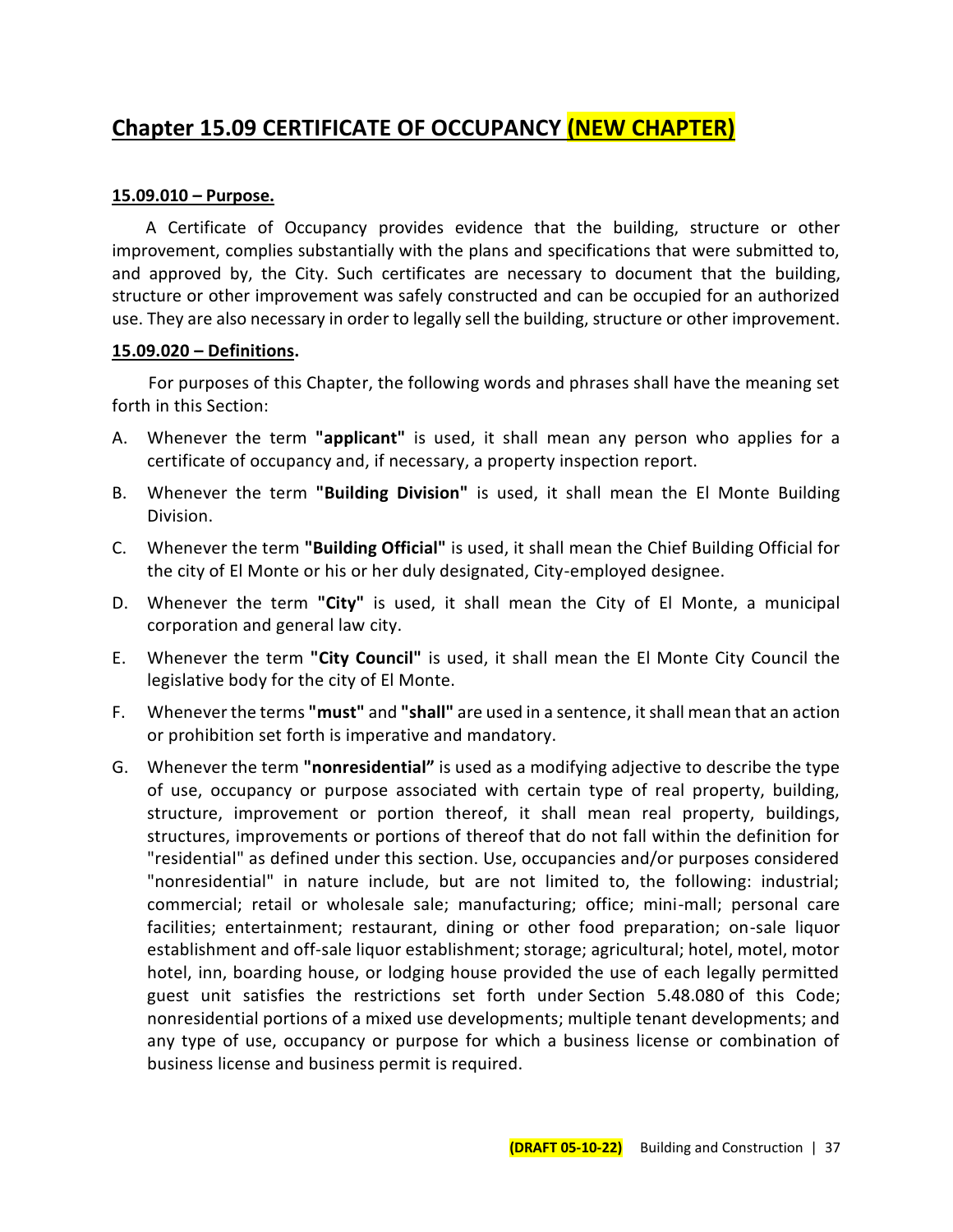# **Chapter 15.09 CERTIFICATE OF OCCUPANCY (NEW CHAPTER)**

**15.09.010 – Purpose.**

A Certificate of Occupancy provides evidence that the building, structure or other improvement, complies substantially with the plans and specifications that were submitted to, and approved by, the City. Such certificates are necessary to document that the building, structure or other improvement was safely constructed and can be occupied for an authorized use. They are also necessary in order to legally sell the building, structure or other improvement.

**15.09.020 – Definitions.**

For purposes of this Chapter, the following words and phrases shall have the meaning set forth in this Section:

A. Whenever the term **"applicant"** is used, it shall mean any person who applies for a certificate of occupancy and, if necessary, a property inspection report.

B. Whenever the term **"Building Division"** is used, it shall mean the El Monte Building Division.

C. Whenever the term **"Building Official"** is used, it shall mean the Chief Building Official for the city of El Monte or his or her duly designated, City-employed designee.

D. Whenever the term **"City"** is used, it shall mean the City of El Monte, a municipal corporation and general law city.

E. Whenever the term **"City Council"** is used, it shall mean the El Monte City Council the legislative body for the city of El Monte.

F. Whenever the terms **"must"** and **"shall"** are used in a sentence, it shall mean that an action or prohibition set forth is imperative and mandatory.

G. Whenever the term **"nonresidential"** is used as a modifying adjective to describe the type of use, occupancy or purpose associated with certain type of real property, building, structure, improvement or portion thereof, it shall mean real property, buildings, structures, improvements or portions of thereof that do not fall within the definition for "residential" as defined under this section. Use, occupancies and/or purposes considered "nonresidential" in nature include, but are not limited to, the following: industrial; commercial; retail or wholesale sale; manufacturing; office; mini-mall; personal care facilities; entertainment; restaurant, dining or other food preparation; on-sale liquor establishment and off-sale liquor establishment; storage; agricultural; hotel, motel, motor hotel, inn, boarding house, or lodging house provided the use of each legally permitted guest unit satisfies the restrictions set forth under Section 5.48.080 of this Code; nonresidential portions of a mixed use developments; multiple tenant developments; and any type of use, occupancy or purpose for which a business license or combination of business license and business permit is required.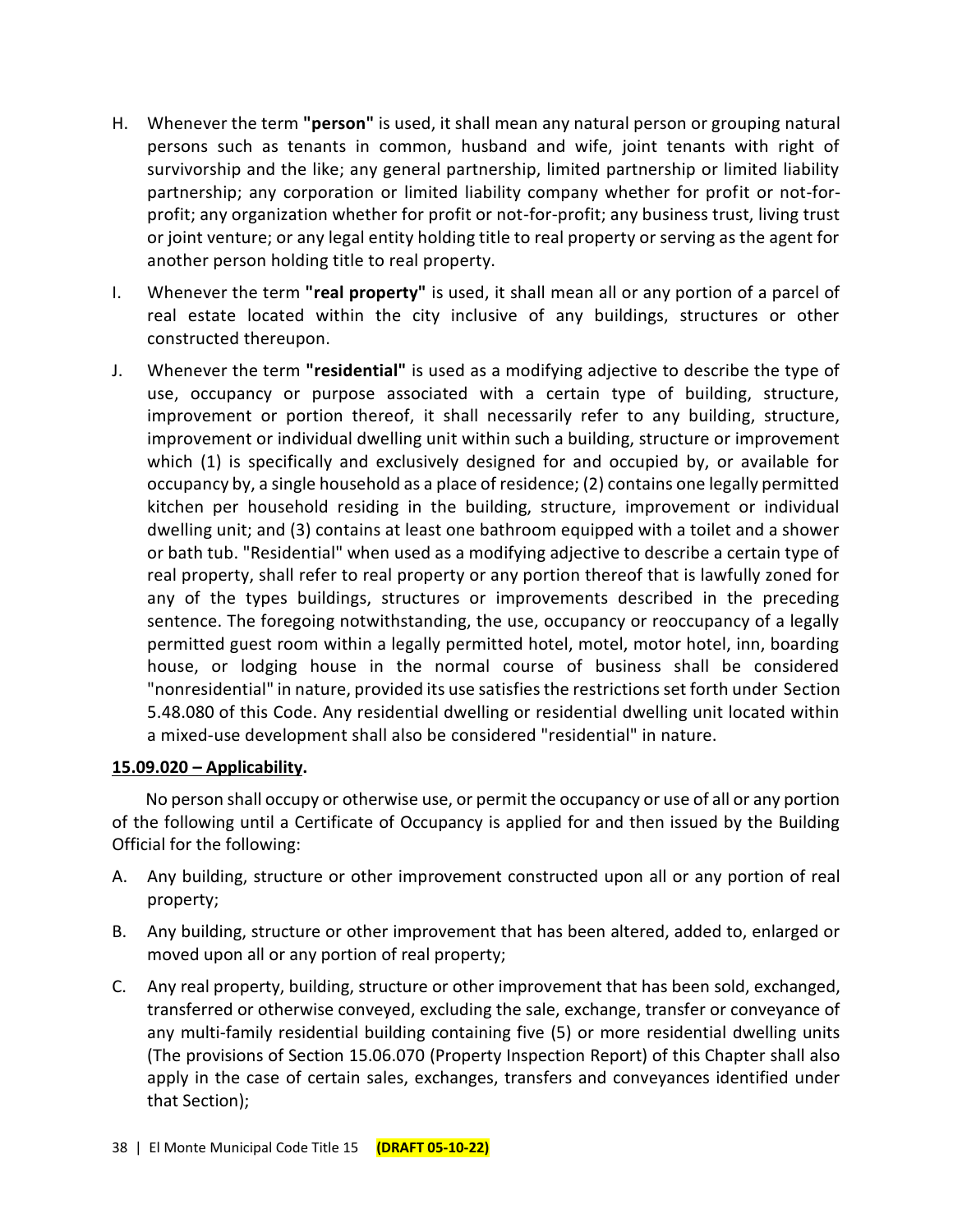H. Whenever the term **"person"** is used, it shall mean any natural person or grouping natural persons such as tenants in common, husband and wife, joint tenants with right of survivorship and the like; any general partnership, limited partnership or limited liability partnership; any corporation or limited liability company whether for profit or not-for-profit; any organization whether for profit or not-for-profit; any business trust, living trust or joint venture; or any legal entity holding title to real property or serving as the agent for another person holding title to real property.

I. Whenever the term **"real property"** is used, it shall mean all or any portion of a parcel of real estate located within the city inclusive of any buildings, structures or other constructed thereupon.

J. Whenever the term **"residential"** is used as a modifying adjective to describe the type of use, occupancy or purpose associated with a certain type of building, structure, improvement or portion thereof, it shall necessarily refer to any building, structure, improvement or individual dwelling unit within such a building, structure or improvement which (1) is specifically and exclusively designed for and occupied by, or available for occupancy by, a single household as a place of residence; (2) contains one legally permitted kitchen per household residing in the building, structure, improvement or individual dwelling unit; and (3) contains at least one bathroom equipped with a toilet and a shower or bath tub. "Residential" when used as a modifying adjective to describe a certain type of real property, shall refer to real property or any portion thereof that is lawfully zoned for any of the types buildings, structures or improvements described in the preceding sentence. The foregoing notwithstanding, the use, occupancy or reoccupancy of a legally permitted guest room within a legally permitted hotel, motel, motor hotel, inn, boarding house, or lodging house in the normal course of business shall be considered "nonresidential" in nature, provided its use satisfies the restrictions set forth under Section 5.48.080 of this Code. Any residential dwelling or residential dwelling unit located within a mixed-use development shall also be considered "residential" in nature.

**15.09.020 – Applicability.**

No person shall occupy or otherwise use, or permit the occupancy or use of all or any portion of the following until a Certificate of Occupancy is applied for and then issued by the Building Official for the following:

A. Any building, structure or other improvement constructed upon all or any portion of real property;

B. Any building, structure or other improvement that has been altered, added to, enlarged or moved upon all or any portion of real property;

C. Any real property, building, structure or other improvement that has been sold, exchanged, transferred or otherwise conveyed, excluding the sale, exchange, transfer or conveyance of any multi-family residential building containing five (5) or more residential dwelling units (The provisions of Section 15.06.070 (Property Inspection Report) of this Chapter shall also apply in the case of certain sales, exchanges, transfers and conveyances identified under that Section);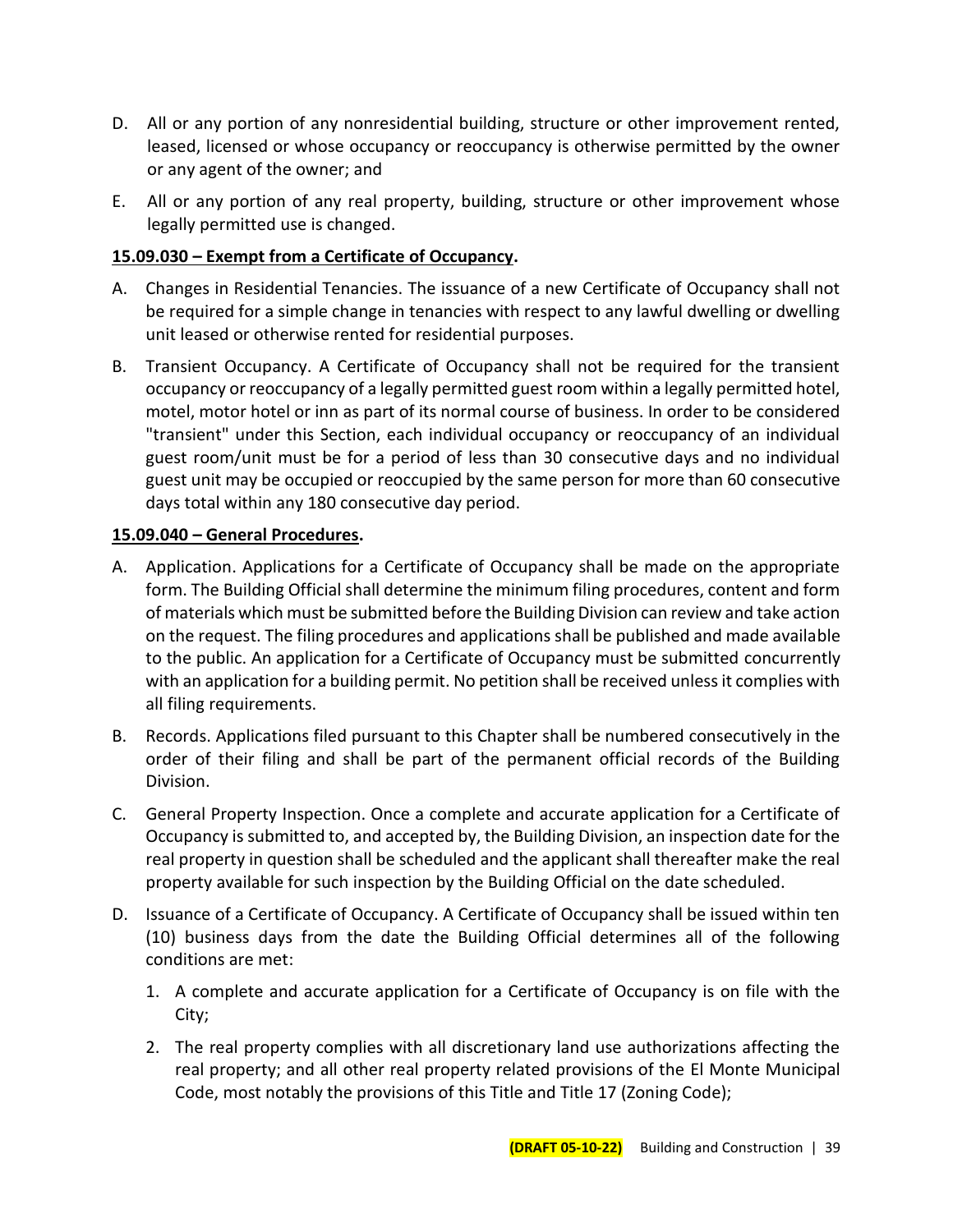D. All or any portion of any nonresidential building, structure or other improvement rented, leased, licensed or whose occupancy or reoccupancy is otherwise permitted by the owner or any agent of the owner; and

E. All or any portion of any real property, building, structure or other improvement whose legally permitted use is changed.

**15.09.030 – Exempt from a Certificate of Occupancy.**

A. Changes in Residential Tenancies. The issuance of a new Certificate of Occupancy shall not be required for a simple change in tenancies with respect to any lawful dwelling or dwelling unit leased or otherwise rented for residential purposes.

B. Transient Occupancy. A Certificate of Occupancy shall not be required for the transient occupancy or reoccupancy of a legally permitted guest room within a legally permitted hotel, motel, motor hotel or inn as part of its normal course of business. In order to be considered "transient" under this Section, each individual occupancy or reoccupancy of an individual guest room/unit must be for a period of less than 30 consecutive days and no individual guest unit may be occupied or reoccupied by the same person for more than 60 consecutive days total within any 180 consecutive day period.

**15.09.040 – General Procedures.**

A. Application. Applications for a Certificate of Occupancy shall be made on the appropriate form. The Building Official shall determine the minimum filing procedures, content and form of materials which must be submitted before the Building Division can review and take action on the request. The filing procedures and applications shall be published and made available to the public. An application for a Certificate of Occupancy must be submitted concurrently with an application for a building permit. No petition shall be received unless it complies with all filing requirements.

B. Records. Applications filed pursuant to this Chapter shall be numbered consecutively in the order of their filing and shall be part of the permanent official records of the Building Division.

C. General Property Inspection. Once a complete and accurate application for a Certificate of Occupancy is submitted to, and accepted by, the Building Division, an inspection date for the real property in question shall be scheduled and the applicant shall thereafter make the real property available for such inspection by the Building Official on the date scheduled.

D. Issuance of a Certificate of Occupancy. A Certificate of Occupancy shall be issued within ten (10) business days from the date the Building Official determines all of the following conditions are met:

   1. A complete and accurate application for a Certificate of Occupancy is on file with the City;

   2. The real property complies with all discretionary land use authorizations affecting the real property; and all other real property related provisions of the El Monte Municipal Code, most notably the provisions of this Title and Title 17 (Zoning Code);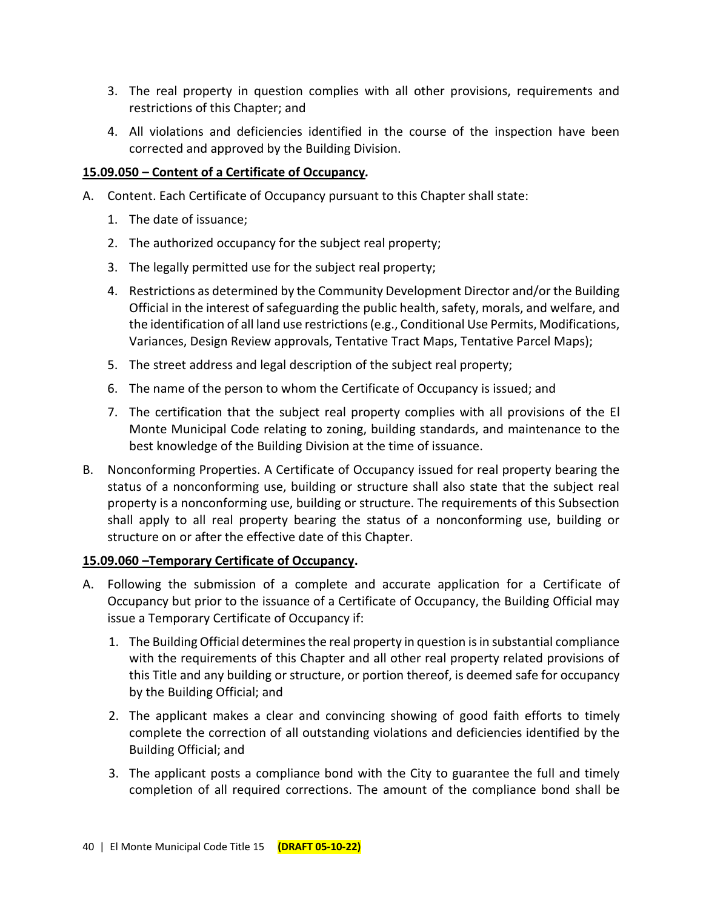3. The real property in question complies with all other provisions, requirements and restrictions of this Chapter; and
4. All violations and deficiencies identified in the course of the inspection have been corrected and approved by the Building Division.

**15.09.050 – Content of a Certificate of Occupancy.**

A. Content. Each Certificate of Occupancy pursuant to this Chapter shall state:
   1. The date of issuance;
   2. The authorized occupancy for the subject real property;
   3. The legally permitted use for the subject real property;
   4. Restrictions as determined by the Community Development Director and/or the Building Official in the interest of safeguarding the public health, safety, morals, and welfare, and the identification of all land use restrictions (e.g., Conditional Use Permits, Modifications, Variances, Design Review approvals, Tentative Tract Maps, Tentative Parcel Maps);
   5. The street address and legal description of the subject real property;
   6. The name of the person to whom the Certificate of Occupancy is issued; and
   7. The certification that the subject real property complies with all provisions of the El Monte Municipal Code relating to zoning, building standards, and maintenance to the best knowledge of the Building Division at the time of issuance.

B. Nonconforming Properties. A Certificate of Occupancy issued for real property bearing the status of a nonconforming use, building or structure shall also state that the subject real property is a nonconforming use, building or structure. The requirements of this Subsection shall apply to all real property bearing the status of a nonconforming use, building or structure on or after the effective date of this Chapter.

**15.09.060 –Temporary Certificate of Occupancy.**

A. Following the submission of a complete and accurate application for a Certificate of Occupancy but prior to the issuance of a Certificate of Occupancy, the Building Official may issue a Temporary Certificate of Occupancy if:
   1. The Building Official determines the real property in question is in substantial compliance with the requirements of this Chapter and all other real property related provisions of this Title and any building or structure, or portion thereof, is deemed safe for occupancy by the Building Official; and
   2. The applicant makes a clear and convincing showing of good faith efforts to timely complete the correction of all outstanding violations and deficiencies identified by the Building Official; and
   3. The applicant posts a compliance bond with the City to guarantee the full and timely completion of all required corrections. The amount of the compliance bond shall be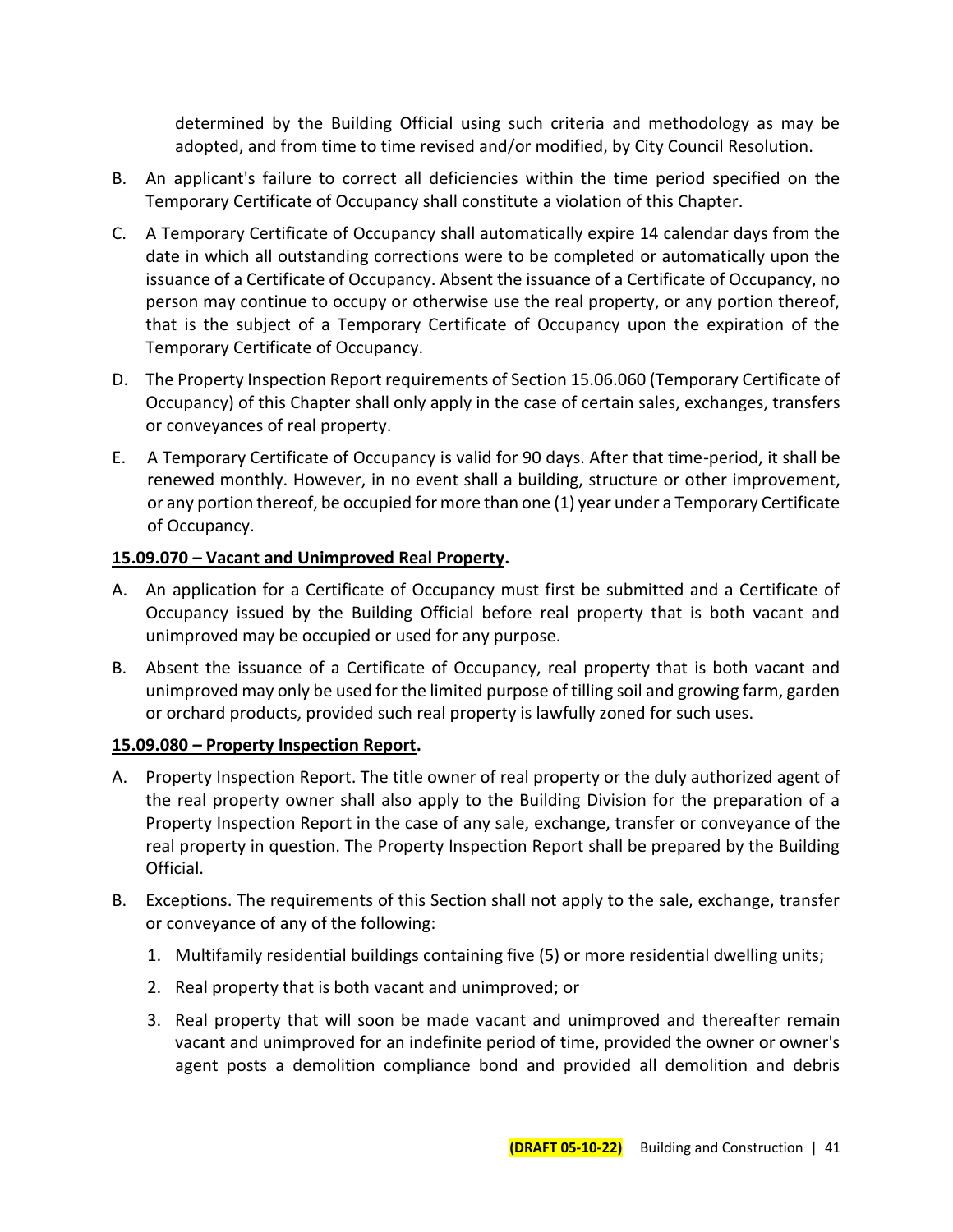determined by the Building Official using such criteria and methodology as may be adopted, and from time to time revised and/or modified, by City Council Resolution.

B. An applicant's failure to correct all deficiencies within the time period specified on the Temporary Certificate of Occupancy shall constitute a violation of this Chapter.

C. A Temporary Certificate of Occupancy shall automatically expire 14 calendar days from the date in which all outstanding corrections were to be completed or automatically upon the issuance of a Certificate of Occupancy. Absent the issuance of a Certificate of Occupancy, no person may continue to occupy or otherwise use the real property, or any portion thereof, that is the subject of a Temporary Certificate of Occupancy upon the expiration of the Temporary Certificate of Occupancy.

D. The Property Inspection Report requirements of Section 15.06.060 (Temporary Certificate of Occupancy) of this Chapter shall only apply in the case of certain sales, exchanges, transfers or conveyances of real property.

E. A Temporary Certificate of Occupancy is valid for 90 days. After that time-period, it shall be renewed monthly. However, in no event shall a building, structure or other improvement, or any portion thereof, be occupied for more than one (1) year under a Temporary Certificate of Occupancy.

**15.09.070 – Vacant and Unimproved Real Property.**

A. An application for a Certificate of Occupancy must first be submitted and a Certificate of Occupancy issued by the Building Official before real property that is both vacant and unimproved may be occupied or used for any purpose.

B. Absent the issuance of a Certificate of Occupancy, real property that is both vacant and unimproved may only be used for the limited purpose of tilling soil and growing farm, garden or orchard products, provided such real property is lawfully zoned for such uses.

**15.09.080 – Property Inspection Report.**

A. Property Inspection Report. The title owner of real property or the duly authorized agent of the real property owner shall also apply to the Building Division for the preparation of a Property Inspection Report in the case of any sale, exchange, transfer or conveyance of the real property in question. The Property Inspection Report shall be prepared by the Building Official.

B. Exceptions. The requirements of this Section shall not apply to the sale, exchange, transfer or conveyance of any of the following:

   1. Multifamily residential buildings containing five (5) or more residential dwelling units;

   2. Real property that is both vacant and unimproved; or

   3. Real property that will soon be made vacant and unimproved and thereafter remain vacant and unimproved for an indefinite period of time, provided the owner or owner's agent posts a demolition compliance bond and provided all demolition and debris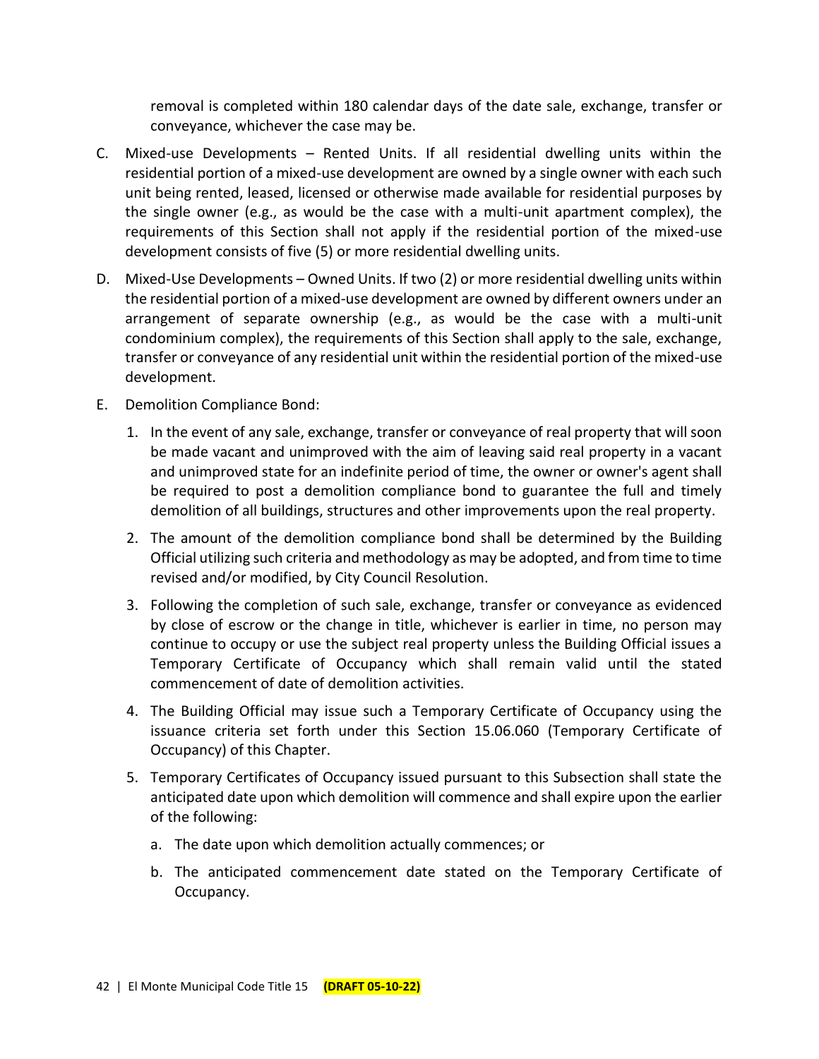removal is completed within 180 calendar days of the date sale, exchange, transfer or conveyance, whichever the case may be.

C. Mixed-use Developments – Rented Units. If all residential dwelling units within the residential portion of a mixed-use development are owned by a single owner with each such unit being rented, leased, licensed or otherwise made available for residential purposes by the single owner (e.g., as would be the case with a multi-unit apartment complex), the requirements of this Section shall not apply if the residential portion of the mixed-use development consists of five (5) or more residential dwelling units.

D. Mixed-Use Developments – Owned Units. If two (2) or more residential dwelling units within the residential portion of a mixed-use development are owned by different owners under an arrangement of separate ownership (e.g., as would be the case with a multi-unit condominium complex), the requirements of this Section shall apply to the sale, exchange, transfer or conveyance of any residential unit within the residential portion of the mixed-use development.

E. Demolition Compliance Bond:

1. In the event of any sale, exchange, transfer or conveyance of real property that will soon be made vacant and unimproved with the aim of leaving said real property in a vacant and unimproved state for an indefinite period of time, the owner or owner's agent shall be required to post a demolition compliance bond to guarantee the full and timely demolition of all buildings, structures and other improvements upon the real property.

2. The amount of the demolition compliance bond shall be determined by the Building Official utilizing such criteria and methodology as may be adopted, and from time to time revised and/or modified, by City Council Resolution.

3. Following the completion of such sale, exchange, transfer or conveyance as evidenced by close of escrow or the change in title, whichever is earlier in time, no person may continue to occupy or use the subject real property unless the Building Official issues a Temporary Certificate of Occupancy which shall remain valid until the stated commencement of date of demolition activities.

4. The Building Official may issue such a Temporary Certificate of Occupancy using the issuance criteria set forth under this Section 15.06.060 (Temporary Certificate of Occupancy) of this Chapter.

5. Temporary Certificates of Occupancy issued pursuant to this Subsection shall state the anticipated date upon which demolition will commence and shall expire upon the earlier of the following:

   a. The date upon which demolition actually commences; or

   b. The anticipated commencement date stated on the Temporary Certificate of Occupancy.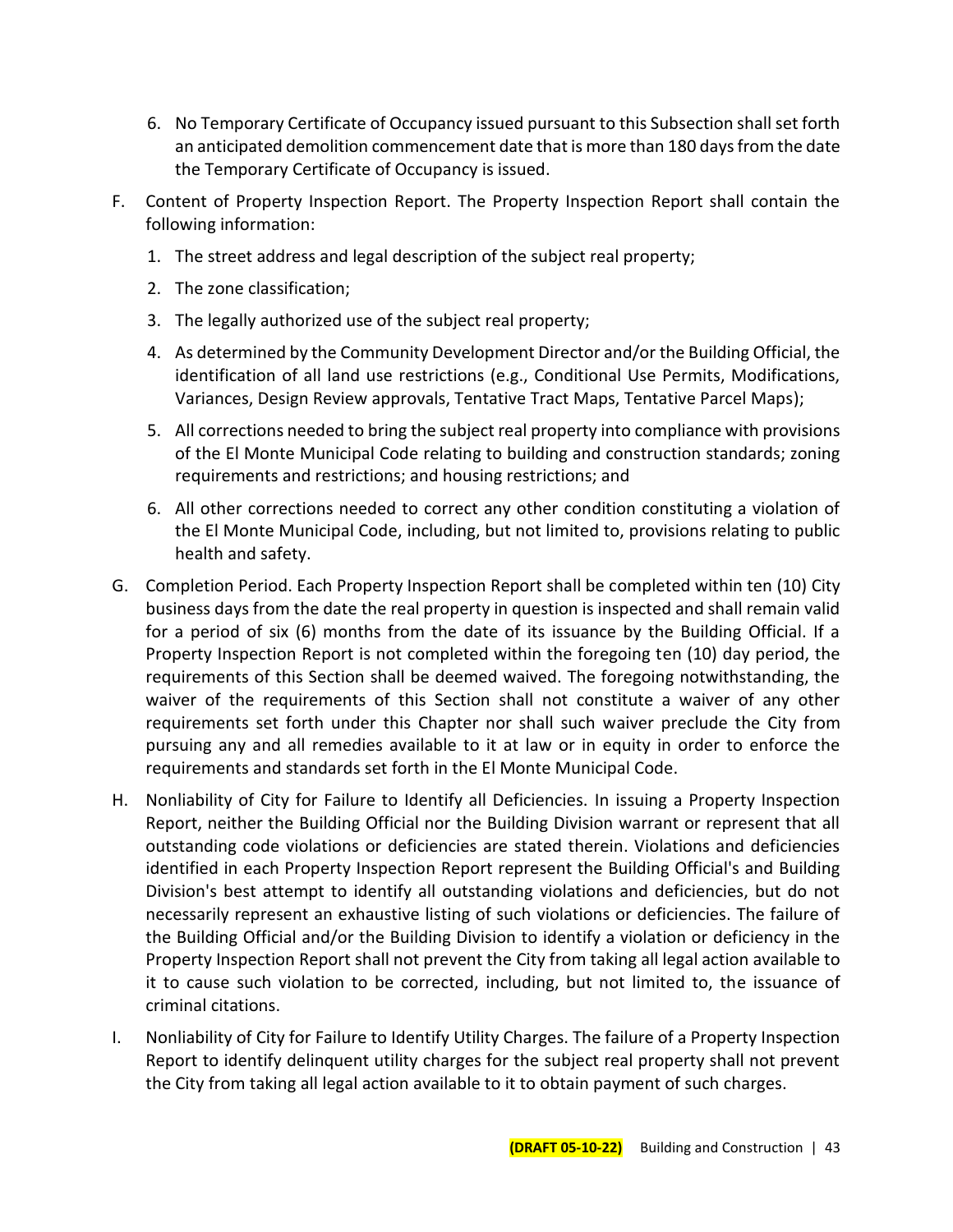6. No Temporary Certificate of Occupancy issued pursuant to this Subsection shall set forth an anticipated demolition commencement date that is more than 180 days from the date the Temporary Certificate of Occupancy is issued.

F. Content of Property Inspection Report. The Property Inspection Report shall contain the following information:

   1. The street address and legal description of the subject real property;
   2. The zone classification;
   3. The legally authorized use of the subject real property;
   4. As determined by the Community Development Director and/or the Building Official, the identification of all land use restrictions (e.g., Conditional Use Permits, Modifications, Variances, Design Review approvals, Tentative Tract Maps, Tentative Parcel Maps);
   5. All corrections needed to bring the subject real property into compliance with provisions of the El Monte Municipal Code relating to building and construction standards; zoning requirements and restrictions; and housing restrictions; and
   6. All other corrections needed to correct any other condition constituting a violation of the El Monte Municipal Code, including, but not limited to, provisions relating to public health and safety.

G. Completion Period. Each Property Inspection Report shall be completed within ten (10) City business days from the date the real property in question is inspected and shall remain valid for a period of six (6) months from the date of its issuance by the Building Official. If a Property Inspection Report is not completed within the foregoing ten (10) day period, the requirements of this Section shall be deemed waived. The foregoing notwithstanding, the waiver of the requirements of this Section shall not constitute a waiver of any other requirements set forth under this Chapter nor shall such waiver preclude the City from pursuing any and all remedies available to it at law or in equity in order to enforce the requirements and standards set forth in the El Monte Municipal Code.

H. Nonliability of City for Failure to Identify all Deficiencies. In issuing a Property Inspection Report, neither the Building Official nor the Building Division warrant or represent that all outstanding code violations or deficiencies are stated therein. Violations and deficiencies identified in each Property Inspection Report represent the Building Official's and Building Division's best attempt to identify all outstanding violations and deficiencies, but do not necessarily represent an exhaustive listing of such violations or deficiencies. The failure of the Building Official and/or the Building Division to identify a violation or deficiency in the Property Inspection Report shall not prevent the City from taking all legal action available to it to cause such violation to be corrected, including, but not limited to, the issuance of criminal citations.

I. Nonliability of City for Failure to Identify Utility Charges. The failure of a Property Inspection Report to identify delinquent utility charges for the subject real property shall not prevent the City from taking all legal action available to it to obtain payment of such charges.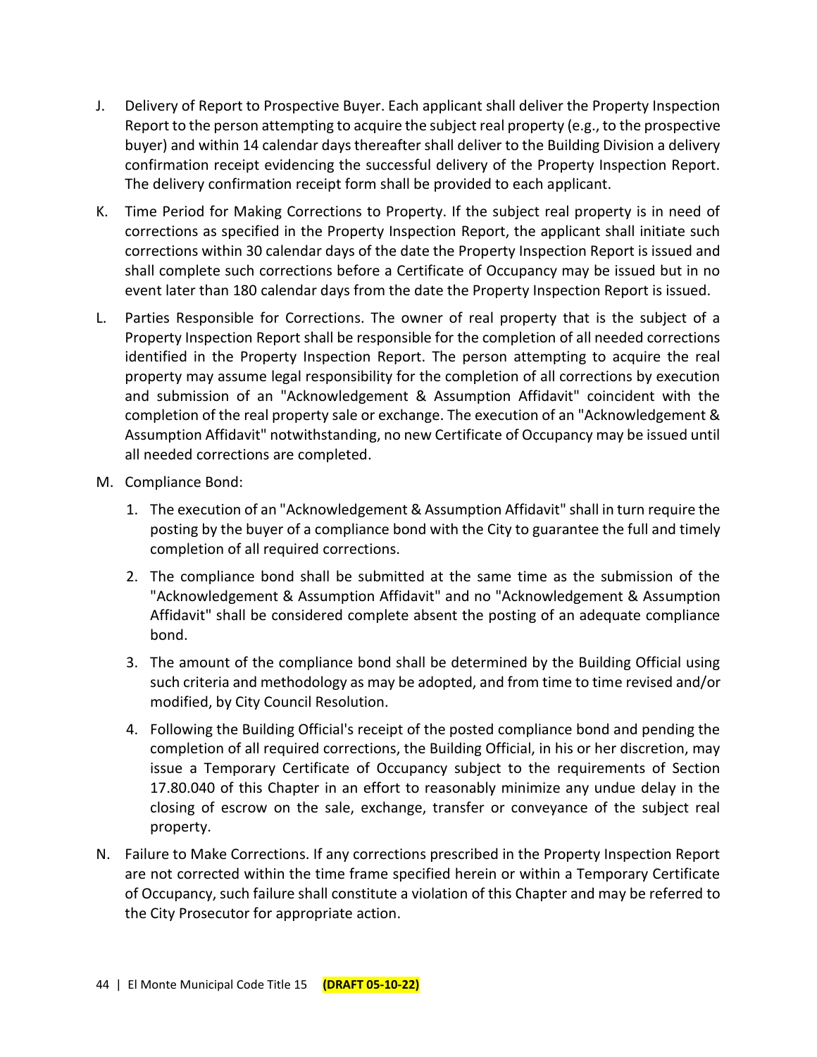J. Delivery of Report to Prospective Buyer. Each applicant shall deliver the Property Inspection Report to the person attempting to acquire the subject real property (e.g., to the prospective buyer) and within 14 calendar days thereafter shall deliver to the Building Division a delivery confirmation receipt evidencing the successful delivery of the Property Inspection Report. The delivery confirmation receipt form shall be provided to each applicant.

K. Time Period for Making Corrections to Property. If the subject real property is in need of corrections as specified in the Property Inspection Report, the applicant shall initiate such corrections within 30 calendar days of the date the Property Inspection Report is issued and shall complete such corrections before a Certificate of Occupancy may be issued but in no event later than 180 calendar days from the date the Property Inspection Report is issued.

L. Parties Responsible for Corrections. The owner of real property that is the subject of a Property Inspection Report shall be responsible for the completion of all needed corrections identified in the Property Inspection Report. The person attempting to acquire the real property may assume legal responsibility for the completion of all corrections by execution and submission of an "Acknowledgement & Assumption Affidavit" coincident with the completion of the real property sale or exchange. The execution of an "Acknowledgement & Assumption Affidavit" notwithstanding, no new Certificate of Occupancy may be issued until all needed corrections are completed.

M. Compliance Bond:

   1. The execution of an "Acknowledgement & Assumption Affidavit" shall in turn require the posting by the buyer of a compliance bond with the City to guarantee the full and timely completion of all required corrections.

   2. The compliance bond shall be submitted at the same time as the submission of the "Acknowledgement & Assumption Affidavit" and no "Acknowledgement & Assumption Affidavit" shall be considered complete absent the posting of an adequate compliance bond.

   3. The amount of the compliance bond shall be determined by the Building Official using such criteria and methodology as may be adopted, and from time to time revised and/or modified, by City Council Resolution.

   4. Following the Building Official's receipt of the posted compliance bond and pending the completion of all required corrections, the Building Official, in his or her discretion, may issue a Temporary Certificate of Occupancy subject to the requirements of Section 17.80.040 of this Chapter in an effort to reasonably minimize any undue delay in the closing of escrow on the sale, exchange, transfer or conveyance of the subject real property.

N. Failure to Make Corrections. If any corrections prescribed in the Property Inspection Report are not corrected within the time frame specified herein or within a Temporary Certificate of Occupancy, such failure shall constitute a violation of this Chapter and may be referred to the City Prosecutor for appropriate action.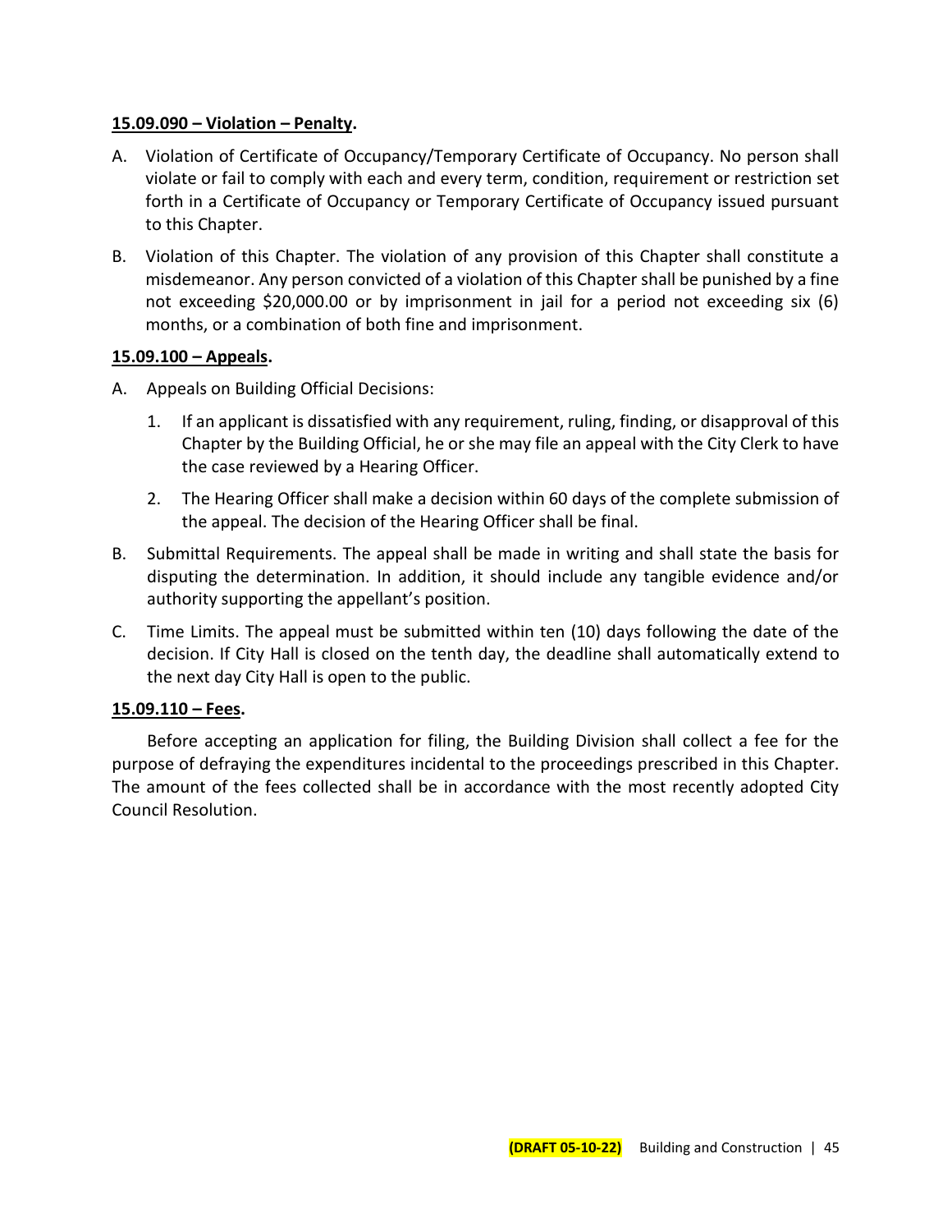**15.09.090 – Violation – Penalty.**

A. Violation of Certificate of Occupancy/Temporary Certificate of Occupancy. No person shall violate or fail to comply with each and every term, condition, requirement or restriction set forth in a Certificate of Occupancy or Temporary Certificate of Occupancy issued pursuant to this Chapter.

B. Violation of this Chapter. The violation of any provision of this Chapter shall constitute a misdemeanor. Any person convicted of a violation of this Chapter shall be punished by a fine not exceeding $20,000.00 or by imprisonment in jail for a period not exceeding six (6) months, or a combination of both fine and imprisonment.

**15.09.100 – Appeals.**

A. Appeals on Building Official Decisions:

   1. If an applicant is dissatisfied with any requirement, ruling, finding, or disapproval of this Chapter by the Building Official, he or she may file an appeal with the City Clerk to have the case reviewed by a Hearing Officer.

   2. The Hearing Officer shall make a decision within 60 days of the complete submission of the appeal. The decision of the Hearing Officer shall be final.

B. Submittal Requirements. The appeal shall be made in writing and shall state the basis for disputing the determination. In addition, it should include any tangible evidence and/or authority supporting the appellant's position.

C. Time Limits. The appeal must be submitted within ten (10) days following the date of the decision. If City Hall is closed on the tenth day, the deadline shall automatically extend to the next day City Hall is open to the public.

**15.09.110 – Fees.**

Before accepting an application for filing, the Building Division shall collect a fee for the purpose of defraying the expenditures incidental to the proceedings prescribed in this Chapter. The amount of the fees collected shall be in accordance with the most recently adopted City Council Resolution.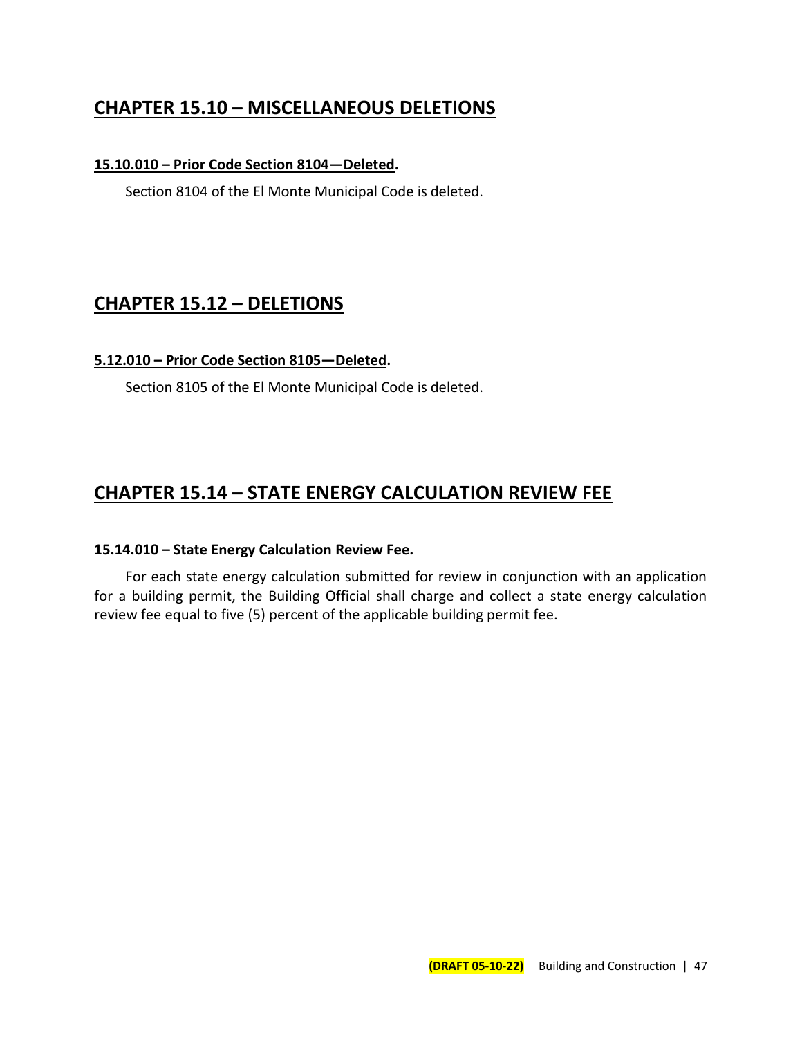## CHAPTER 15.10 – MISCELLANEOUS DELETIONS

**15.10.010 – Prior Code Section 8104—Deleted.**

Section 8104 of the El Monte Municipal Code is deleted.

## CHAPTER 15.12 – DELETIONS

**5.12.010 – Prior Code Section 8105—Deleted.**

Section 8105 of the El Monte Municipal Code is deleted.

## CHAPTER 15.14 – STATE ENERGY CALCULATION REVIEW FEE

**15.14.010 – State Energy Calculation Review Fee.**

For each state energy calculation submitted for review in conjunction with an application for a building permit, the Building Official shall charge and collect a state energy calculation review fee equal to five (5) percent of the applicable building permit fee.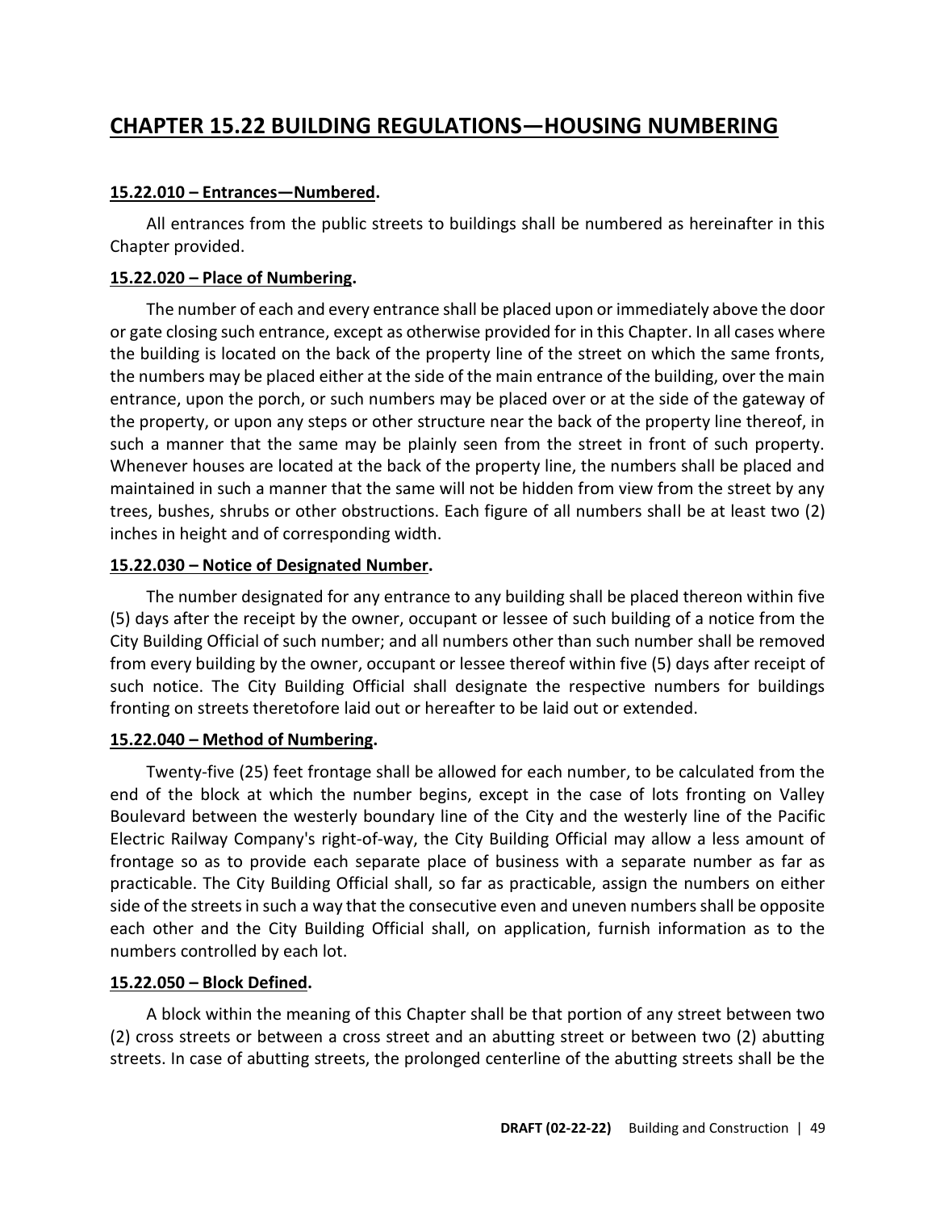# CHAPTER 15.22 BUILDING REGULATIONS—HOUSING NUMBERING

**15.22.010 – Entrances—Numbered.**

All entrances from the public streets to buildings shall be numbered as hereinafter in this Chapter provided.

**15.22.020 – Place of Numbering.**

The number of each and every entrance shall be placed upon or immediately above the door or gate closing such entrance, except as otherwise provided for in this Chapter. In all cases where the building is located on the back of the property line of the street on which the same fronts, the numbers may be placed either at the side of the main entrance of the building, over the main entrance, upon the porch, or such numbers may be placed over or at the side of the gateway of the property, or upon any steps or other structure near the back of the property line thereof, in such a manner that the same may be plainly seen from the street in front of such property. Whenever houses are located at the back of the property line, the numbers shall be placed and maintained in such a manner that the same will not be hidden from view from the street by any trees, bushes, shrubs or other obstructions. Each figure of all numbers shall be at least two (2) inches in height and of corresponding width.

**15.22.030 – Notice of Designated Number.**

The number designated for any entrance to any building shall be placed thereon within five (5) days after the receipt by the owner, occupant or lessee of such building of a notice from the City Building Official of such number; and all numbers other than such number shall be removed from every building by the owner, occupant or lessee thereof within five (5) days after receipt of such notice. The City Building Official shall designate the respective numbers for buildings fronting on streets theretofore laid out or hereafter to be laid out or extended.

**15.22.040 – Method of Numbering.**

Twenty-five (25) feet frontage shall be allowed for each number, to be calculated from the end of the block at which the number begins, except in the case of lots fronting on Valley Boulevard between the westerly boundary line of the City and the westerly line of the Pacific Electric Railway Company's right-of-way, the City Building Official may allow a less amount of frontage so as to provide each separate place of business with a separate number as far as practicable. The City Building Official shall, so far as practicable, assign the numbers on either side of the streets in such a way that the consecutive even and uneven numbers shall be opposite each other and the City Building Official shall, on application, furnish information as to the numbers controlled by each lot.

**15.22.050 – Block Defined.**

A block within the meaning of this Chapter shall be that portion of any street between two (2) cross streets or between a cross street and an abutting street or between two (2) abutting streets. In case of abutting streets, the prolonged centerline of the abutting streets shall be the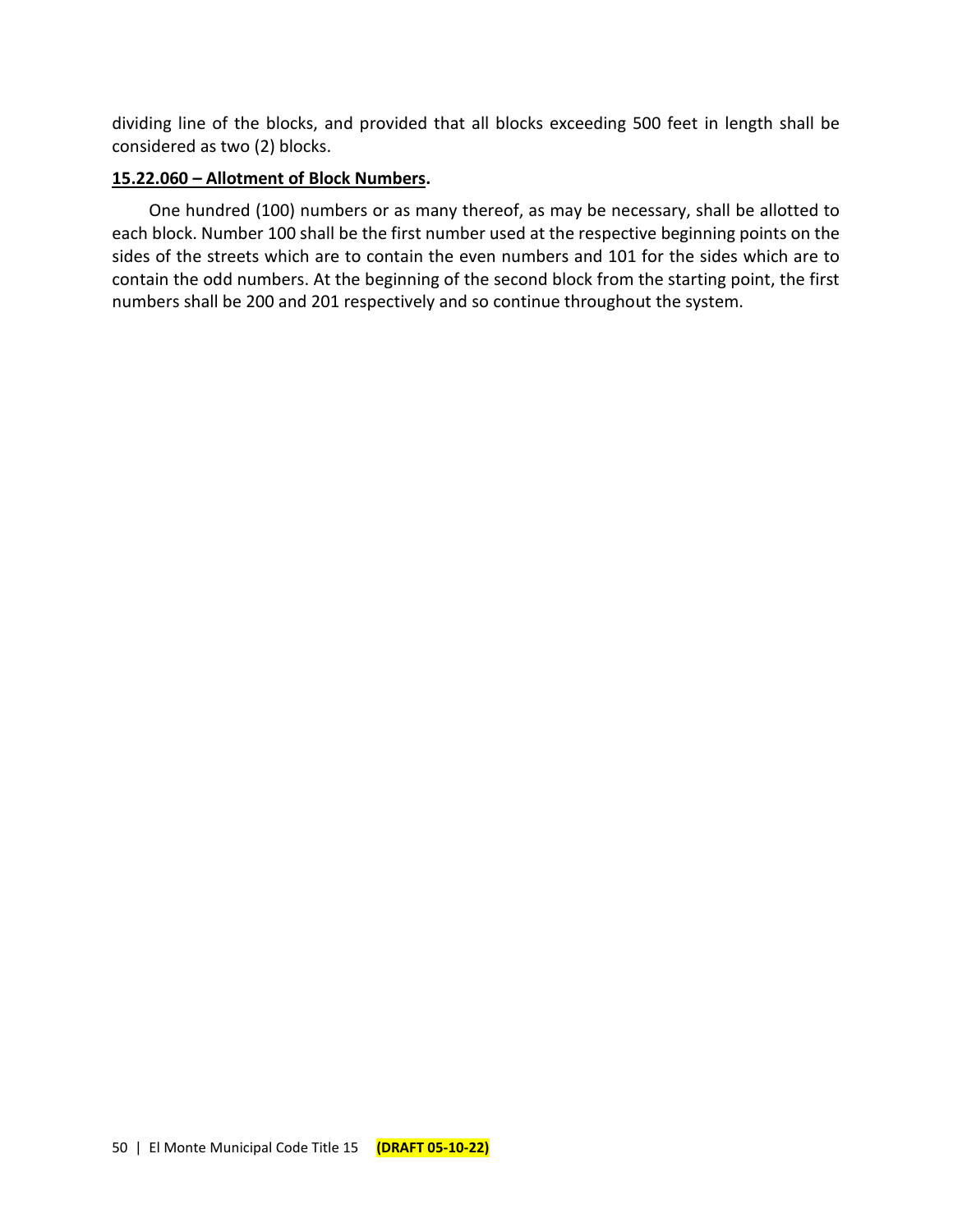dividing line of the blocks, and provided that all blocks exceeding 500 feet in length shall be considered as two (2) blocks.

**15.22.060 – Allotment of Block Numbers.**

One hundred (100) numbers or as many thereof, as may be necessary, shall be allotted to each block. Number 100 shall be the first number used at the respective beginning points on the sides of the streets which are to contain the even numbers and 101 for the sides which are to contain the odd numbers. At the beginning of the second block from the starting point, the first numbers shall be 200 and 201 respectively and so continue throughout the system.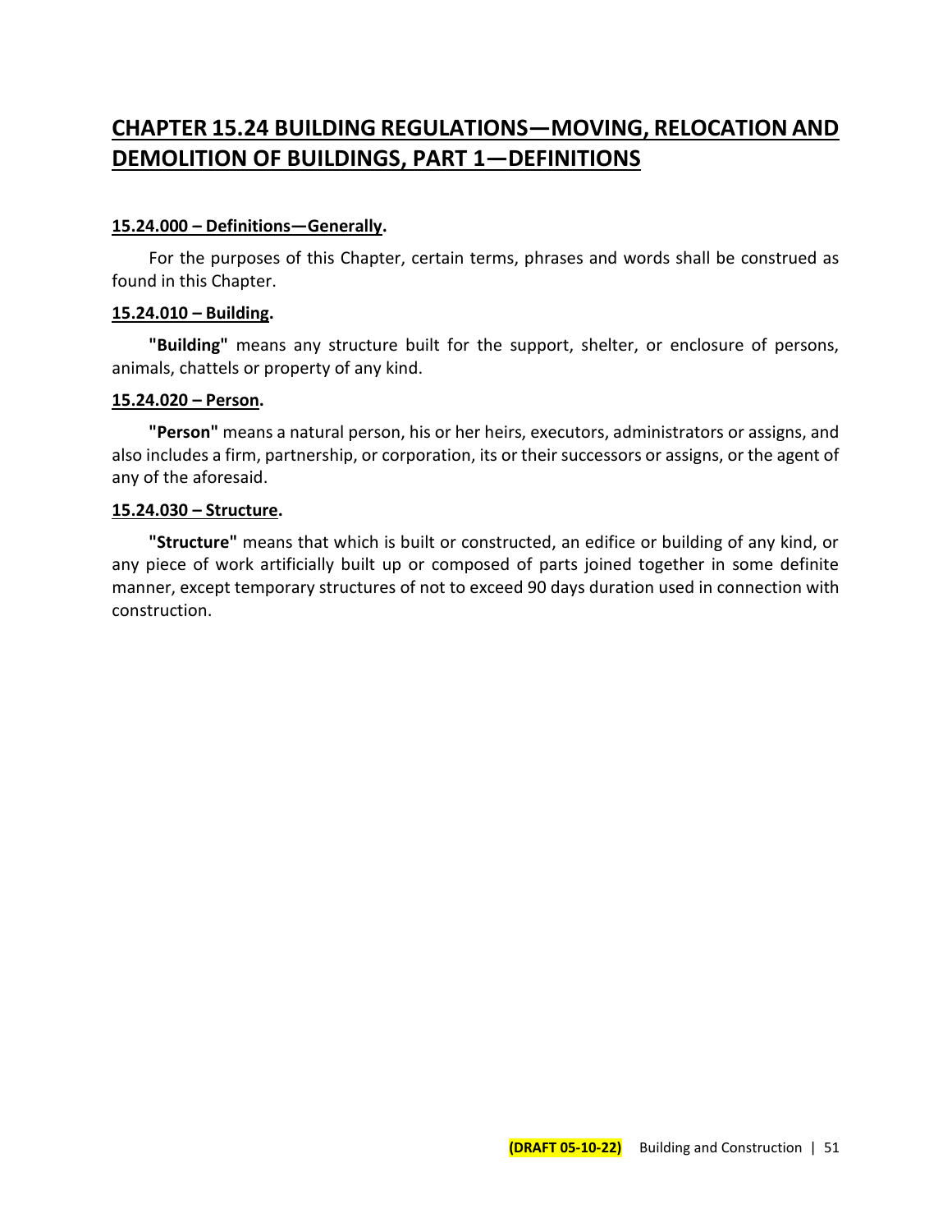# CHAPTER 15.24 BUILDING REGULATIONS—MOVING, RELOCATION AND DEMOLITION OF BUILDINGS, PART 1—DEFINITIONS

### 15.24.000 – Definitions—Generally.

For the purposes of this Chapter, certain terms, phrases and words shall be construed as found in this Chapter.

### 15.24.010 – Building.

**"Building"** means any structure built for the support, shelter, or enclosure of persons, animals, chattels or property of any kind.

### 15.24.020 – Person.

**"Person"** means a natural person, his or her heirs, executors, administrators or assigns, and also includes a firm, partnership, or corporation, its or their successors or assigns, or the agent of any of the aforesaid.

### 15.24.030 – Structure.

**"Structure"** means that which is built or constructed, an edifice or building of any kind, or any piece of work artificially built up or composed of parts joined together in some definite manner, except temporary structures of not to exceed 90 days duration used in connection with construction.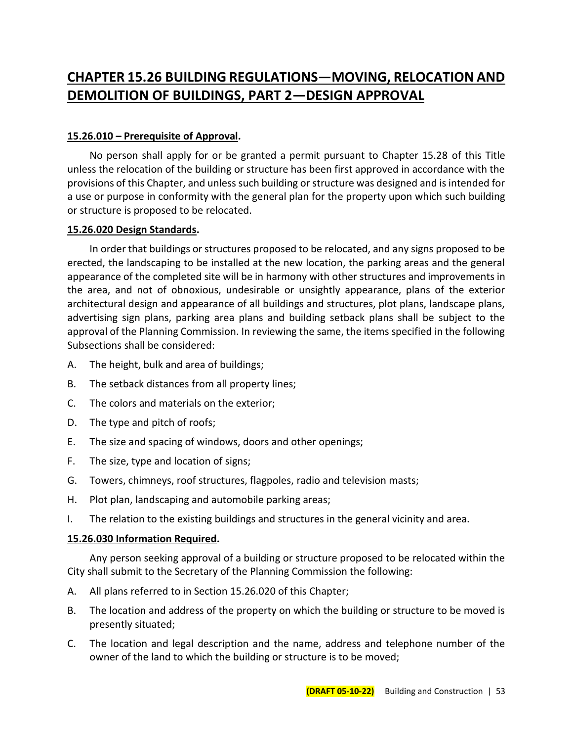# CHAPTER 15.26 BUILDING REGULATIONS—MOVING, RELOCATION AND DEMOLITION OF BUILDINGS, PART 2—DESIGN APPROVAL

### 15.26.010 – Prerequisite of Approval.

No person shall apply for or be granted a permit pursuant to Chapter 15.28 of this Title unless the relocation of the building or structure has been first approved in accordance with the provisions of this Chapter, and unless such building or structure was designed and is intended for a use or purpose in conformity with the general plan for the property upon which such building or structure is proposed to be relocated.

### 15.26.020 Design Standards.

In order that buildings or structures proposed to be relocated, and any signs proposed to be erected, the landscaping to be installed at the new location, the parking areas and the general appearance of the completed site will be in harmony with other structures and improvements in the area, and not of obnoxious, undesirable or unsightly appearance, plans of the exterior architectural design and appearance of all buildings and structures, plot plans, landscape plans, advertising sign plans, parking area plans and building setback plans shall be subject to the approval of the Planning Commission. In reviewing the same, the items specified in the following Subsections shall be considered:

A. The height, bulk and area of buildings;

B. The setback distances from all property lines;

C. The colors and materials on the exterior;

D. The type and pitch of roofs;

E. The size and spacing of windows, doors and other openings;

F. The size, type and location of signs;

G. Towers, chimneys, roof structures, flagpoles, radio and television masts;

H. Plot plan, landscaping and automobile parking areas;

I. The relation to the existing buildings and structures in the general vicinity and area.

### 15.26.030 Information Required.

Any person seeking approval of a building or structure proposed to be relocated within the City shall submit to the Secretary of the Planning Commission the following:

A. All plans referred to in Section 15.26.020 of this Chapter;

B. The location and address of the property on which the building or structure to be moved is presently situated;

C. The location and legal description and the name, address and telephone number of the owner of the land to which the building or structure is to be moved;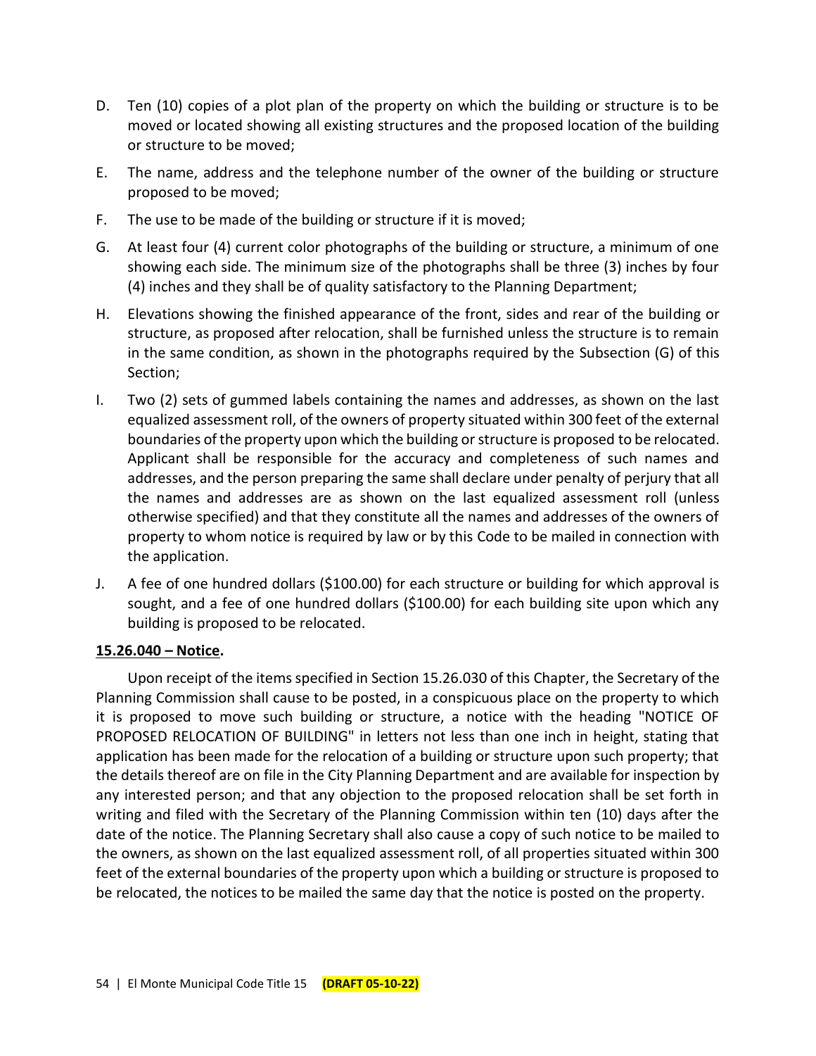D. Ten (10) copies of a plot plan of the property on which the building or structure is to be moved or located showing all existing structures and the proposed location of the building or structure to be moved;

E. The name, address and the telephone number of the owner of the building or structure proposed to be moved;

F. The use to be made of the building or structure if it is moved;

G. At least four (4) current color photographs of the building or structure, a minimum of one showing each side. The minimum size of the photographs shall be three (3) inches by four (4) inches and they shall be of quality satisfactory to the Planning Department;

H. Elevations showing the finished appearance of the front, sides and rear of the building or structure, as proposed after relocation, shall be furnished unless the structure is to remain in the same condition, as shown in the photographs required by the Subsection (G) of this Section;

I. Two (2) sets of gummed labels containing the names and addresses, as shown on the last equalized assessment roll, of the owners of property situated within 300 feet of the external boundaries of the property upon which the building or structure is proposed to be relocated. Applicant shall be responsible for the accuracy and completeness of such names and addresses, and the person preparing the same shall declare under penalty of perjury that all the names and addresses are as shown on the last equalized assessment roll (unless otherwise specified) and that they constitute all the names and addresses of the owners of property to whom notice is required by law or by this Code to be mailed in connection with the application.

J. A fee of one hundred dollars ($100.00) for each structure or building for which approval is sought, and a fee of one hundred dollars ($100.00) for each building site upon which any building is proposed to be relocated.

**15.26.040 – Notice.**

Upon receipt of the items specified in Section 15.26.030 of this Chapter, the Secretary of the Planning Commission shall cause to be posted, in a conspicuous place on the property to which it is proposed to move such building or structure, a notice with the heading "NOTICE OF PROPOSED RELOCATION OF BUILDING" in letters not less than one inch in height, stating that application has been made for the relocation of a building or structure upon such property; that the details thereof are on file in the City Planning Department and are available for inspection by any interested person; and that any objection to the proposed relocation shall be set forth in writing and filed with the Secretary of the Planning Commission within ten (10) days after the date of the notice. The Planning Secretary shall also cause a copy of such notice to be mailed to the owners, as shown on the last equalized assessment roll, of all properties situated within 300 feet of the external boundaries of the property upon which a building or structure is proposed to be relocated, the notices to be mailed the same day that the notice is posted on the property.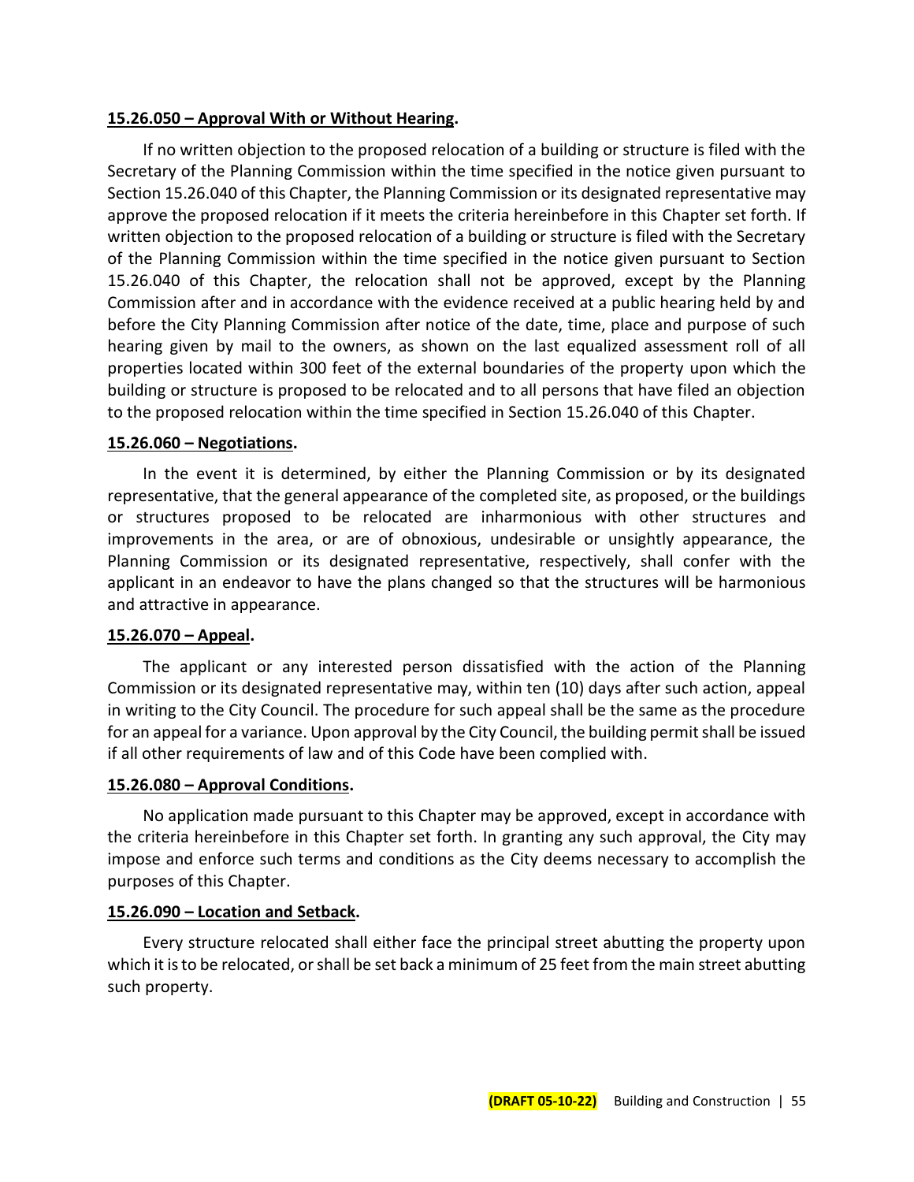**15.26.050 – Approval With or Without Hearing.**

If no written objection to the proposed relocation of a building or structure is filed with the Secretary of the Planning Commission within the time specified in the notice given pursuant to Section 15.26.040 of this Chapter, the Planning Commission or its designated representative may approve the proposed relocation if it meets the criteria hereinbefore in this Chapter set forth. If written objection to the proposed relocation of a building or structure is filed with the Secretary of the Planning Commission within the time specified in the notice given pursuant to Section 15.26.040 of this Chapter, the relocation shall not be approved, except by the Planning Commission after and in accordance with the evidence received at a public hearing held by and before the City Planning Commission after notice of the date, time, place and purpose of such hearing given by mail to the owners, as shown on the last equalized assessment roll of all properties located within 300 feet of the external boundaries of the property upon which the building or structure is proposed to be relocated and to all persons that have filed an objection to the proposed relocation within the time specified in Section 15.26.040 of this Chapter.

**15.26.060 – Negotiations.**

In the event it is determined, by either the Planning Commission or by its designated representative, that the general appearance of the completed site, as proposed, or the buildings or structures proposed to be relocated are inharmonious with other structures and improvements in the area, or are of obnoxious, undesirable or unsightly appearance, the Planning Commission or its designated representative, respectively, shall confer with the applicant in an endeavor to have the plans changed so that the structures will be harmonious and attractive in appearance.

**15.26.070 – Appeal.**

The applicant or any interested person dissatisfied with the action of the Planning Commission or its designated representative may, within ten (10) days after such action, appeal in writing to the City Council. The procedure for such appeal shall be the same as the procedure for an appeal for a variance. Upon approval by the City Council, the building permit shall be issued if all other requirements of law and of this Code have been complied with.

**15.26.080 – Approval Conditions.**

No application made pursuant to this Chapter may be approved, except in accordance with the criteria hereinbefore in this Chapter set forth. In granting any such approval, the City may impose and enforce such terms and conditions as the City deems necessary to accomplish the purposes of this Chapter.

**15.26.090 – Location and Setback.**

Every structure relocated shall either face the principal street abutting the property upon which it is to be relocated, or shall be set back a minimum of 25 feet from the main street abutting such property.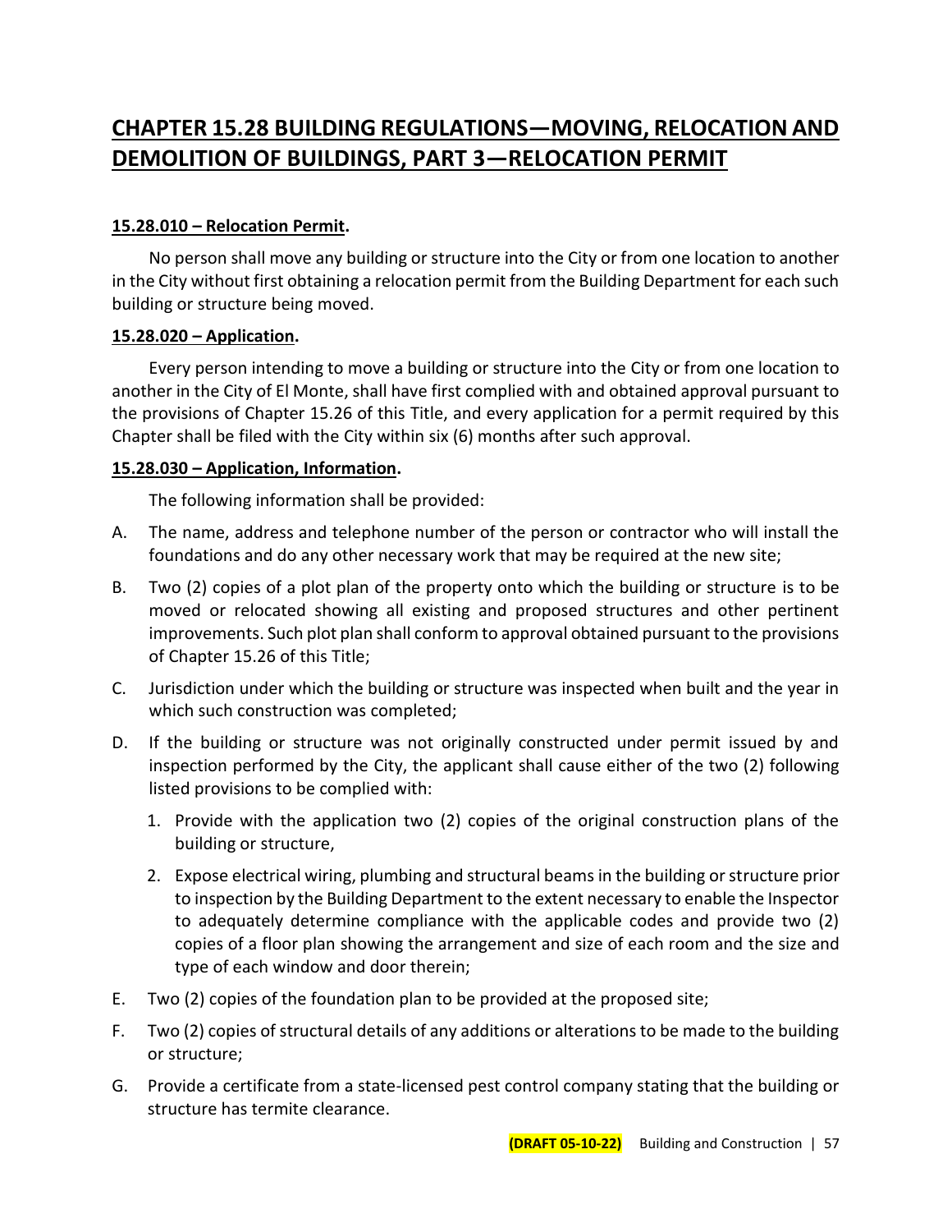# CHAPTER 15.28 BUILDING REGULATIONS—MOVING, RELOCATION AND DEMOLITION OF BUILDINGS, PART 3—RELOCATION PERMIT

**15.28.010 – Relocation Permit.**

No person shall move any building or structure into the City or from one location to another in the City without first obtaining a relocation permit from the Building Department for each such building or structure being moved.

**15.28.020 – Application.**

Every person intending to move a building or structure into the City or from one location to another in the City of El Monte, shall have first complied with and obtained approval pursuant to the provisions of Chapter 15.26 of this Title, and every application for a permit required by this Chapter shall be filed with the City within six (6) months after such approval.

**15.28.030 – Application, Information.**

The following information shall be provided:

A. The name, address and telephone number of the person or contractor who will install the foundations and do any other necessary work that may be required at the new site;

B. Two (2) copies of a plot plan of the property onto which the building or structure is to be moved or relocated showing all existing and proposed structures and other pertinent improvements. Such plot plan shall conform to approval obtained pursuant to the provisions of Chapter 15.26 of this Title;

C. Jurisdiction under which the building or structure was inspected when built and the year in which such construction was completed;

D. If the building or structure was not originally constructed under permit issued by and inspection performed by the City, the applicant shall cause either of the two (2) following listed provisions to be complied with:

   1. Provide with the application two (2) copies of the original construction plans of the building or structure,

   2. Expose electrical wiring, plumbing and structural beams in the building or structure prior to inspection by the Building Department to the extent necessary to enable the Inspector to adequately determine compliance with the applicable codes and provide two (2) copies of a floor plan showing the arrangement and size of each room and the size and type of each window and door therein;

E. Two (2) copies of the foundation plan to be provided at the proposed site;

F. Two (2) copies of structural details of any additions or alterations to be made to the building or structure;

G. Provide a certificate from a state-licensed pest control company stating that the building or structure has termite clearance.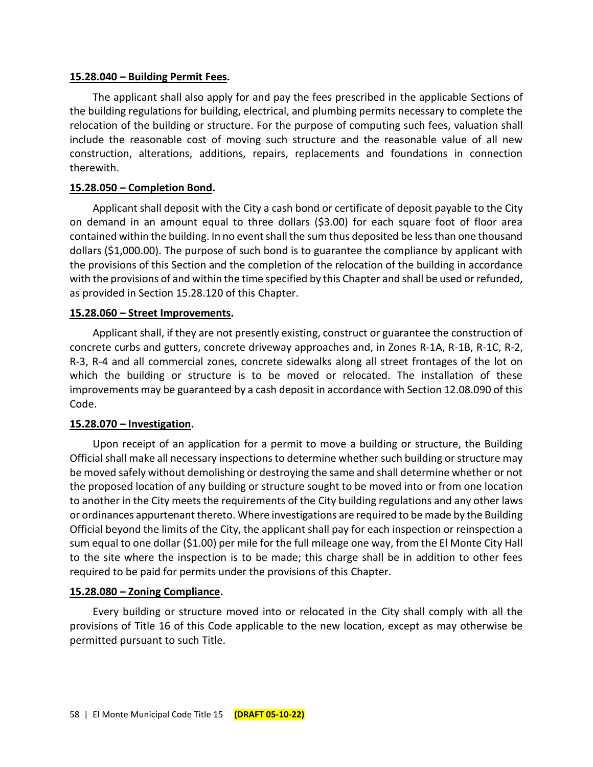**15.28.040 – Building Permit Fees.**

The applicant shall also apply for and pay the fees prescribed in the applicable Sections of the building regulations for building, electrical, and plumbing permits necessary to complete the relocation of the building or structure. For the purpose of computing such fees, valuation shall include the reasonable cost of moving such structure and the reasonable value of all new construction, alterations, additions, repairs, replacements and foundations in connection therewith.

**15.28.050 – Completion Bond.**

Applicant shall deposit with the City a cash bond or certificate of deposit payable to the City on demand in an amount equal to three dollars ($3.00) for each square foot of floor area contained within the building. In no event shall the sum thus deposited be less than one thousand dollars ($1,000.00). The purpose of such bond is to guarantee the compliance by applicant with the provisions of this Section and the completion of the relocation of the building in accordance with the provisions of and within the time specified by this Chapter and shall be used or refunded, as provided in Section 15.28.120 of this Chapter.

**15.28.060 – Street Improvements.**

Applicant shall, if they are not presently existing, construct or guarantee the construction of concrete curbs and gutters, concrete driveway approaches and, in Zones R-1A, R-1B, R-1C, R-2, R-3, R-4 and all commercial zones, concrete sidewalks along all street frontages of the lot on which the building or structure is to be moved or relocated. The installation of these improvements may be guaranteed by a cash deposit in accordance with Section 12.08.090 of this Code.

**15.28.070 – Investigation.**

Upon receipt of an application for a permit to move a building or structure, the Building Official shall make all necessary inspections to determine whether such building or structure may be moved safely without demolishing or destroying the same and shall determine whether or not the proposed location of any building or structure sought to be moved into or from one location to another in the City meets the requirements of the City building regulations and any other laws or ordinances appurtenant thereto. Where investigations are required to be made by the Building Official beyond the limits of the City, the applicant shall pay for each inspection or reinspection a sum equal to one dollar ($1.00) per mile for the full mileage one way, from the El Monte City Hall to the site where the inspection is to be made; this charge shall be in addition to other fees required to be paid for permits under the provisions of this Chapter.

**15.28.080 – Zoning Compliance.**

Every building or structure moved into or relocated in the City shall comply with all the provisions of Title 16 of this Code applicable to the new location, except as may otherwise be permitted pursuant to such Title.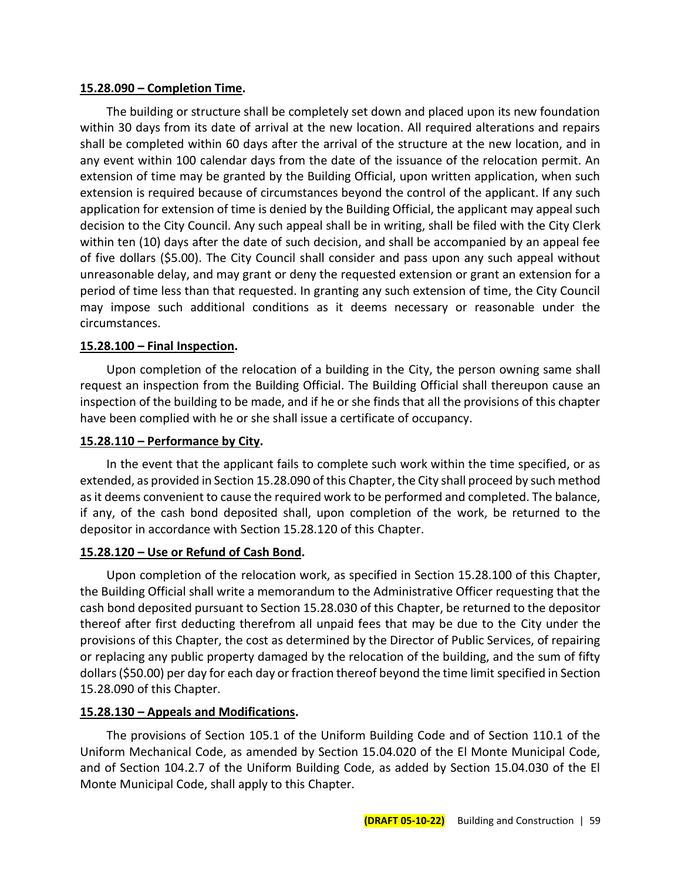**15.28.090 – Completion Time.**

The building or structure shall be completely set down and placed upon its new foundation within 30 days from its date of arrival at the new location. All required alterations and repairs shall be completed within 60 days after the arrival of the structure at the new location, and in any event within 100 calendar days from the date of the issuance of the relocation permit. An extension of time may be granted by the Building Official, upon written application, when such extension is required because of circumstances beyond the control of the applicant. If any such application for extension of time is denied by the Building Official, the applicant may appeal such decision to the City Council. Any such appeal shall be in writing, shall be filed with the City Clerk within ten (10) days after the date of such decision, and shall be accompanied by an appeal fee of five dollars ($5.00). The City Council shall consider and pass upon any such appeal without unreasonable delay, and may grant or deny the requested extension or grant an extension for a period of time less than that requested. In granting any such extension of time, the City Council may impose such additional conditions as it deems necessary or reasonable under the circumstances.

**15.28.100 – Final Inspection.**

Upon completion of the relocation of a building in the City, the person owning same shall request an inspection from the Building Official. The Building Official shall thereupon cause an inspection of the building to be made, and if he or she finds that all the provisions of this chapter have been complied with he or she shall issue a certificate of occupancy.

**15.28.110 – Performance by City.**

In the event that the applicant fails to complete such work within the time specified, or as extended, as provided in Section 15.28.090 of this Chapter, the City shall proceed by such method as it deems convenient to cause the required work to be performed and completed. The balance, if any, of the cash bond deposited shall, upon completion of the work, be returned to the depositor in accordance with Section 15.28.120 of this Chapter.

**15.28.120 – Use or Refund of Cash Bond.**

Upon completion of the relocation work, as specified in Section 15.28.100 of this Chapter, the Building Official shall write a memorandum to the Administrative Officer requesting that the cash bond deposited pursuant to Section 15.28.030 of this Chapter, be returned to the depositor thereof after first deducting therefrom all unpaid fees that may be due to the City under the provisions of this Chapter, the cost as determined by the Director of Public Services, of repairing or replacing any public property damaged by the relocation of the building, and the sum of fifty dollars ($50.00) per day for each day or fraction thereof beyond the time limit specified in Section 15.28.090 of this Chapter.

**15.28.130 – Appeals and Modifications.**

The provisions of Section 105.1 of the Uniform Building Code and of Section 110.1 of the Uniform Mechanical Code, as amended by Section 15.04.020 of the El Monte Municipal Code, and of Section 104.2.7 of the Uniform Building Code, as added by Section 15.04.030 of the El Monte Municipal Code, shall apply to this Chapter.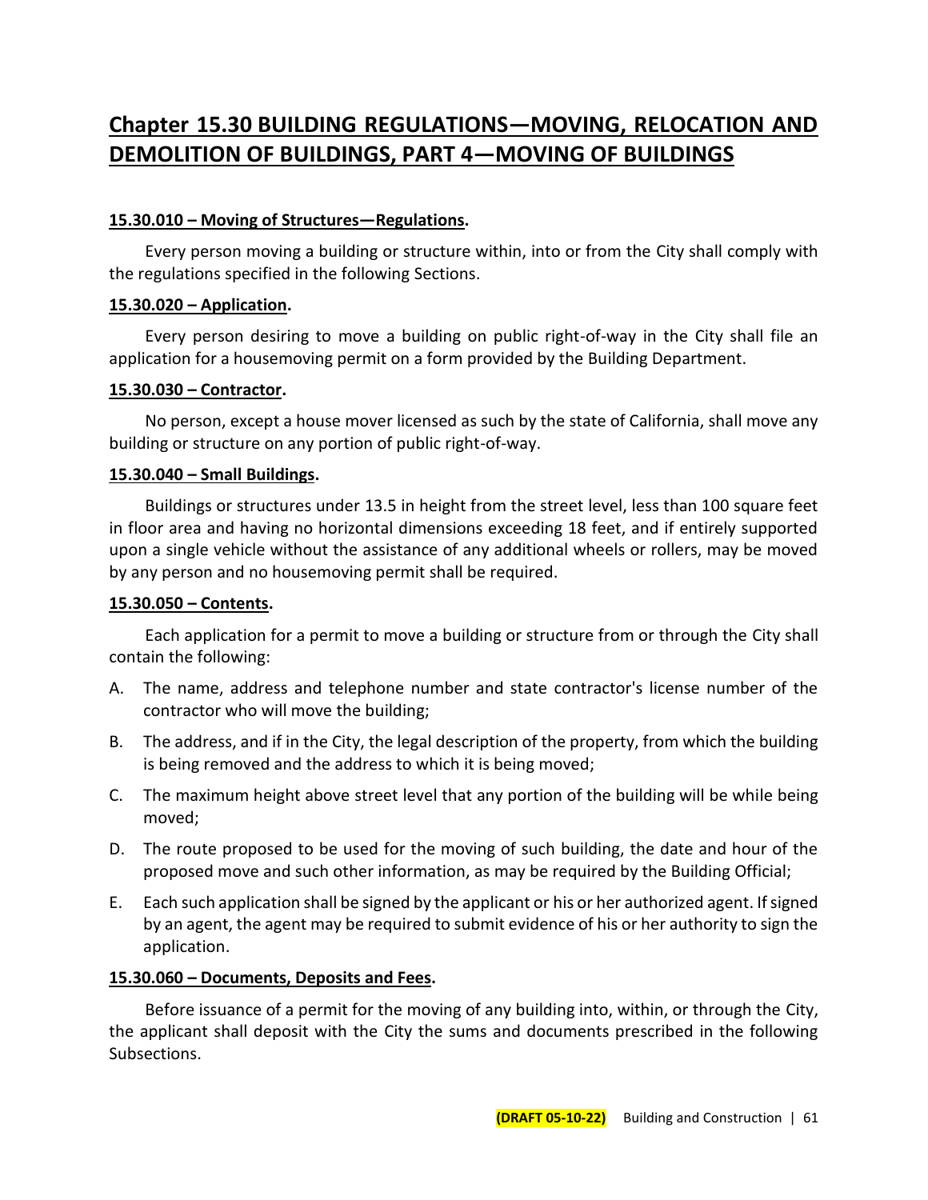# Chapter 15.30 BUILDING REGULATIONS—MOVING, RELOCATION AND DEMOLITION OF BUILDINGS, PART 4—MOVING OF BUILDINGS

**15.30.010 – Moving of Structures—Regulations.**

Every person moving a building or structure within, into or from the City shall comply with the regulations specified in the following Sections.

**15.30.020 – Application.**

Every person desiring to move a building on public right-of-way in the City shall file an application for a housemoving permit on a form provided by the Building Department.

**15.30.030 – Contractor.**

No person, except a house mover licensed as such by the state of California, shall move any building or structure on any portion of public right-of-way.

**15.30.040 – Small Buildings.**

Buildings or structures under 13.5 in height from the street level, less than 100 square feet in floor area and having no horizontal dimensions exceeding 18 feet, and if entirely supported upon a single vehicle without the assistance of any additional wheels or rollers, may be moved by any person and no housemoving permit shall be required.

**15.30.050 – Contents.**

Each application for a permit to move a building or structure from or through the City shall contain the following:

A. The name, address and telephone number and state contractor's license number of the contractor who will move the building;

B. The address, and if in the City, the legal description of the property, from which the building is being removed and the address to which it is being moved;

C. The maximum height above street level that any portion of the building will be while being moved;

D. The route proposed to be used for the moving of such building, the date and hour of the proposed move and such other information, as may be required by the Building Official;

E. Each such application shall be signed by the applicant or his or her authorized agent. If signed by an agent, the agent may be required to submit evidence of his or her authority to sign the application.

**15.30.060 – Documents, Deposits and Fees.**

Before issuance of a permit for the moving of any building into, within, or through the City, the applicant shall deposit with the City the sums and documents prescribed in the following Subsections.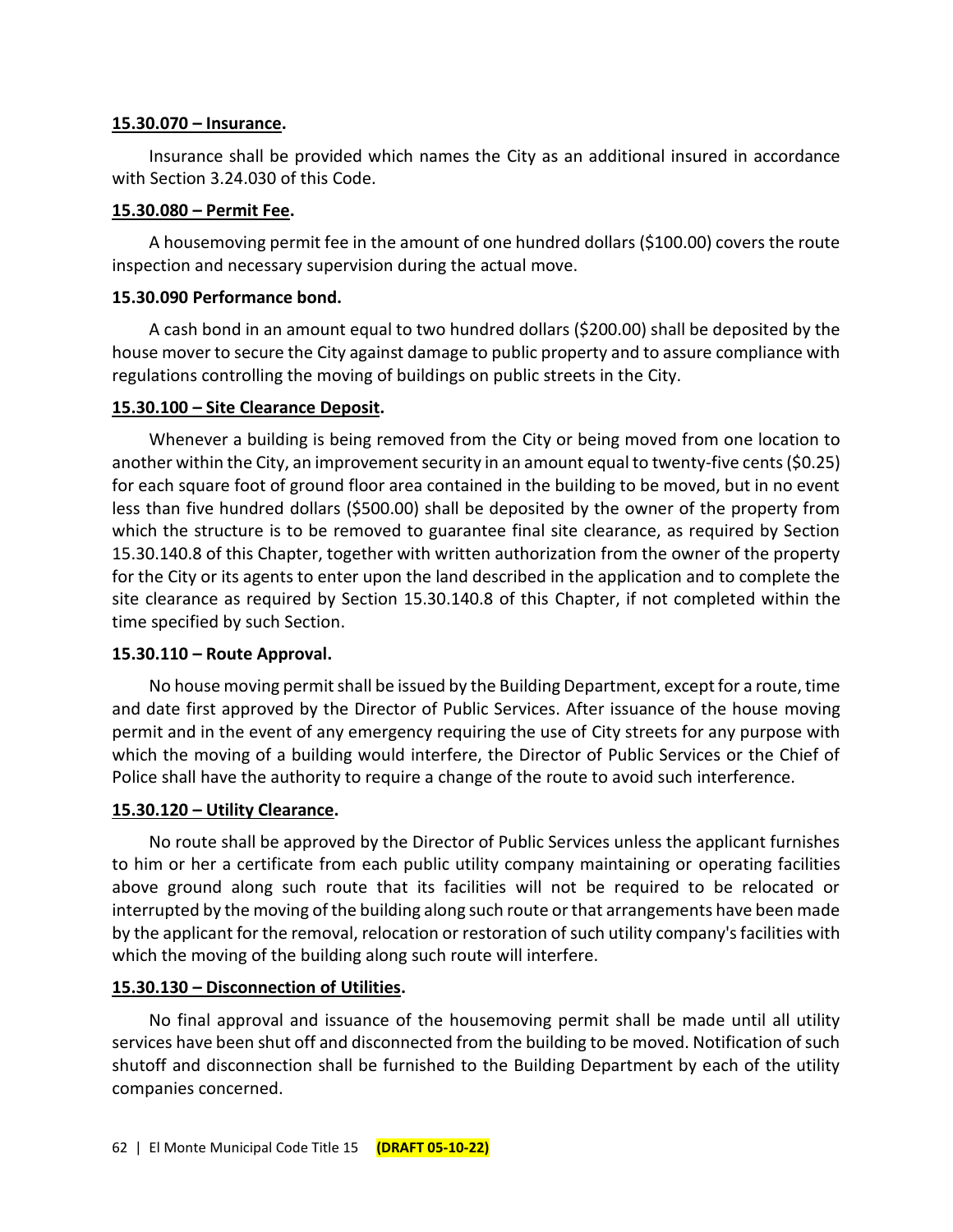**15.30.070 – Insurance.**

Insurance shall be provided which names the City as an additional insured in accordance with Section 3.24.030 of this Code.

**15.30.080 – Permit Fee.**

A housemoving permit fee in the amount of one hundred dollars ($100.00) covers the route inspection and necessary supervision during the actual move.

**15.30.090 Performance bond.**

A cash bond in an amount equal to two hundred dollars ($200.00) shall be deposited by the house mover to secure the City against damage to public property and to assure compliance with regulations controlling the moving of buildings on public streets in the City.

**15.30.100 – Site Clearance Deposit.**

Whenever a building is being removed from the City or being moved from one location to another within the City, an improvement security in an amount equal to twenty-five cents ($0.25) for each square foot of ground floor area contained in the building to be moved, but in no event less than five hundred dollars ($500.00) shall be deposited by the owner of the property from which the structure is to be removed to guarantee final site clearance, as required by Section 15.30.140.8 of this Chapter, together with written authorization from the owner of the property for the City or its agents to enter upon the land described in the application and to complete the site clearance as required by Section 15.30.140.8 of this Chapter, if not completed within the time specified by such Section.

**15.30.110 – Route Approval.**

No house moving permit shall be issued by the Building Department, except for a route, time and date first approved by the Director of Public Services. After issuance of the house moving permit and in the event of any emergency requiring the use of City streets for any purpose with which the moving of a building would interfere, the Director of Public Services or the Chief of Police shall have the authority to require a change of the route to avoid such interference.

**15.30.120 – Utility Clearance.**

No route shall be approved by the Director of Public Services unless the applicant furnishes to him or her a certificate from each public utility company maintaining or operating facilities above ground along such route that its facilities will not be required to be relocated or interrupted by the moving of the building along such route or that arrangements have been made by the applicant for the removal, relocation or restoration of such utility company's facilities with which the moving of the building along such route will interfere.

**15.30.130 – Disconnection of Utilities.**

No final approval and issuance of the housemoving permit shall be made until all utility services have been shut off and disconnected from the building to be moved. Notification of such shutoff and disconnection shall be furnished to the Building Department by each of the utility companies concerned.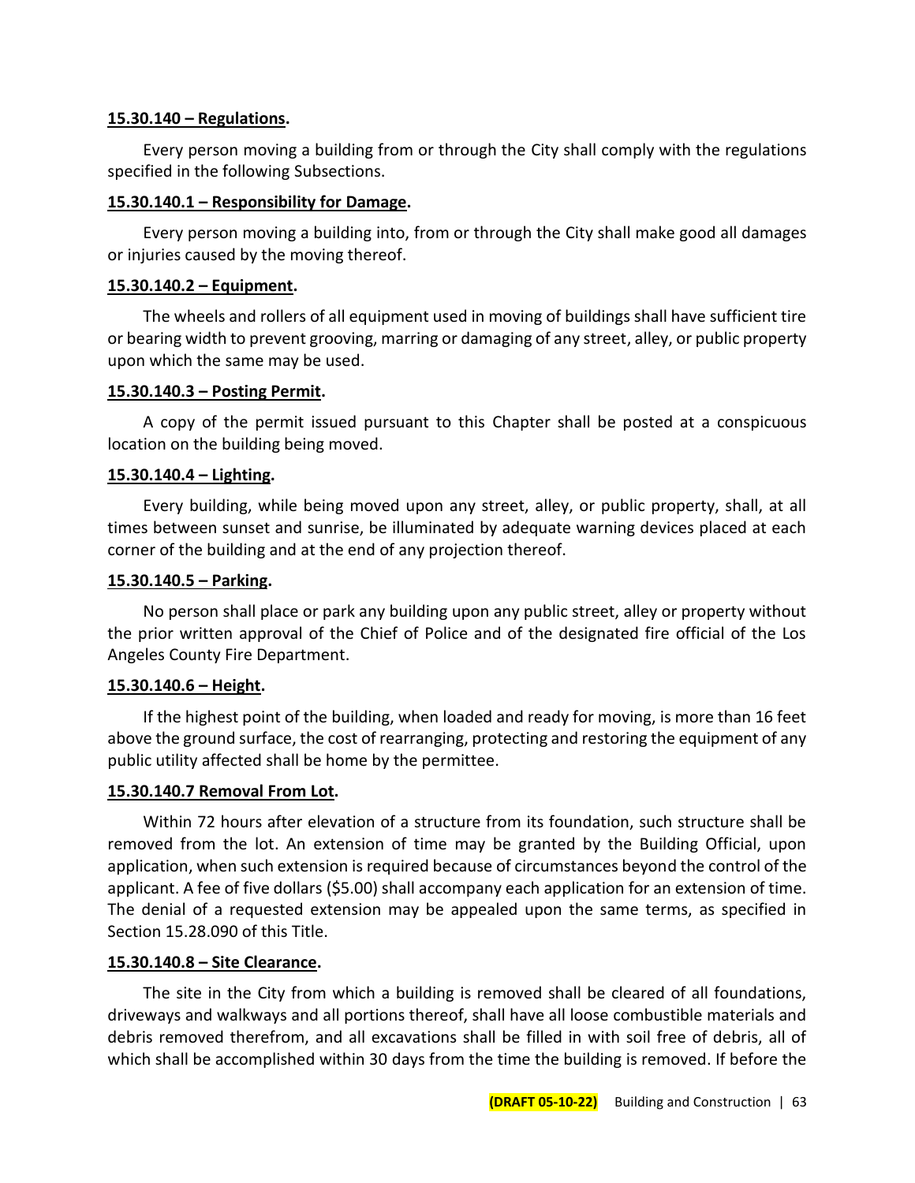**15.30.140 – Regulations.**

Every person moving a building from or through the City shall comply with the regulations specified in the following Subsections.

**15.30.140.1 – Responsibility for Damage.**

Every person moving a building into, from or through the City shall make good all damages or injuries caused by the moving thereof.

**15.30.140.2 – Equipment.**

The wheels and rollers of all equipment used in moving of buildings shall have sufficient tire or bearing width to prevent grooving, marring or damaging of any street, alley, or public property upon which the same may be used.

**15.30.140.3 – Posting Permit.**

A copy of the permit issued pursuant to this Chapter shall be posted at a conspicuous location on the building being moved.

**15.30.140.4 – Lighting.**

Every building, while being moved upon any street, alley, or public property, shall, at all times between sunset and sunrise, be illuminated by adequate warning devices placed at each corner of the building and at the end of any projection thereof.

**15.30.140.5 – Parking.**

No person shall place or park any building upon any public street, alley or property without the prior written approval of the Chief of Police and of the designated fire official of the Los Angeles County Fire Department.

**15.30.140.6 – Height.**

If the highest point of the building, when loaded and ready for moving, is more than 16 feet above the ground surface, the cost of rearranging, protecting and restoring the equipment of any public utility affected shall be home by the permittee.

**15.30.140.7 Removal From Lot.**

Within 72 hours after elevation of a structure from its foundation, such structure shall be removed from the lot. An extension of time may be granted by the Building Official, upon application, when such extension is required because of circumstances beyond the control of the applicant. A fee of five dollars ($5.00) shall accompany each application for an extension of time. The denial of a requested extension may be appealed upon the same terms, as specified in Section 15.28.090 of this Title.

**15.30.140.8 – Site Clearance.**

The site in the City from which a building is removed shall be cleared of all foundations, driveways and walkways and all portions thereof, shall have all loose combustible materials and debris removed therefrom, and all excavations shall be filled in with soil free of debris, all of which shall be accomplished within 30 days from the time the building is removed. If before the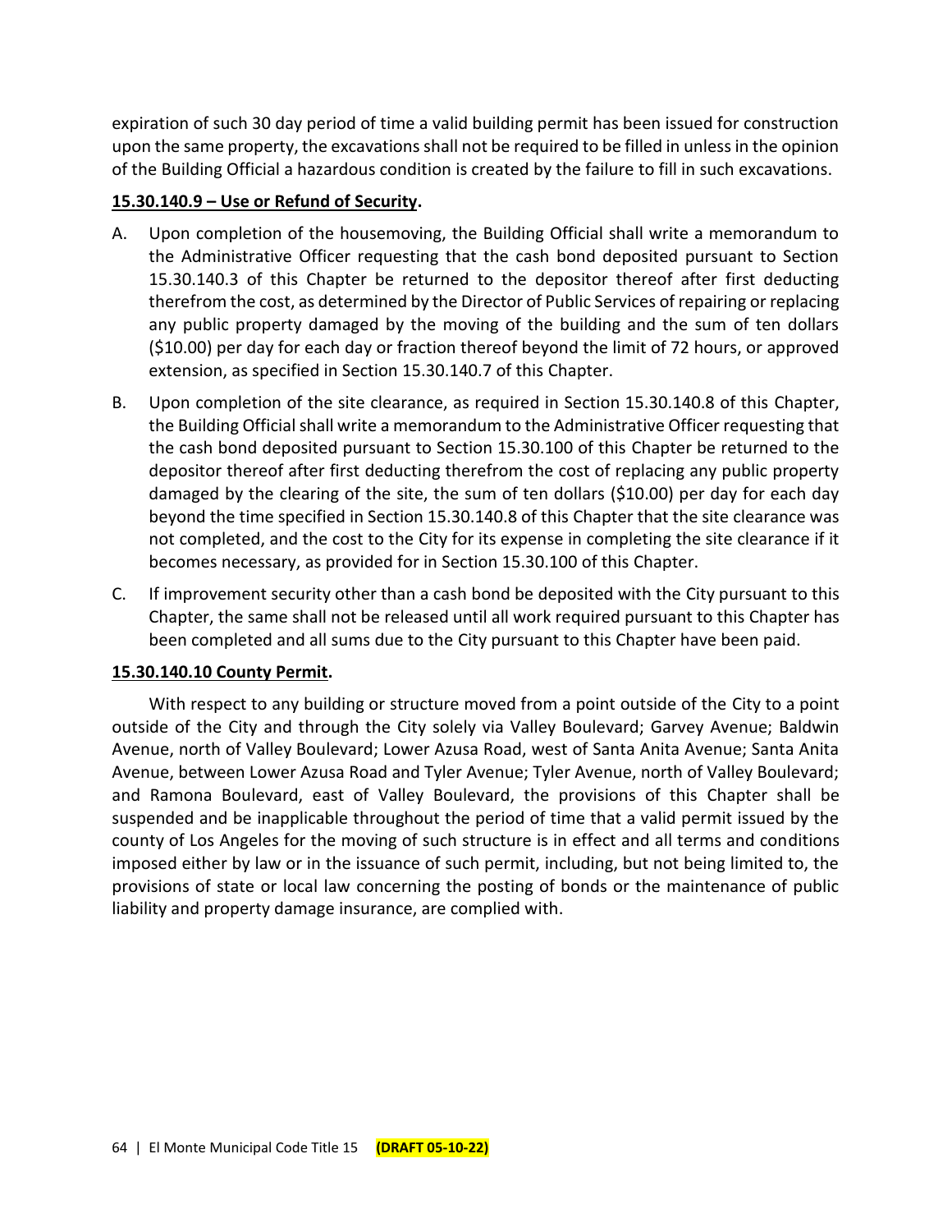expiration of such 30 day period of time a valid building permit has been issued for construction upon the same property, the excavations shall not be required to be filled in unless in the opinion of the Building Official a hazardous condition is created by the failure to fill in such excavations.

**<u>15.30.140.9 – Use or Refund of Security</u>.**

A. Upon completion of the housemoving, the Building Official shall write a memorandum to the Administrative Officer requesting that the cash bond deposited pursuant to Section 15.30.140.3 of this Chapter be returned to the depositor thereof after first deducting therefrom the cost, as determined by the Director of Public Services of repairing or replacing any public property damaged by the moving of the building and the sum of ten dollars ($10.00) per day for each day or fraction thereof beyond the limit of 72 hours, or approved extension, as specified in Section 15.30.140.7 of this Chapter.

B. Upon completion of the site clearance, as required in Section 15.30.140.8 of this Chapter, the Building Official shall write a memorandum to the Administrative Officer requesting that the cash bond deposited pursuant to Section 15.30.100 of this Chapter be returned to the depositor thereof after first deducting therefrom the cost of replacing any public property damaged by the clearing of the site, the sum of ten dollars ($10.00) per day for each day beyond the time specified in Section 15.30.140.8 of this Chapter that the site clearance was not completed, and the cost to the City for its expense in completing the site clearance if it becomes necessary, as provided for in Section 15.30.100 of this Chapter.

C. If improvement security other than a cash bond be deposited with the City pursuant to this Chapter, the same shall not be released until all work required pursuant to this Chapter has been completed and all sums due to the City pursuant to this Chapter have been paid.

**<u>15.30.140.10 County Permit</u>.**

With respect to any building or structure moved from a point outside of the City to a point outside of the City and through the City solely via Valley Boulevard; Garvey Avenue; Baldwin Avenue, north of Valley Boulevard; Lower Azusa Road, west of Santa Anita Avenue; Santa Anita Avenue, between Lower Azusa Road and Tyler Avenue; Tyler Avenue, north of Valley Boulevard; and Ramona Boulevard, east of Valley Boulevard, the provisions of this Chapter shall be suspended and be inapplicable throughout the period of time that a valid permit issued by the county of Los Angeles for the moving of such structure is in effect and all terms and conditions imposed either by law or in the issuance of such permit, including, but not being limited to, the provisions of state or local law concerning the posting of bonds or the maintenance of public liability and property damage insurance, are complied with.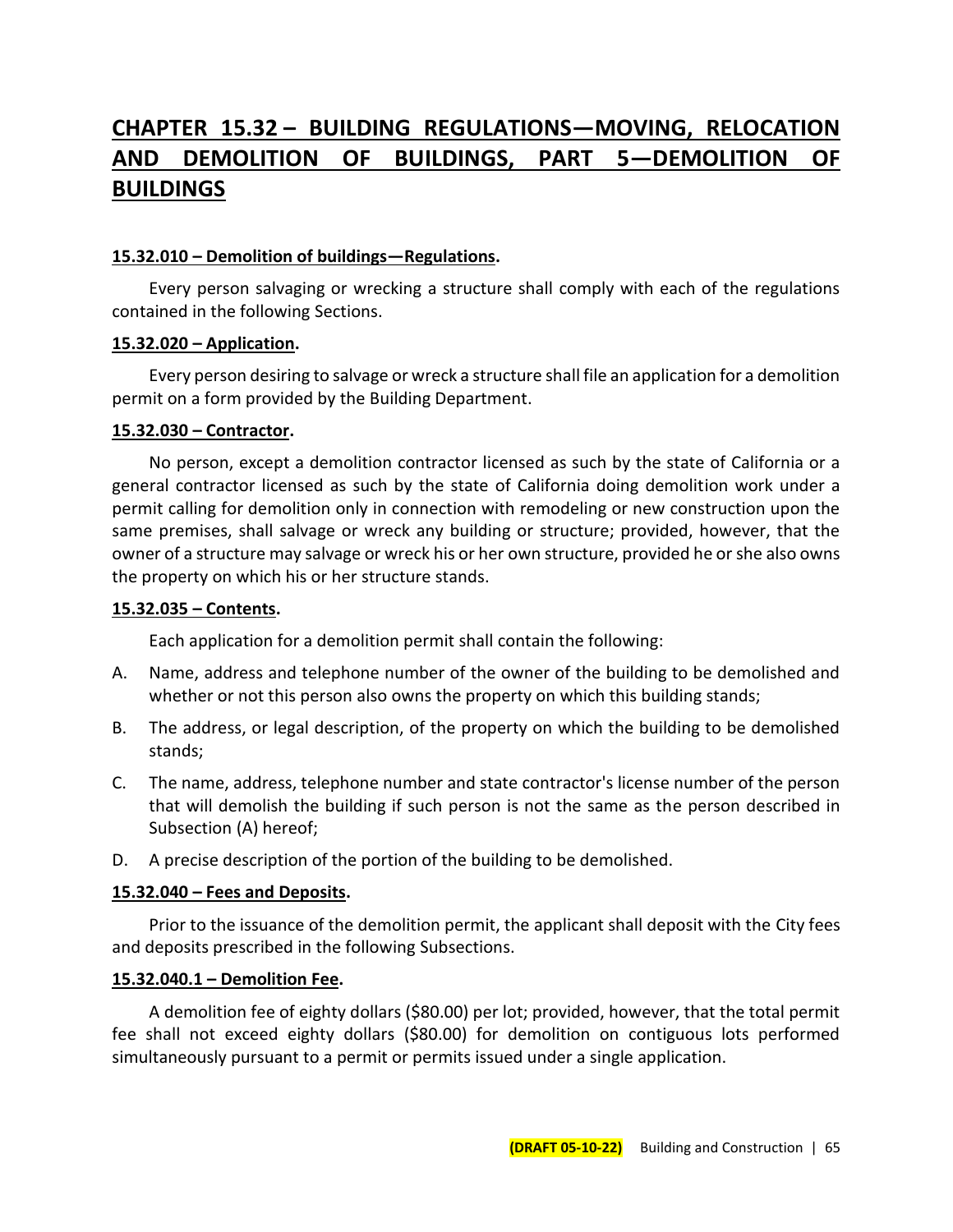# CHAPTER 15.32 – BUILDING REGULATIONS—MOVING, RELOCATION AND DEMOLITION OF BUILDINGS, PART 5—DEMOLITION OF BUILDINGS

### 15.32.010 – Demolition of buildings—Regulations.

Every person salvaging or wrecking a structure shall comply with each of the regulations contained in the following Sections.

### 15.32.020 – Application.

Every person desiring to salvage or wreck a structure shall file an application for a demolition permit on a form provided by the Building Department.

### 15.32.030 – Contractor.

No person, except a demolition contractor licensed as such by the state of California or a general contractor licensed as such by the state of California doing demolition work under a permit calling for demolition only in connection with remodeling or new construction upon the same premises, shall salvage or wreck any building or structure; provided, however, that the owner of a structure may salvage or wreck his or her own structure, provided he or she also owns the property on which his or her structure stands.

### 15.32.035 – Contents.

Each application for a demolition permit shall contain the following:

A. Name, address and telephone number of the owner of the building to be demolished and whether or not this person also owns the property on which this building stands;

B. The address, or legal description, of the property on which the building to be demolished stands;

C. The name, address, telephone number and state contractor's license number of the person that will demolish the building if such person is not the same as the person described in Subsection (A) hereof;

D. A precise description of the portion of the building to be demolished.

### 15.32.040 – Fees and Deposits.

Prior to the issuance of the demolition permit, the applicant shall deposit with the City fees and deposits prescribed in the following Subsections.

### 15.32.040.1 – Demolition Fee.

A demolition fee of eighty dollars ($80.00) per lot; provided, however, that the total permit fee shall not exceed eighty dollars ($80.00) for demolition on contiguous lots performed simultaneously pursuant to a permit or permits issued under a single application.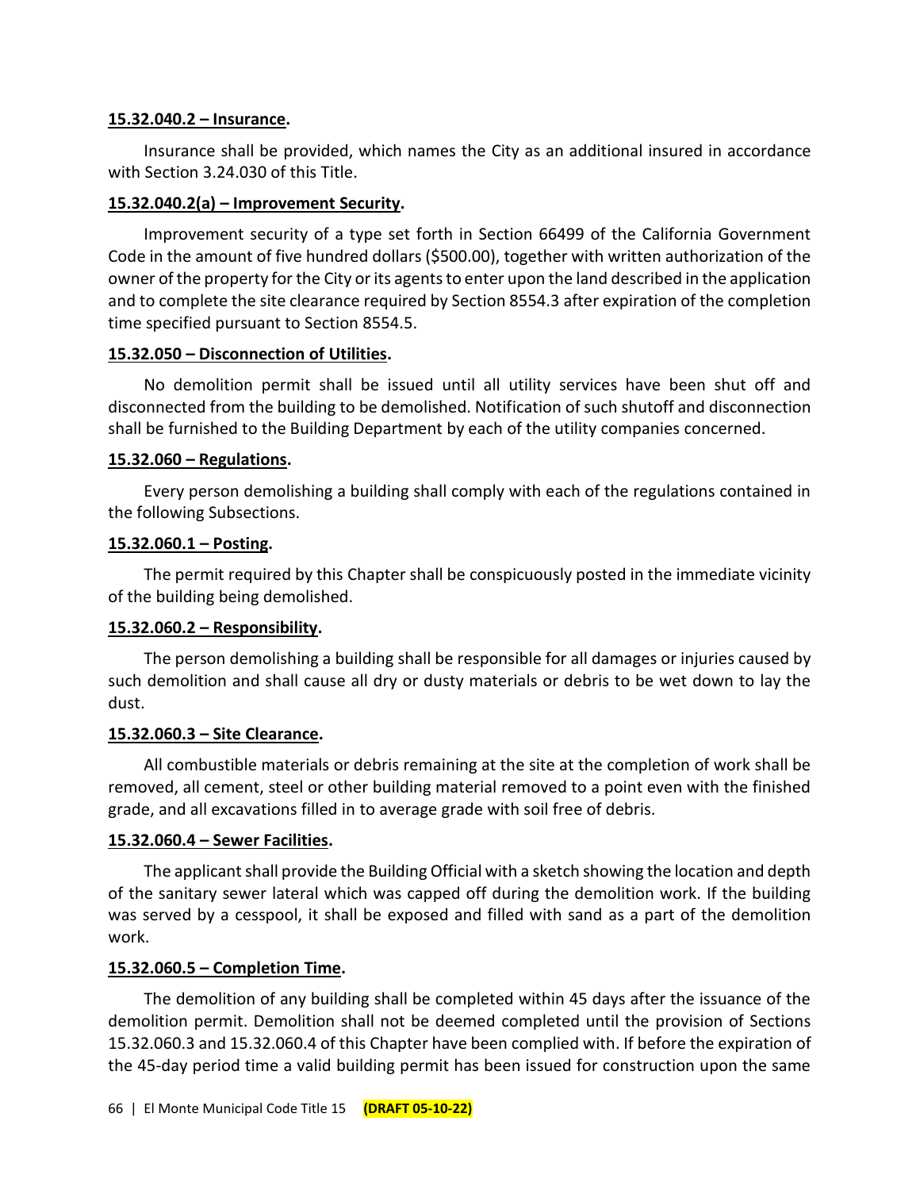**<u>15.32.040.2 – Insurance</u>.**

Insurance shall be provided, which names the City as an additional insured in accordance with Section 3.24.030 of this Title.

**<u>15.32.040.2(a) – Improvement Security</u>.**

Improvement security of a type set forth in Section 66499 of the California Government Code in the amount of five hundred dollars ($500.00), together with written authorization of the owner of the property for the City or its agents to enter upon the land described in the application and to complete the site clearance required by Section 8554.3 after expiration of the completion time specified pursuant to Section 8554.5.

**<u>15.32.050 – Disconnection of Utilities</u>.**

No demolition permit shall be issued until all utility services have been shut off and disconnected from the building to be demolished. Notification of such shutoff and disconnection shall be furnished to the Building Department by each of the utility companies concerned.

**<u>15.32.060 – Regulations</u>.**

Every person demolishing a building shall comply with each of the regulations contained in the following Subsections.

**<u>15.32.060.1 – Posting</u>.**

The permit required by this Chapter shall be conspicuously posted in the immediate vicinity of the building being demolished.

**<u>15.32.060.2 – Responsibility</u>.**

The person demolishing a building shall be responsible for all damages or injuries caused by such demolition and shall cause all dry or dusty materials or debris to be wet down to lay the dust.

**<u>15.32.060.3 – Site Clearance</u>.**

All combustible materials or debris remaining at the site at the completion of work shall be removed, all cement, steel or other building material removed to a point even with the finished grade, and all excavations filled in to average grade with soil free of debris.

**<u>15.32.060.4 – Sewer Facilities</u>.**

The applicant shall provide the Building Official with a sketch showing the location and depth of the sanitary sewer lateral which was capped off during the demolition work. If the building was served by a cesspool, it shall be exposed and filled with sand as a part of the demolition work.

**<u>15.32.060.5 – Completion Time</u>.**

The demolition of any building shall be completed within 45 days after the issuance of the demolition permit. Demolition shall not be deemed completed until the provision of Sections 15.32.060.3 and 15.32.060.4 of this Chapter have been complied with. If before the expiration of the 45-day period time a valid building permit has been issued for construction upon the same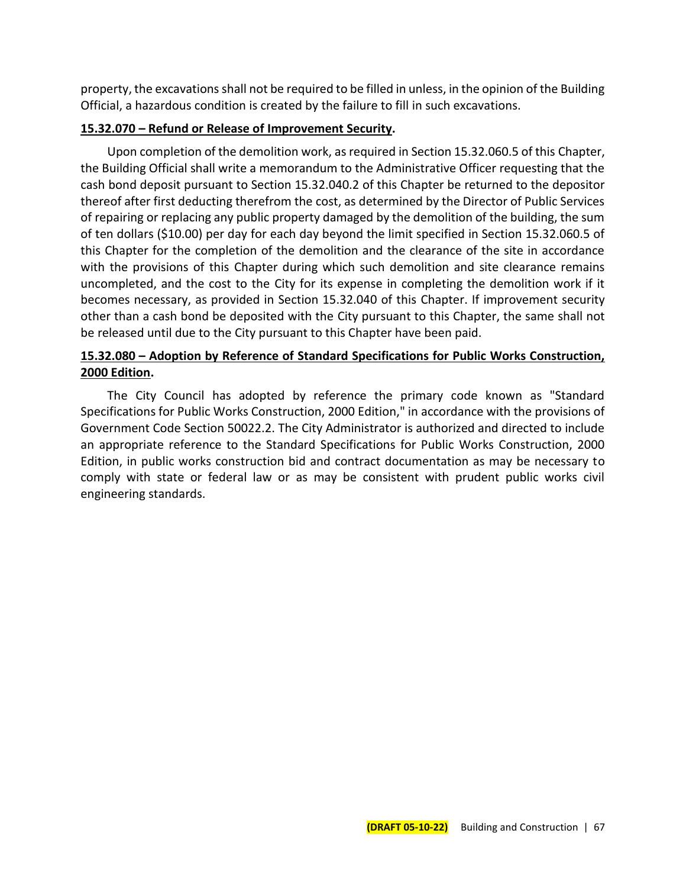property, the excavations shall not be required to be filled in unless, in the opinion of the Building Official, a hazardous condition is created by the failure to fill in such excavations.

**15.32.070 – Refund or Release of Improvement Security.**

Upon completion of the demolition work, as required in Section 15.32.060.5 of this Chapter, the Building Official shall write a memorandum to the Administrative Officer requesting that the cash bond deposit pursuant to Section 15.32.040.2 of this Chapter be returned to the depositor thereof after first deducting therefrom the cost, as determined by the Director of Public Services of repairing or replacing any public property damaged by the demolition of the building, the sum of ten dollars ($10.00) per day for each day beyond the limit specified in Section 15.32.060.5 of this Chapter for the completion of the demolition and the clearance of the site in accordance with the provisions of this Chapter during which such demolition and site clearance remains uncompleted, and the cost to the City for its expense in completing the demolition work if it becomes necessary, as provided in Section 15.32.040 of this Chapter. If improvement security other than a cash bond be deposited with the City pursuant to this Chapter, the same shall not be released until due to the City pursuant to this Chapter have been paid.

**15.32.080 – Adoption by Reference of Standard Specifications for Public Works Construction, 2000 Edition.**

The City Council has adopted by reference the primary code known as "Standard Specifications for Public Works Construction, 2000 Edition," in accordance with the provisions of Government Code Section 50022.2. The City Administrator is authorized and directed to include an appropriate reference to the Standard Specifications for Public Works Construction, 2000 Edition, in public works construction bid and contract documentation as may be necessary to comply with state or federal law or as may be consistent with prudent public works civil engineering standards.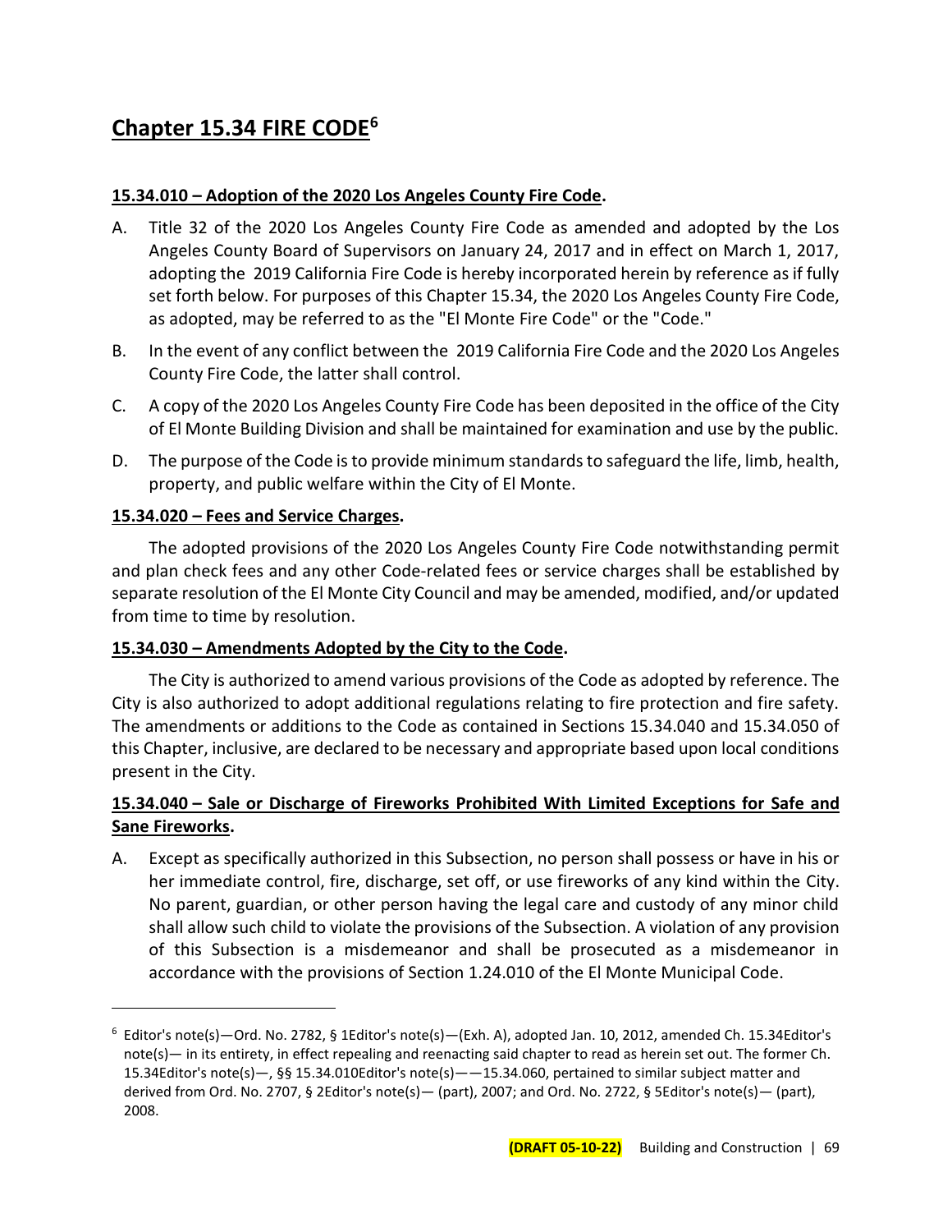# Chapter 15.34 FIRE CODE[6]

## 15.34.010 – Adoption of the 2020 Los Angeles County Fire Code.

A. Title 32 of the 2020 Los Angeles County Fire Code as amended and adopted by the Los Angeles County Board of Supervisors on January 24, 2017 and in effect on March 1, 2017, adopting the 2019 California Fire Code is hereby incorporated herein by reference as if fully set forth below. For purposes of this Chapter 15.34, the 2020 Los Angeles County Fire Code, as adopted, may be referred to as the "El Monte Fire Code" or the "Code."

B. In the event of any conflict between the 2019 California Fire Code and the 2020 Los Angeles County Fire Code, the latter shall control.

C. A copy of the 2020 Los Angeles County Fire Code has been deposited in the office of the City of El Monte Building Division and shall be maintained for examination and use by the public.

D. The purpose of the Code is to provide minimum standards to safeguard the life, limb, health, property, and public welfare within the City of El Monte.

## 15.34.020 – Fees and Service Charges.

The adopted provisions of the 2020 Los Angeles County Fire Code notwithstanding permit and plan check fees and any other Code-related fees or service charges shall be established by separate resolution of the El Monte City Council and may be amended, modified, and/or updated from time to time by resolution.

## 15.34.030 – Amendments Adopted by the City to the Code.

The City is authorized to amend various provisions of the Code as adopted by reference. The City is also authorized to adopt additional regulations relating to fire protection and fire safety. The amendments or additions to the Code as contained in Sections 15.34.040 and 15.34.050 of this Chapter, inclusive, are declared to be necessary and appropriate based upon local conditions present in the City.

## 15.34.040 – Sale or Discharge of Fireworks Prohibited With Limited Exceptions for Safe and Sane Fireworks.

A. Except as specifically authorized in this Subsection, no person shall possess or have in his or her immediate control, fire, discharge, set off, or use fireworks of any kind within the City. No parent, guardian, or other person having the legal care and custody of any minor child shall allow such child to violate the provisions of the Subsection. A violation of any provision of this Subsection is a misdemeanor and shall be prosecuted as a misdemeanor in accordance with the provisions of Section 1.24.010 of the El Monte Municipal Code.

---

[6] Editor's note(s)—Ord. No. 2782, § 1Editor's note(s)—(Exh. A), adopted Jan. 10, 2012, amended Ch. 15.34Editor's note(s)— in its entirety, in effect repealing and reenacting said chapter to read as herein set out. The former Ch. 15.34Editor's note(s)—, §§ 15.34.010Editor's note(s)——15.34.060, pertained to similar subject matter and derived from Ord. No. 2707, § 2Editor's note(s)— (part), 2007; and Ord. No. 2722, § 5Editor's note(s)— (part), 2008.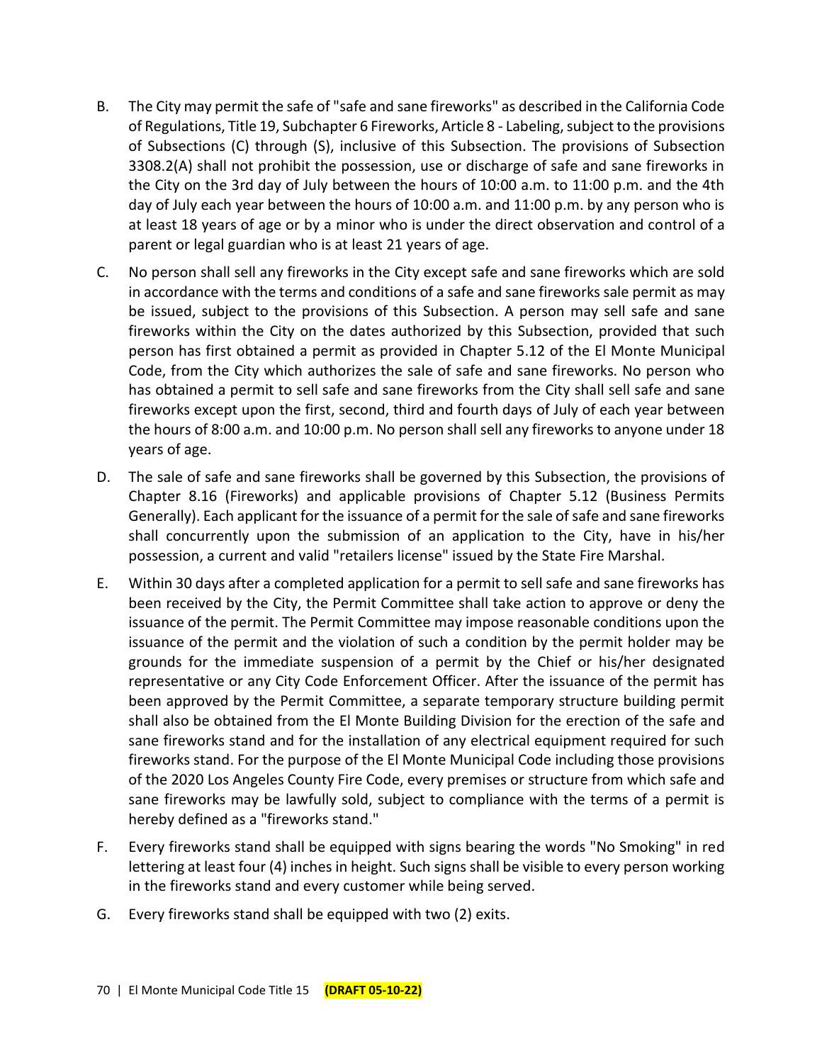B. The City may permit the safe of "safe and sane fireworks" as described in the California Code of Regulations, Title 19, Subchapter 6 Fireworks, Article 8 - Labeling, subject to the provisions of Subsections (C) through (S), inclusive of this Subsection. The provisions of Subsection 3308.2(A) shall not prohibit the possession, use or discharge of safe and sane fireworks in the City on the 3rd day of July between the hours of 10:00 a.m. to 11:00 p.m. and the 4th day of July each year between the hours of 10:00 a.m. and 11:00 p.m. by any person who is at least 18 years of age or by a minor who is under the direct observation and control of a parent or legal guardian who is at least 21 years of age.

C. No person shall sell any fireworks in the City except safe and sane fireworks which are sold in accordance with the terms and conditions of a safe and sane fireworks sale permit as may be issued, subject to the provisions of this Subsection. A person may sell safe and sane fireworks within the City on the dates authorized by this Subsection, provided that such person has first obtained a permit as provided in Chapter 5.12 of the El Monte Municipal Code, from the City which authorizes the sale of safe and sane fireworks. No person who has obtained a permit to sell safe and sane fireworks from the City shall sell safe and sane fireworks except upon the first, second, third and fourth days of July of each year between the hours of 8:00 a.m. and 10:00 p.m. No person shall sell any fireworks to anyone under 18 years of age.

D. The sale of safe and sane fireworks shall be governed by this Subsection, the provisions of Chapter 8.16 (Fireworks) and applicable provisions of Chapter 5.12 (Business Permits Generally). Each applicant for the issuance of a permit for the sale of safe and sane fireworks shall concurrently upon the submission of an application to the City, have in his/her possession, a current and valid "retailers license" issued by the State Fire Marshal.

E. Within 30 days after a completed application for a permit to sell safe and sane fireworks has been received by the City, the Permit Committee shall take action to approve or deny the issuance of the permit. The Permit Committee may impose reasonable conditions upon the issuance of the permit and the violation of such a condition by the permit holder may be grounds for the immediate suspension of a permit by the Chief or his/her designated representative or any City Code Enforcement Officer. After the issuance of the permit has been approved by the Permit Committee, a separate temporary structure building permit shall also be obtained from the El Monte Building Division for the erection of the safe and sane fireworks stand and for the installation of any electrical equipment required for such fireworks stand. For the purpose of the El Monte Municipal Code including those provisions of the 2020 Los Angeles County Fire Code, every premises or structure from which safe and sane fireworks may be lawfully sold, subject to compliance with the terms of a permit is hereby defined as a "fireworks stand."

F. Every fireworks stand shall be equipped with signs bearing the words "No Smoking" in red lettering at least four (4) inches in height. Such signs shall be visible to every person working in the fireworks stand and every customer while being served.

G. Every fireworks stand shall be equipped with two (2) exits.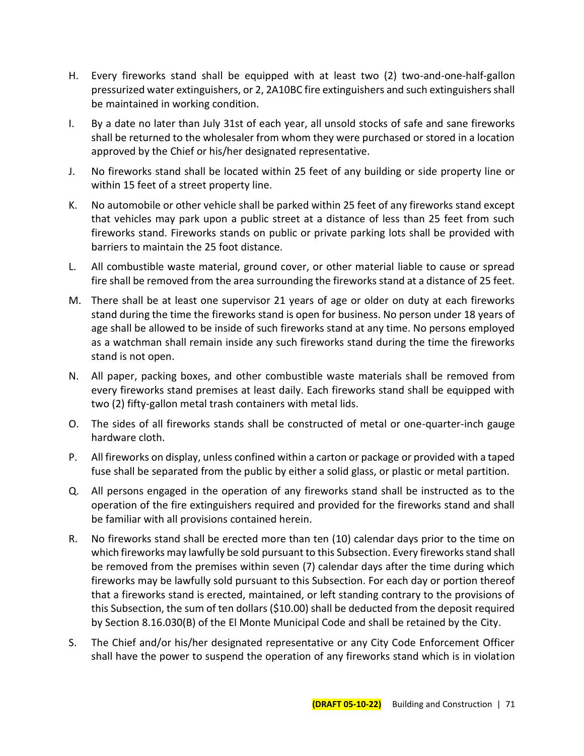H. Every fireworks stand shall be equipped with at least two (2) two-and-one-half-gallon pressurized water extinguishers, or 2, 2A10BC fire extinguishers and such extinguishers shall be maintained in working condition.

I. By a date no later than July 31st of each year, all unsold stocks of safe and sane fireworks shall be returned to the wholesaler from whom they were purchased or stored in a location approved by the Chief or his/her designated representative.

J. No fireworks stand shall be located within 25 feet of any building or side property line or within 15 feet of a street property line.

K. No automobile or other vehicle shall be parked within 25 feet of any fireworks stand except that vehicles may park upon a public street at a distance of less than 25 feet from such fireworks stand. Fireworks stands on public or private parking lots shall be provided with barriers to maintain the 25 foot distance.

L. All combustible waste material, ground cover, or other material liable to cause or spread fire shall be removed from the area surrounding the fireworks stand at a distance of 25 feet.

M. There shall be at least one supervisor 21 years of age or older on duty at each fireworks stand during the time the fireworks stand is open for business. No person under 18 years of age shall be allowed to be inside of such fireworks stand at any time. No persons employed as a watchman shall remain inside any such fireworks stand during the time the fireworks stand is not open.

N. All paper, packing boxes, and other combustible waste materials shall be removed from every fireworks stand premises at least daily. Each fireworks stand shall be equipped with two (2) fifty-gallon metal trash containers with metal lids.

O. The sides of all fireworks stands shall be constructed of metal or one-quarter-inch gauge hardware cloth.

P. All fireworks on display, unless confined within a carton or package or provided with a taped fuse shall be separated from the public by either a solid glass, or plastic or metal partition.

Q. All persons engaged in the operation of any fireworks stand shall be instructed as to the operation of the fire extinguishers required and provided for the fireworks stand and shall be familiar with all provisions contained herein.

R. No fireworks stand shall be erected more than ten (10) calendar days prior to the time on which fireworks may lawfully be sold pursuant to this Subsection. Every fireworks stand shall be removed from the premises within seven (7) calendar days after the time during which fireworks may be lawfully sold pursuant to this Subsection. For each day or portion thereof that a fireworks stand is erected, maintained, or left standing contrary to the provisions of this Subsection, the sum of ten dollars ($10.00) shall be deducted from the deposit required by Section 8.16.030(B) of the El Monte Municipal Code and shall be retained by the City.

S. The Chief and/or his/her designated representative or any City Code Enforcement Officer shall have the power to suspend the operation of any fireworks stand which is in violation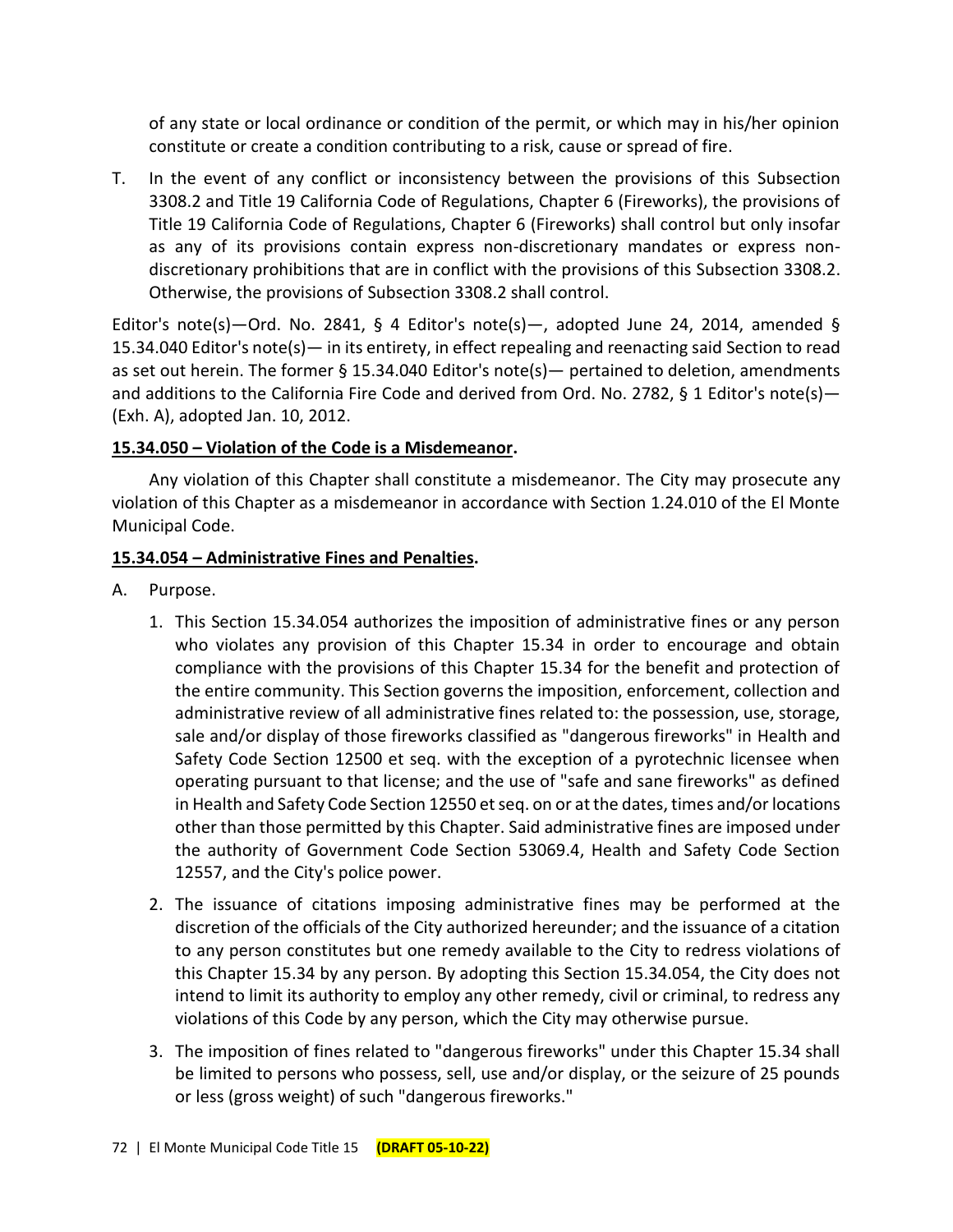of any state or local ordinance or condition of the permit, or which may in his/her opinion constitute or create a condition contributing to a risk, cause or spread of fire.

T. In the event of any conflict or inconsistency between the provisions of this Subsection 3308.2 and Title 19 California Code of Regulations, Chapter 6 (Fireworks), the provisions of Title 19 California Code of Regulations, Chapter 6 (Fireworks) shall control but only insofar as any of its provisions contain express non-discretionary mandates or express non-discretionary prohibitions that are in conflict with the provisions of this Subsection 3308.2. Otherwise, the provisions of Subsection 3308.2 shall control.

Editor's note(s)—Ord. No. 2841, § 4 Editor's note(s)—, adopted June 24, 2014, amended § 15.34.040 Editor's note(s)— in its entirety, in effect repealing and reenacting said Section to read as set out herein. The former § 15.34.040 Editor's note(s)— pertained to deletion, amendments and additions to the California Fire Code and derived from Ord. No. 2782, § 1 Editor's note(s)— (Exh. A), adopted Jan. 10, 2012.

**15.34.050 – Violation of the Code is a Misdemeanor.**

Any violation of this Chapter shall constitute a misdemeanor. The City may prosecute any violation of this Chapter as a misdemeanor in accordance with Section 1.24.010 of the El Monte Municipal Code.

**15.34.054 – Administrative Fines and Penalties.**

A. Purpose.

1. This Section 15.34.054 authorizes the imposition of administrative fines or any person who violates any provision of this Chapter 15.34 in order to encourage and obtain compliance with the provisions of this Chapter 15.34 for the benefit and protection of the entire community. This Section governs the imposition, enforcement, collection and administrative review of all administrative fines related to: the possession, use, storage, sale and/or display of those fireworks classified as "dangerous fireworks" in Health and Safety Code Section 12500 et seq. with the exception of a pyrotechnic licensee when operating pursuant to that license; and the use of "safe and sane fireworks" as defined in Health and Safety Code Section 12550 et seq. on or at the dates, times and/or locations other than those permitted by this Chapter. Said administrative fines are imposed under the authority of Government Code Section 53069.4, Health and Safety Code Section 12557, and the City's police power.

2. The issuance of citations imposing administrative fines may be performed at the discretion of the officials of the City authorized hereunder; and the issuance of a citation to any person constitutes but one remedy available to the City to redress violations of this Chapter 15.34 by any person. By adopting this Section 15.34.054, the City does not intend to limit its authority to employ any other remedy, civil or criminal, to redress any violations of this Code by any person, which the City may otherwise pursue.

3. The imposition of fines related to "dangerous fireworks" under this Chapter 15.34 shall be limited to persons who possess, sell, use and/or display, or the seizure of 25 pounds or less (gross weight) of such "dangerous fireworks."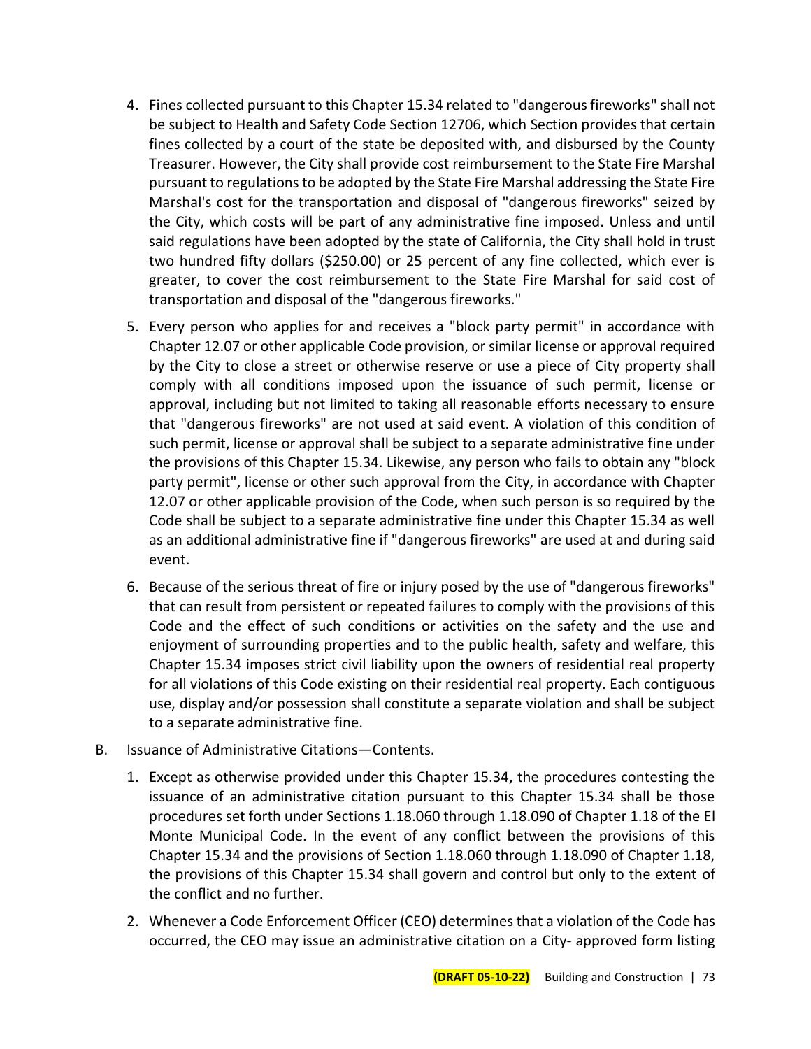4. Fines collected pursuant to this Chapter 15.34 related to "dangerous fireworks" shall not be subject to Health and Safety Code Section 12706, which Section provides that certain fines collected by a court of the state be deposited with, and disbursed by the County Treasurer. However, the City shall provide cost reimbursement to the State Fire Marshal pursuant to regulations to be adopted by the State Fire Marshal addressing the State Fire Marshal's cost for the transportation and disposal of "dangerous fireworks" seized by the City, which costs will be part of any administrative fine imposed. Unless and until said regulations have been adopted by the state of California, the City shall hold in trust two hundred fifty dollars ($250.00) or 25 percent of any fine collected, which ever is greater, to cover the cost reimbursement to the State Fire Marshal for said cost of transportation and disposal of the "dangerous fireworks."

5. Every person who applies for and receives a "block party permit" in accordance with Chapter 12.07 or other applicable Code provision, or similar license or approval required by the City to close a street or otherwise reserve or use a piece of City property shall comply with all conditions imposed upon the issuance of such permit, license or approval, including but not limited to taking all reasonable efforts necessary to ensure that "dangerous fireworks" are not used at said event. A violation of this condition of such permit, license or approval shall be subject to a separate administrative fine under the provisions of this Chapter 15.34. Likewise, any person who fails to obtain any "block party permit", license or other such approval from the City, in accordance with Chapter 12.07 or other applicable provision of the Code, when such person is so required by the Code shall be subject to a separate administrative fine under this Chapter 15.34 as well as an additional administrative fine if "dangerous fireworks" are used at and during said event.

6. Because of the serious threat of fire or injury posed by the use of "dangerous fireworks" that can result from persistent or repeated failures to comply with the provisions of this Code and the effect of such conditions or activities on the safety and the use and enjoyment of surrounding properties and to the public health, safety and welfare, this Chapter 15.34 imposes strict civil liability upon the owners of residential real property for all violations of this Code existing on their residential real property. Each contiguous use, display and/or possession shall constitute a separate violation and shall be subject to a separate administrative fine.

B. Issuance of Administrative Citations—Contents.

1. Except as otherwise provided under this Chapter 15.34, the procedures contesting the issuance of an administrative citation pursuant to this Chapter 15.34 shall be those procedures set forth under Sections 1.18.060 through 1.18.090 of Chapter 1.18 of the El Monte Municipal Code. In the event of any conflict between the provisions of this Chapter 15.34 and the provisions of Section 1.18.060 through 1.18.090 of Chapter 1.18, the provisions of this Chapter 15.34 shall govern and control but only to the extent of the conflict and no further.

2. Whenever a Code Enforcement Officer (CEO) determines that a violation of the Code has occurred, the CEO may issue an administrative citation on a City- approved form listing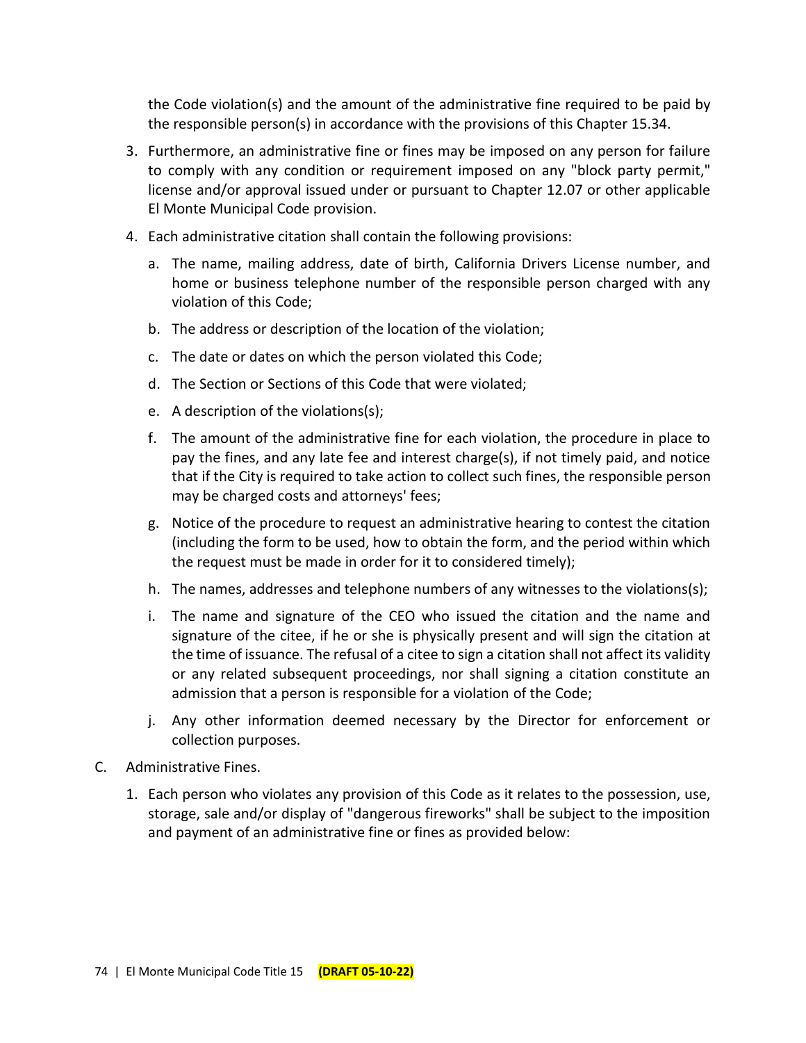the Code violation(s) and the amount of the administrative fine required to be paid by the responsible person(s) in accordance with the provisions of this Chapter 15.34.

3. Furthermore, an administrative fine or fines may be imposed on any person for failure to comply with any condition or requirement imposed on any "block party permit," license and/or approval issued under or pursuant to Chapter 12.07 or other applicable El Monte Municipal Code provision.

4. Each administrative citation shall contain the following provisions:

   a. The name, mailing address, date of birth, California Drivers License number, and home or business telephone number of the responsible person charged with any violation of this Code;

   b. The address or description of the location of the violation;

   c. The date or dates on which the person violated this Code;

   d. The Section or Sections of this Code that were violated;

   e. A description of the violations(s);

   f. The amount of the administrative fine for each violation, the procedure in place to pay the fines, and any late fee and interest charge(s), if not timely paid, and notice that if the City is required to take action to collect such fines, the responsible person may be charged costs and attorneys' fees;

   g. Notice of the procedure to request an administrative hearing to contest the citation (including the form to be used, how to obtain the form, and the period within which the request must be made in order for it to considered timely);

   h. The names, addresses and telephone numbers of any witnesses to the violations(s);

   i. The name and signature of the CEO who issued the citation and the name and signature of the citee, if he or she is physically present and will sign the citation at the time of issuance. The refusal of a citee to sign a citation shall not affect its validity or any related subsequent proceedings, nor shall signing a citation constitute an admission that a person is responsible for a violation of the Code;

   j. Any other information deemed necessary by the Director for enforcement or collection purposes.

C. Administrative Fines.

1. Each person who violates any provision of this Code as it relates to the possession, use, storage, sale and/or display of "dangerous fireworks" shall be subject to the imposition and payment of an administrative fine or fines as provided below: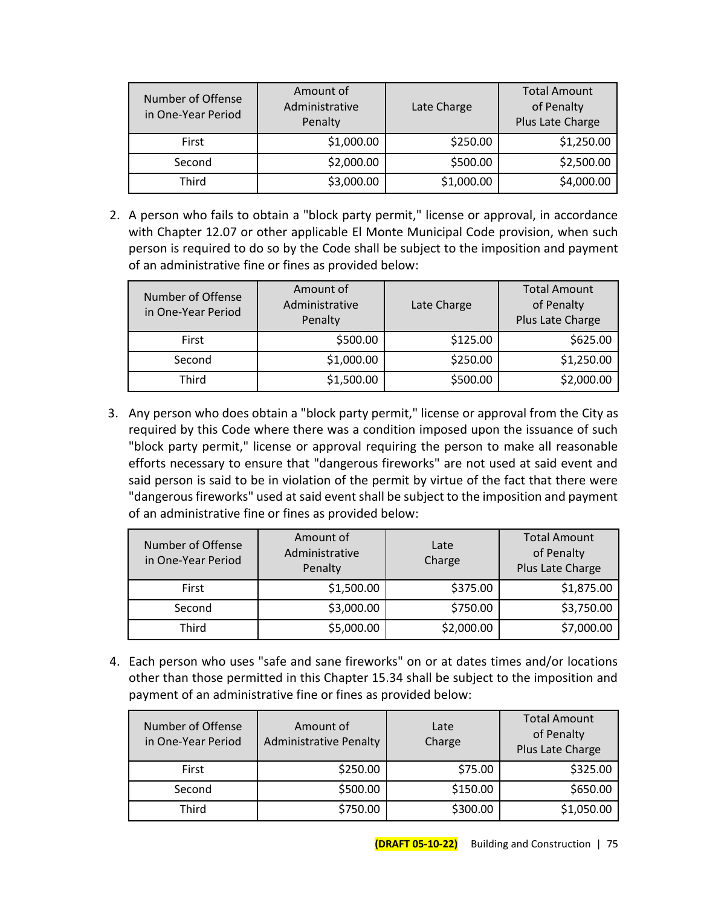| Number of Offense in One-Year Period | Amount of Administrative Penalty | Late Charge | Total Amount of Penalty Plus Late Charge |
|---|---|---|---|
| First | $1,000.00 | $250.00 | $1,250.00 |
| Second | $2,000.00 | $500.00 | $2,500.00 |
| Third | $3,000.00 | $1,000.00 | $4,000.00 |

2. A person who fails to obtain a "block party permit," license or approval, in accordance with Chapter 12.07 or other applicable El Monte Municipal Code provision, when such person is required to do so by the Code shall be subject to the imposition and payment of an administrative fine or fines as provided below:

| Number of Offense in One-Year Period | Amount of Administrative Penalty | Late Charge | Total Amount of Penalty Plus Late Charge |
|---|---|---|---|
| First | $500.00 | $125.00 | $625.00 |
| Second | $1,000.00 | $250.00 | $1,250.00 |
| Third | $1,500.00 | $500.00 | $2,000.00 |

3. Any person who does obtain a "block party permit," license or approval from the City as required by this Code where there was a condition imposed upon the issuance of such "block party permit," license or approval requiring the person to make all reasonable efforts necessary to ensure that "dangerous fireworks" are not used at said event and said person is said to be in violation of the permit by virtue of the fact that there were "dangerous fireworks" used at said event shall be subject to the imposition and payment of an administrative fine or fines as provided below:

| Number of Offense in One-Year Period | Amount of Administrative Penalty | Late Charge | Total Amount of Penalty Plus Late Charge |
|---|---|---|---|
| First | $1,500.00 | $375.00 | $1,875.00 |
| Second | $3,000.00 | $750.00 | $3,750.00 |
| Third | $5,000.00 | $2,000.00 | $7,000.00 |

4. Each person who uses "safe and sane fireworks" on or at dates times and/or locations other than those permitted in this Chapter 15.34 shall be subject to the imposition and payment of an administrative fine or fines as provided below:

| Number of Offense in One-Year Period | Amount of Administrative Penalty | Late Charge | Total Amount of Penalty Plus Late Charge |
|---|---|---|---|
| First | $250.00 | $75.00 | $325.00 |
| Second | $500.00 | $150.00 | $650.00 |
| Third | $750.00 | $300.00 | $1,050.00 |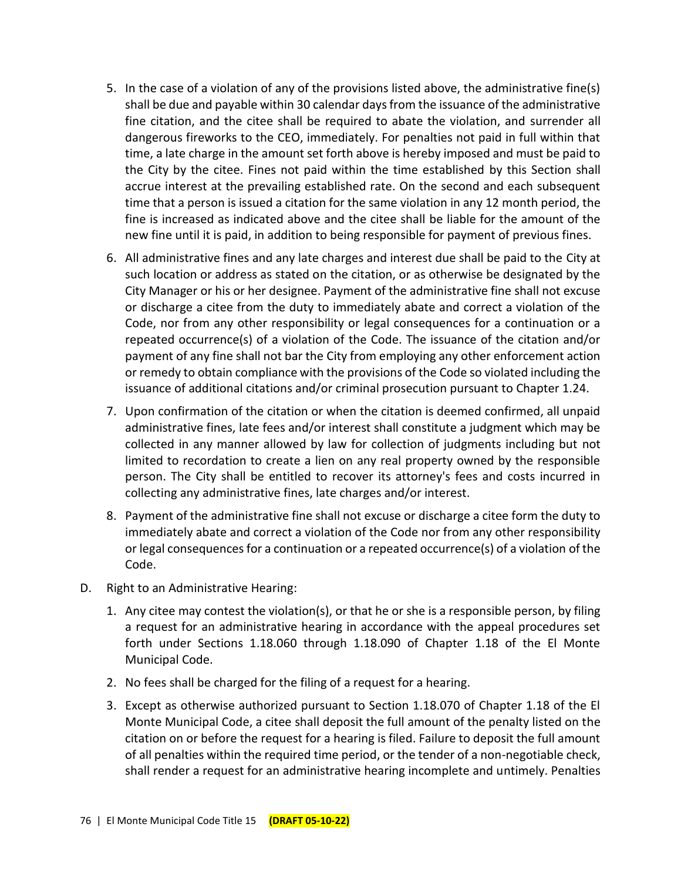5. In the case of a violation of any of the provisions listed above, the administrative fine(s) shall be due and payable within 30 calendar days from the issuance of the administrative fine citation, and the citee shall be required to abate the violation, and surrender all dangerous fireworks to the CEO, immediately. For penalties not paid in full within that time, a late charge in the amount set forth above is hereby imposed and must be paid to the City by the citee. Fines not paid within the time established by this Section shall accrue interest at the prevailing established rate. On the second and each subsequent time that a person is issued a citation for the same violation in any 12 month period, the fine is increased as indicated above and the citee shall be liable for the amount of the new fine until it is paid, in addition to being responsible for payment of previous fines.

6. All administrative fines and any late charges and interest due shall be paid to the City at such location or address as stated on the citation, or as otherwise be designated by the City Manager or his or her designee. Payment of the administrative fine shall not excuse or discharge a citee from the duty to immediately abate and correct a violation of the Code, nor from any other responsibility or legal consequences for a continuation or a repeated occurrence(s) of a violation of the Code. The issuance of the citation and/or payment of any fine shall not bar the City from employing any other enforcement action or remedy to obtain compliance with the provisions of the Code so violated including the issuance of additional citations and/or criminal prosecution pursuant to Chapter 1.24.

7. Upon confirmation of the citation or when the citation is deemed confirmed, all unpaid administrative fines, late fees and/or interest shall constitute a judgment which may be collected in any manner allowed by law for collection of judgments including but not limited to recordation to create a lien on any real property owned by the responsible person. The City shall be entitled to recover its attorney's fees and costs incurred in collecting any administrative fines, late charges and/or interest.

8. Payment of the administrative fine shall not excuse or discharge a citee form the duty to immediately abate and correct a violation of the Code nor from any other responsibility or legal consequences for a continuation or a repeated occurrence(s) of a violation of the Code.

D. Right to an Administrative Hearing:

1. Any citee may contest the violation(s), or that he or she is a responsible person, by filing a request for an administrative hearing in accordance with the appeal procedures set forth under Sections 1.18.060 through 1.18.090 of Chapter 1.18 of the El Monte Municipal Code.

2. No fees shall be charged for the filing of a request for a hearing.

3. Except as otherwise authorized pursuant to Section 1.18.070 of Chapter 1.18 of the El Monte Municipal Code, a citee shall deposit the full amount of the penalty listed on the citation on or before the request for a hearing is filed. Failure to deposit the full amount of all penalties within the required time period, or the tender of a non-negotiable check, shall render a request for an administrative hearing incomplete and untimely. Penalties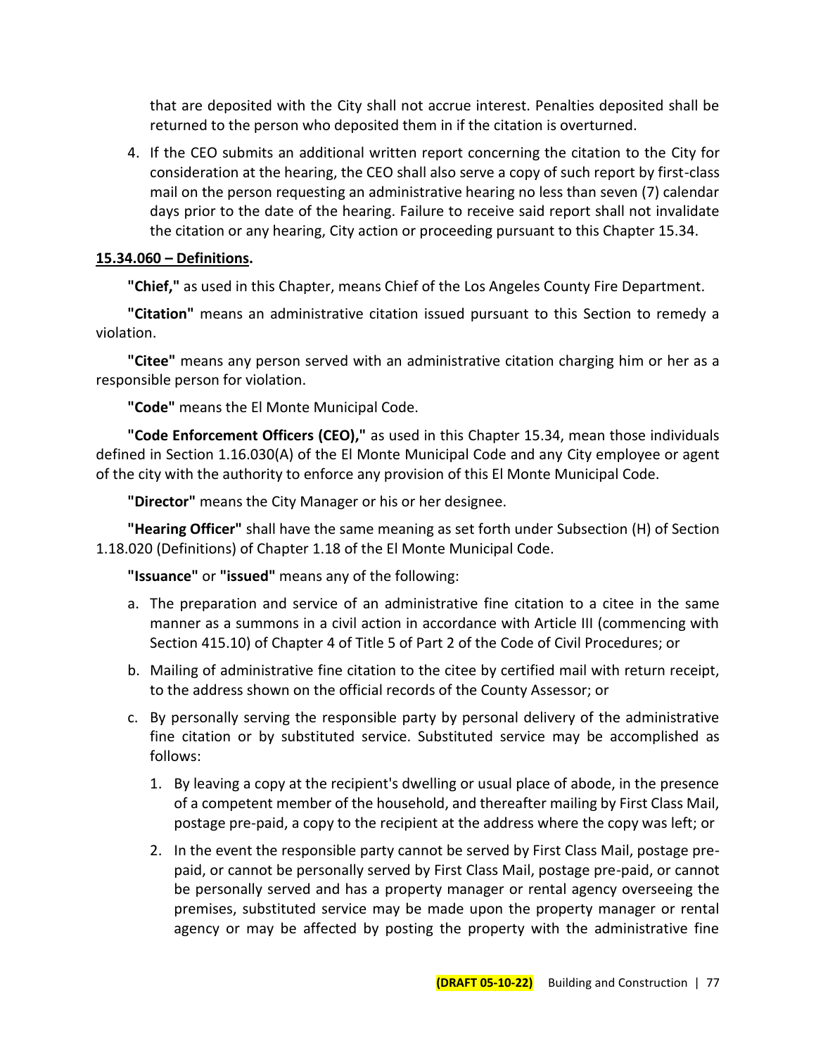that are deposited with the City shall not accrue interest. Penalties deposited shall be returned to the person who deposited them in if the citation is overturned.

4. If the CEO submits an additional written report concerning the citation to the City for consideration at the hearing, the CEO shall also serve a copy of such report by first-class mail on the person requesting an administrative hearing no less than seven (7) calendar days prior to the date of the hearing. Failure to receive said report shall not invalidate the citation or any hearing, City action or proceeding pursuant to this Chapter 15.34.

**15.34.060 – Definitions.**

**"Chief,"** as used in this Chapter, means Chief of the Los Angeles County Fire Department.

**"Citation"** means an administrative citation issued pursuant to this Section to remedy a violation.

**"Citee"** means any person served with an administrative citation charging him or her as a responsible person for violation.

**"Code"** means the El Monte Municipal Code.

**"Code Enforcement Officers (CEO),"** as used in this Chapter 15.34, mean those individuals defined in Section 1.16.030(A) of the El Monte Municipal Code and any City employee or agent of the city with the authority to enforce any provision of this El Monte Municipal Code.

**"Director"** means the City Manager or his or her designee.

**"Hearing Officer"** shall have the same meaning as set forth under Subsection (H) of Section 1.18.020 (Definitions) of Chapter 1.18 of the El Monte Municipal Code.

**"Issuance"** or **"issued"** means any of the following:

a. The preparation and service of an administrative fine citation to a citee in the same manner as a summons in a civil action in accordance with Article III (commencing with Section 415.10) of Chapter 4 of Title 5 of Part 2 of the Code of Civil Procedures; or

b. Mailing of administrative fine citation to the citee by certified mail with return receipt, to the address shown on the official records of the County Assessor; or

c. By personally serving the responsible party by personal delivery of the administrative fine citation or by substituted service. Substituted service may be accomplished as follows:

   1. By leaving a copy at the recipient's dwelling or usual place of abode, in the presence of a competent member of the household, and thereafter mailing by First Class Mail, postage pre-paid, a copy to the recipient at the address where the copy was left; or

   2. In the event the responsible party cannot be served by First Class Mail, postage pre-paid, or cannot be personally served by First Class Mail, postage pre-paid, or cannot be personally served and has a property manager or rental agency overseeing the premises, substituted service may be made upon the property manager or rental agency or may be affected by posting the property with the administrative fine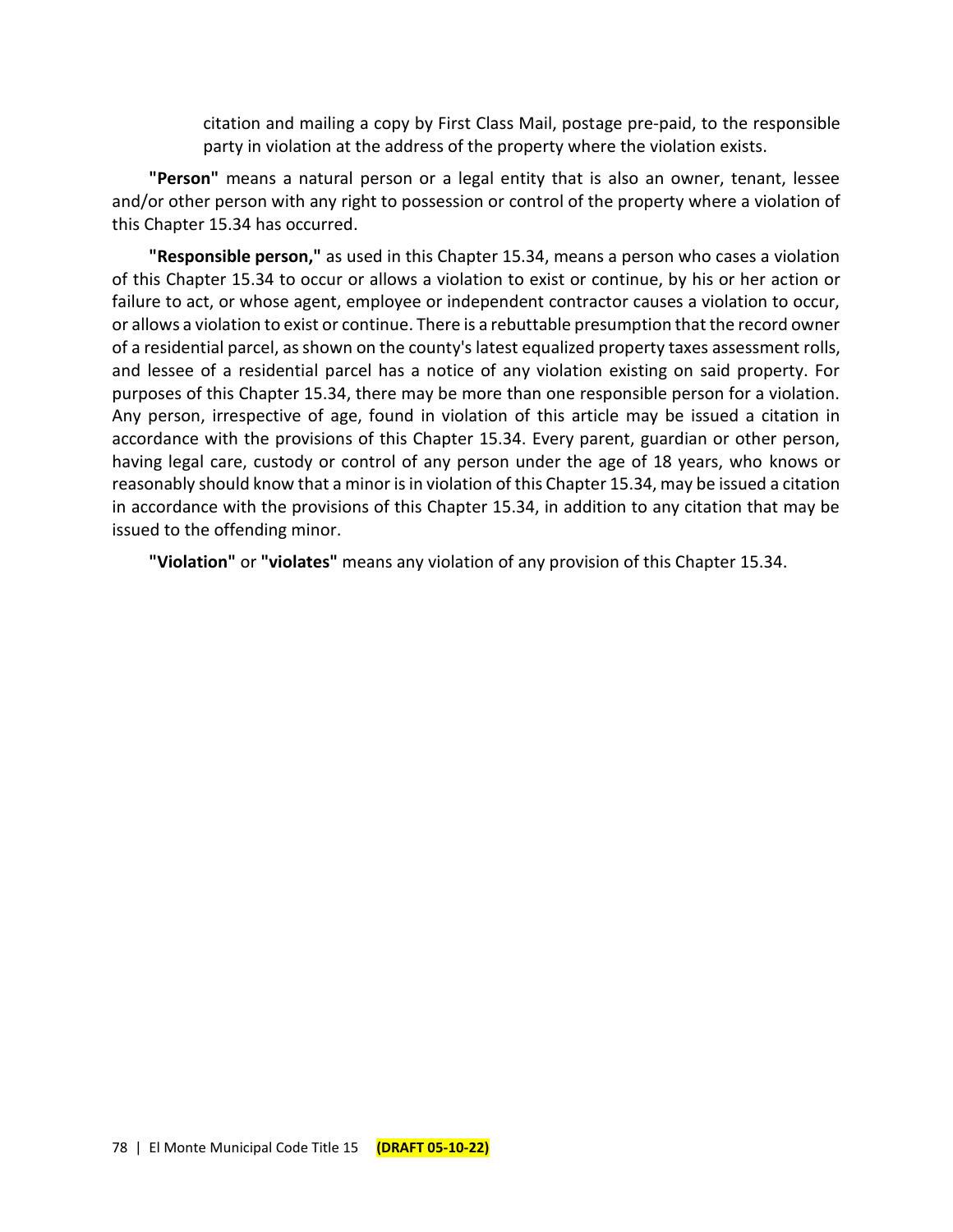citation and mailing a copy by First Class Mail, postage pre-paid, to the responsible party in violation at the address of the property where the violation exists.

**"Person"** means a natural person or a legal entity that is also an owner, tenant, lessee and/or other person with any right to possession or control of the property where a violation of this Chapter 15.34 has occurred.

**"Responsible person,"** as used in this Chapter 15.34, means a person who cases a violation of this Chapter 15.34 to occur or allows a violation to exist or continue, by his or her action or failure to act, or whose agent, employee or independent contractor causes a violation to occur, or allows a violation to exist or continue. There is a rebuttable presumption that the record owner of a residential parcel, as shown on the county's latest equalized property taxes assessment rolls, and lessee of a residential parcel has a notice of any violation existing on said property. For purposes of this Chapter 15.34, there may be more than one responsible person for a violation. Any person, irrespective of age, found in violation of this article may be issued a citation in accordance with the provisions of this Chapter 15.34. Every parent, guardian or other person, having legal care, custody or control of any person under the age of 18 years, who knows or reasonably should know that a minor is in violation of this Chapter 15.34, may be issued a citation in accordance with the provisions of this Chapter 15.34, in addition to any citation that may be issued to the offending minor.

**"Violation"** or **"violates"** means any violation of any provision of this Chapter 15.34.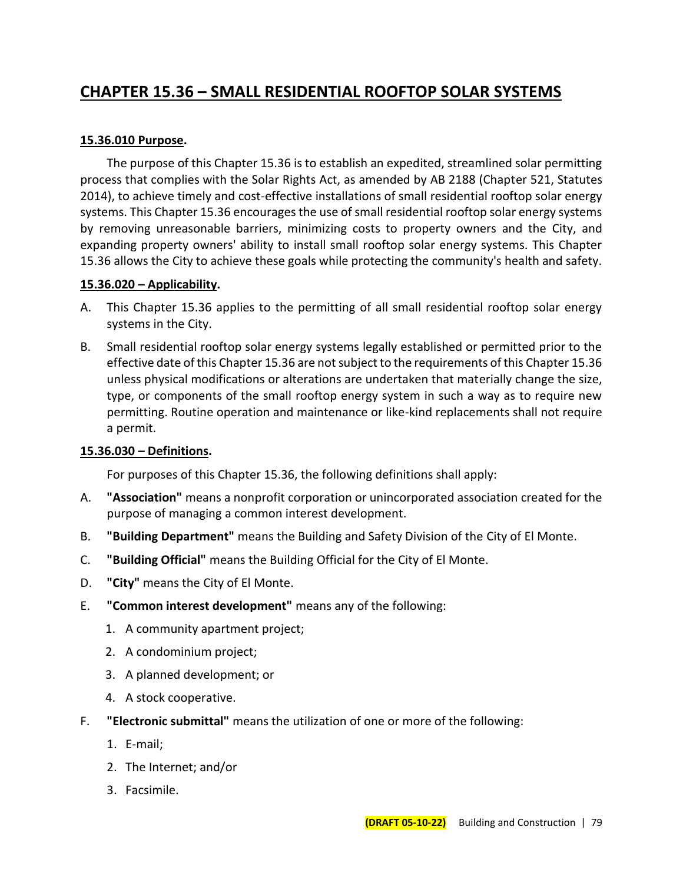# CHAPTER 15.36 – SMALL RESIDENTIAL ROOFTOP SOLAR SYSTEMS

## 15.36.010 Purpose.

The purpose of this Chapter 15.36 is to establish an expedited, streamlined solar permitting process that complies with the Solar Rights Act, as amended by AB 2188 (Chapter 521, Statutes 2014), to achieve timely and cost-effective installations of small residential rooftop solar energy systems. This Chapter 15.36 encourages the use of small residential rooftop solar energy systems by removing unreasonable barriers, minimizing costs to property owners and the City, and expanding property owners' ability to install small rooftop solar energy systems. This Chapter 15.36 allows the City to achieve these goals while protecting the community's health and safety.

## 15.36.020 – Applicability.

A. This Chapter 15.36 applies to the permitting of all small residential rooftop solar energy systems in the City.

B. Small residential rooftop solar energy systems legally established or permitted prior to the effective date of this Chapter 15.36 are not subject to the requirements of this Chapter 15.36 unless physical modifications or alterations are undertaken that materially change the size, type, or components of the small rooftop energy system in such a way as to require new permitting. Routine operation and maintenance or like-kind replacements shall not require a permit.

## 15.36.030 – Definitions.

For purposes of this Chapter 15.36, the following definitions shall apply:

A. **"Association"** means a nonprofit corporation or unincorporated association created for the purpose of managing a common interest development.

B. **"Building Department"** means the Building and Safety Division of the City of El Monte.

C. **"Building Official"** means the Building Official for the City of El Monte.

D. **"City"** means the City of El Monte.

E. **"Common interest development"** means any of the following:

   1. A community apartment project;
   2. A condominium project;
   3. A planned development; or
   4. A stock cooperative.

F. **"Electronic submittal"** means the utilization of one or more of the following:

   1. E-mail;
   2. The Internet; and/or
   3. Facsimile.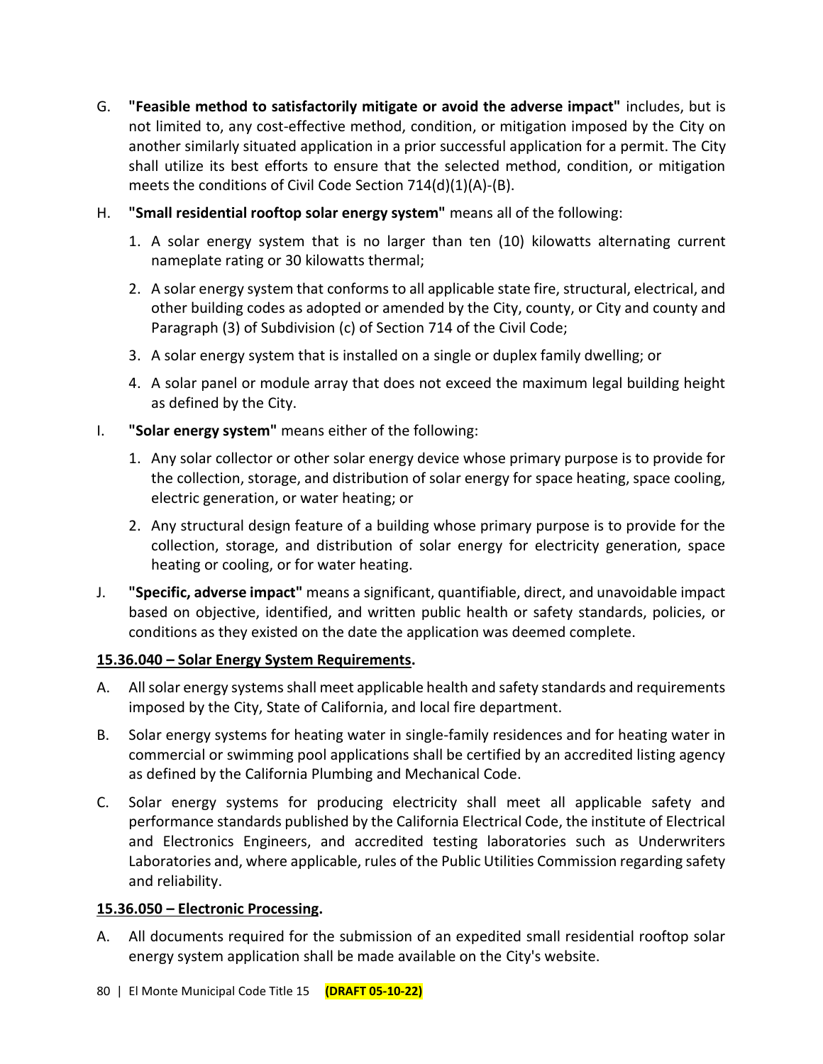G. **"Feasible method to satisfactorily mitigate or avoid the adverse impact"** includes, but is not limited to, any cost-effective method, condition, or mitigation imposed by the City on another similarly situated application in a prior successful application for a permit. The City shall utilize its best efforts to ensure that the selected method, condition, or mitigation meets the conditions of Civil Code Section 714(d)(1)(A)-(B).

H. **"Small residential rooftop solar energy system"** means all of the following:

   1. A solar energy system that is no larger than ten (10) kilowatts alternating current nameplate rating or 30 kilowatts thermal;
   2. A solar energy system that conforms to all applicable state fire, structural, electrical, and other building codes as adopted or amended by the City, county, or City and county and Paragraph (3) of Subdivision (c) of Section 714 of the Civil Code;
   3. A solar energy system that is installed on a single or duplex family dwelling; or
   4. A solar panel or module array that does not exceed the maximum legal building height as defined by the City.

I. **"Solar energy system"** means either of the following:

   1. Any solar collector or other solar energy device whose primary purpose is to provide for the collection, storage, and distribution of solar energy for space heating, space cooling, electric generation, or water heating; or
   2. Any structural design feature of a building whose primary purpose is to provide for the collection, storage, and distribution of solar energy for electricity generation, space heating or cooling, or for water heating.

J. **"Specific, adverse impact"** means a significant, quantifiable, direct, and unavoidable impact based on objective, identified, and written public health or safety standards, policies, or conditions as they existed on the date the application was deemed complete.

**15.36.040 – Solar Energy System Requirements.**

A. All solar energy systems shall meet applicable health and safety standards and requirements imposed by the City, State of California, and local fire department.

B. Solar energy systems for heating water in single-family residences and for heating water in commercial or swimming pool applications shall be certified by an accredited listing agency as defined by the California Plumbing and Mechanical Code.

C. Solar energy systems for producing electricity shall meet all applicable safety and performance standards published by the California Electrical Code, the institute of Electrical and Electronics Engineers, and accredited testing laboratories such as Underwriters Laboratories and, where applicable, rules of the Public Utilities Commission regarding safety and reliability.

**15.36.050 – Electronic Processing.**

A. All documents required for the submission of an expedited small residential rooftop solar energy system application shall be made available on the City's website.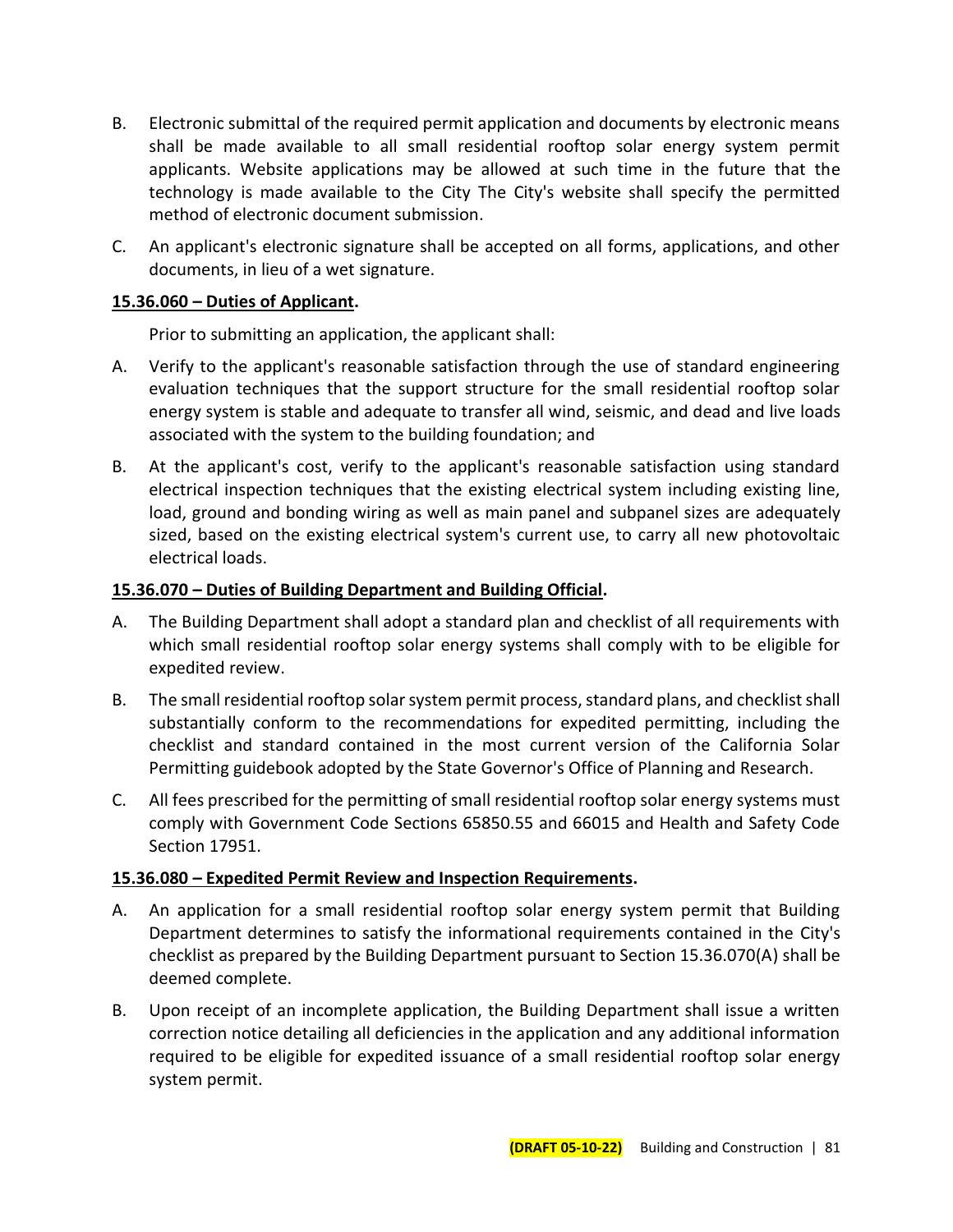B. Electronic submittal of the required permit application and documents by electronic means shall be made available to all small residential rooftop solar energy system permit applicants. Website applications may be allowed at such time in the future that the technology is made available to the City The City's website shall specify the permitted method of electronic document submission.

C. An applicant's electronic signature shall be accepted on all forms, applications, and other documents, in lieu of a wet signature.

**15.36.060 – Duties of Applicant.**

Prior to submitting an application, the applicant shall:

A. Verify to the applicant's reasonable satisfaction through the use of standard engineering evaluation techniques that the support structure for the small residential rooftop solar energy system is stable and adequate to transfer all wind, seismic, and dead and live loads associated with the system to the building foundation; and

B. At the applicant's cost, verify to the applicant's reasonable satisfaction using standard electrical inspection techniques that the existing electrical system including existing line, load, ground and bonding wiring as well as main panel and subpanel sizes are adequately sized, based on the existing electrical system's current use, to carry all new photovoltaic electrical loads.

**15.36.070 – Duties of Building Department and Building Official.**

A. The Building Department shall adopt a standard plan and checklist of all requirements with which small residential rooftop solar energy systems shall comply with to be eligible for expedited review.

B. The small residential rooftop solar system permit process, standard plans, and checklist shall substantially conform to the recommendations for expedited permitting, including the checklist and standard contained in the most current version of the California Solar Permitting guidebook adopted by the State Governor's Office of Planning and Research.

C. All fees prescribed for the permitting of small residential rooftop solar energy systems must comply with Government Code Sections 65850.55 and 66015 and Health and Safety Code Section 17951.

**15.36.080 – Expedited Permit Review and Inspection Requirements.**

A. An application for a small residential rooftop solar energy system permit that Building Department determines to satisfy the informational requirements contained in the City's checklist as prepared by the Building Department pursuant to Section 15.36.070(A) shall be deemed complete.

B. Upon receipt of an incomplete application, the Building Department shall issue a written correction notice detailing all deficiencies in the application and any additional information required to be eligible for expedited issuance of a small residential rooftop solar energy system permit.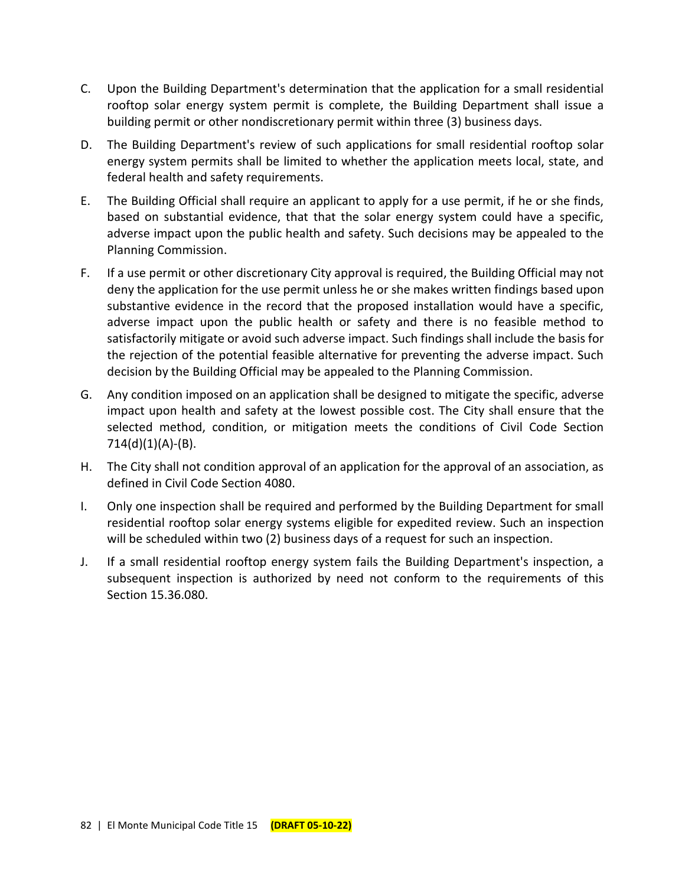C. Upon the Building Department's determination that the application for a small residential rooftop solar energy system permit is complete, the Building Department shall issue a building permit or other nondiscretionary permit within three (3) business days.

D. The Building Department's review of such applications for small residential rooftop solar energy system permits shall be limited to whether the application meets local, state, and federal health and safety requirements.

E. The Building Official shall require an applicant to apply for a use permit, if he or she finds, based on substantial evidence, that that the solar energy system could have a specific, adverse impact upon the public health and safety. Such decisions may be appealed to the Planning Commission.

F. If a use permit or other discretionary City approval is required, the Building Official may not deny the application for the use permit unless he or she makes written findings based upon substantive evidence in the record that the proposed installation would have a specific, adverse impact upon the public health or safety and there is no feasible method to satisfactorily mitigate or avoid such adverse impact. Such findings shall include the basis for the rejection of the potential feasible alternative for preventing the adverse impact. Such decision by the Building Official may be appealed to the Planning Commission.

G. Any condition imposed on an application shall be designed to mitigate the specific, adverse impact upon health and safety at the lowest possible cost. The City shall ensure that the selected method, condition, or mitigation meets the conditions of Civil Code Section 714(d)(1)(A)-(B).

H. The City shall not condition approval of an application for the approval of an association, as defined in Civil Code Section 4080.

I. Only one inspection shall be required and performed by the Building Department for small residential rooftop solar energy systems eligible for expedited review. Such an inspection will be scheduled within two (2) business days of a request for such an inspection.

J. If a small residential rooftop energy system fails the Building Department's inspection, a subsequent inspection is authorized by need not conform to the requirements of this Section 15.36.080.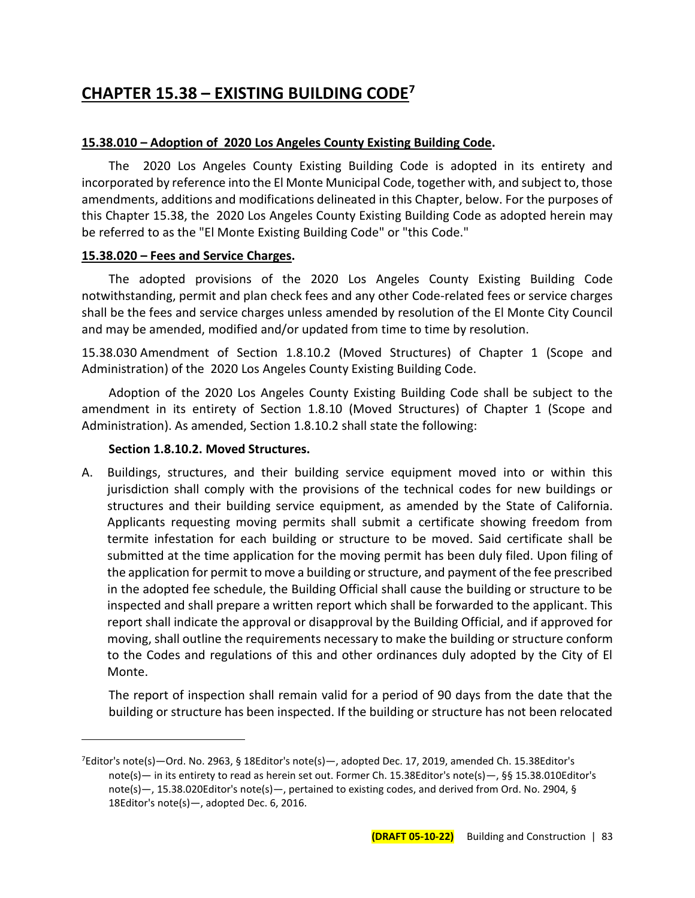## CHAPTER 15.38 – EXISTING BUILDING CODE[7]

**15.38.010 – Adoption of 2020 Los Angeles County Existing Building Code.**

The 2020 Los Angeles County Existing Building Code is adopted in its entirety and incorporated by reference into the El Monte Municipal Code, together with, and subject to, those amendments, additions and modifications delineated in this Chapter, below. For the purposes of this Chapter 15.38, the 2020 Los Angeles County Existing Building Code as adopted herein may be referred to as the "El Monte Existing Building Code" or "this Code."

**15.38.020 – Fees and Service Charges.**

The adopted provisions of the 2020 Los Angeles County Existing Building Code notwithstanding, permit and plan check fees and any other Code-related fees or service charges shall be the fees and service charges unless amended by resolution of the El Monte City Council and may be amended, modified and/or updated from time to time by resolution.

15.38.030 Amendment of Section 1.8.10.2 (Moved Structures) of Chapter 1 (Scope and Administration) of the 2020 Los Angeles County Existing Building Code.

Adoption of the 2020 Los Angeles County Existing Building Code shall be subject to the amendment in its entirety of Section 1.8.10 (Moved Structures) of Chapter 1 (Scope and Administration). As amended, Section 1.8.10.2 shall state the following:

**Section 1.8.10.2. Moved Structures.**

A. Buildings, structures, and their building service equipment moved into or within this jurisdiction shall comply with the provisions of the technical codes for new buildings or structures and their building service equipment, as amended by the State of California. Applicants requesting moving permits shall submit a certificate showing freedom from termite infestation for each building or structure to be moved. Said certificate shall be submitted at the time application for the moving permit has been duly filed. Upon filing of the application for permit to move a building or structure, and payment of the fee prescribed in the adopted fee schedule, the Building Official shall cause the building or structure to be inspected and shall prepare a written report which shall be forwarded to the applicant. This report shall indicate the approval or disapproval by the Building Official, and if approved for moving, shall outline the requirements necessary to make the building or structure conform to the Codes and regulations of this and other ordinances duly adopted by the City of El Monte.

   The report of inspection shall remain valid for a period of 90 days from the date that the building or structure has been inspected. If the building or structure has not been relocated

---

[7] Editor's note(s)—Ord. No. 2963, § 18Editor's note(s)—, adopted Dec. 17, 2019, amended Ch. 15.38Editor's note(s)— in its entirety to read as herein set out. Former Ch. 15.38Editor's note(s)—, §§ 15.38.010Editor's note(s)—, 15.38.020Editor's note(s)—, pertained to existing codes, and derived from Ord. No. 2904, § 18Editor's note(s)—, adopted Dec. 6, 2016.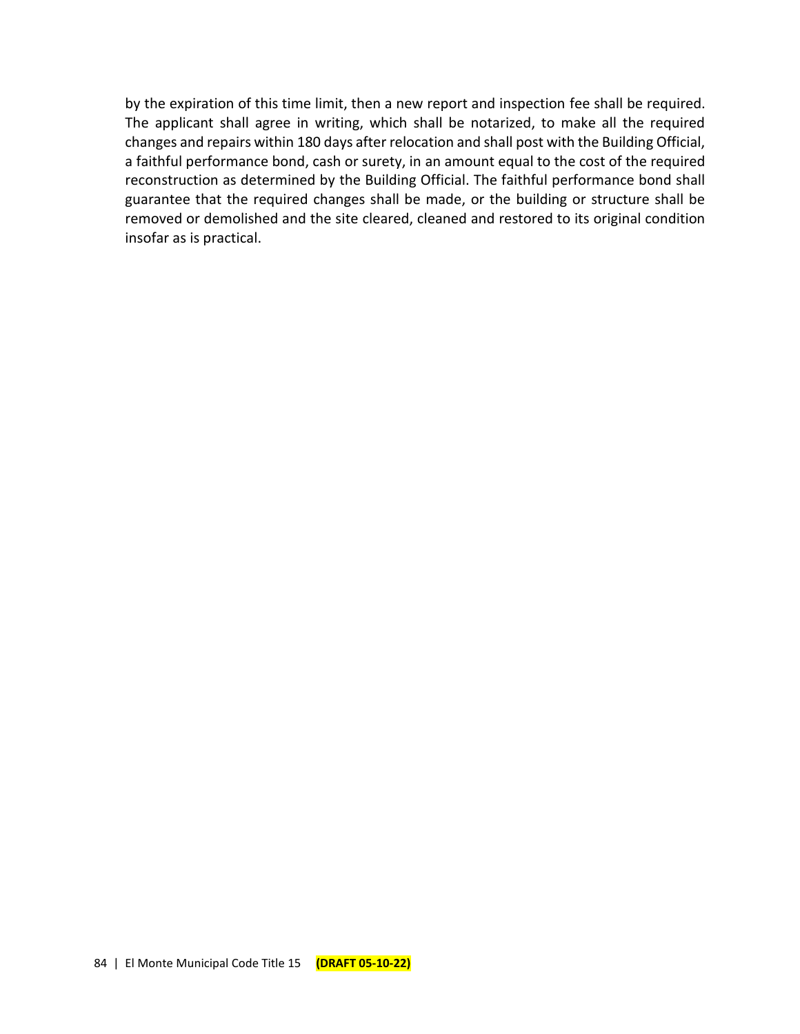by the expiration of this time limit, then a new report and inspection fee shall be required. The applicant shall agree in writing, which shall be notarized, to make all the required changes and repairs within 180 days after relocation and shall post with the Building Official, a faithful performance bond, cash or surety, in an amount equal to the cost of the required reconstruction as determined by the Building Official. The faithful performance bond shall guarantee that the required changes shall be made, or the building or structure shall be removed or demolished and the site cleared, cleaned and restored to its original condition insofar as is practical.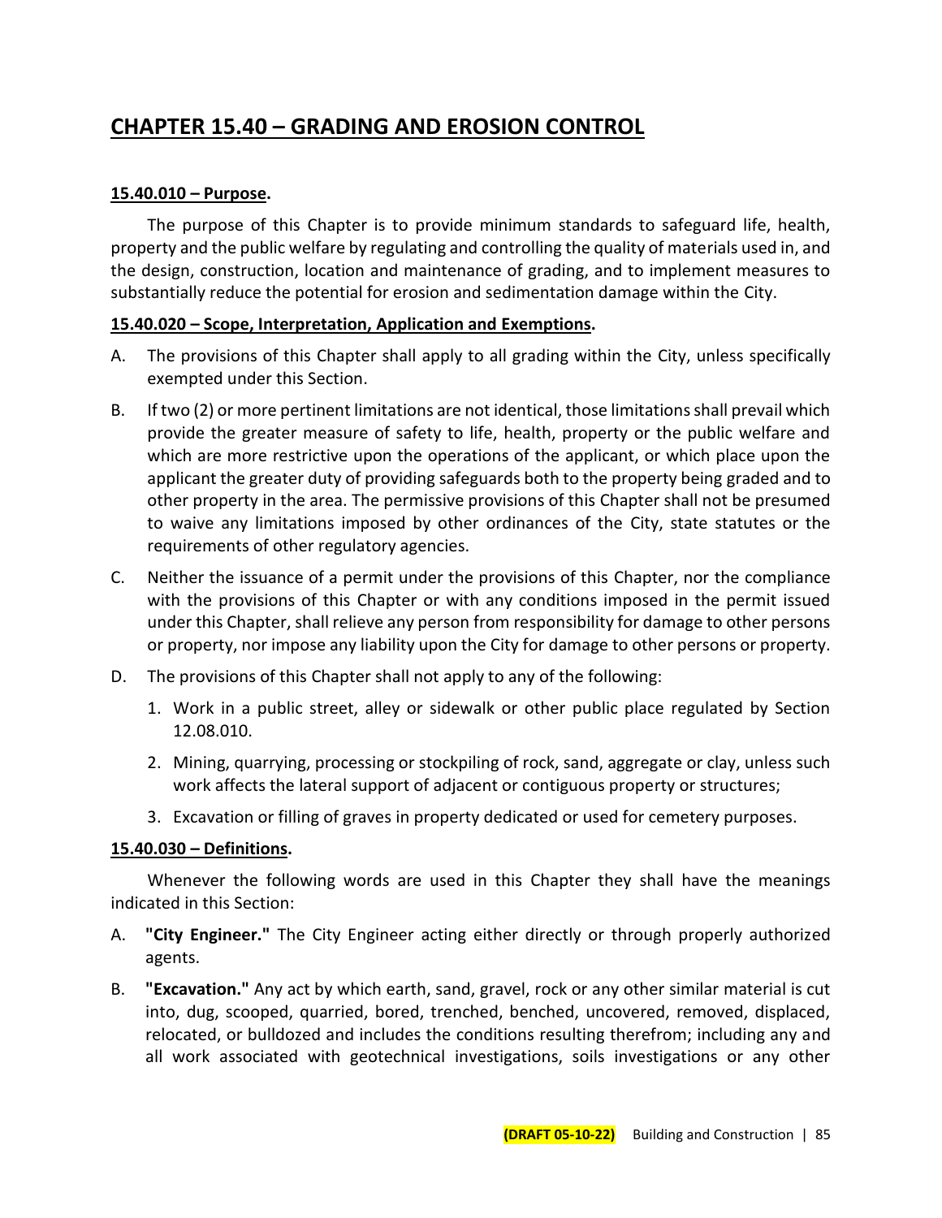# CHAPTER 15.40 – GRADING AND EROSION CONTROL

## 15.40.010 – Purpose.

The purpose of this Chapter is to provide minimum standards to safeguard life, health, property and the public welfare by regulating and controlling the quality of materials used in, and the design, construction, location and maintenance of grading, and to implement measures to substantially reduce the potential for erosion and sedimentation damage within the City.

## 15.40.020 – Scope, Interpretation, Application and Exemptions.

A. The provisions of this Chapter shall apply to all grading within the City, unless specifically exempted under this Section.

B. If two (2) or more pertinent limitations are not identical, those limitations shall prevail which provide the greater measure of safety to life, health, property or the public welfare and which are more restrictive upon the operations of the applicant, or which place upon the applicant the greater duty of providing safeguards both to the property being graded and to other property in the area. The permissive provisions of this Chapter shall not be presumed to waive any limitations imposed by other ordinances of the City, state statutes or the requirements of other regulatory agencies.

C. Neither the issuance of a permit under the provisions of this Chapter, nor the compliance with the provisions of this Chapter or with any conditions imposed in the permit issued under this Chapter, shall relieve any person from responsibility for damage to other persons or property, nor impose any liability upon the City for damage to other persons or property.

D. The provisions of this Chapter shall not apply to any of the following:

1. Work in a public street, alley or sidewalk or other public place regulated by Section 12.08.010.
2. Mining, quarrying, processing or stockpiling of rock, sand, aggregate or clay, unless such work affects the lateral support of adjacent or contiguous property or structures;
3. Excavation or filling of graves in property dedicated or used for cemetery purposes.

## 15.40.030 – Definitions.

Whenever the following words are used in this Chapter they shall have the meanings indicated in this Section:

A. **"City Engineer."** The City Engineer acting either directly or through properly authorized agents.

B. **"Excavation."** Any act by which earth, sand, gravel, rock or any other similar material is cut into, dug, scooped, quarried, bored, trenched, benched, uncovered, removed, displaced, relocated, or bulldozed and includes the conditions resulting therefrom; including any and all work associated with geotechnical investigations, soils investigations or any other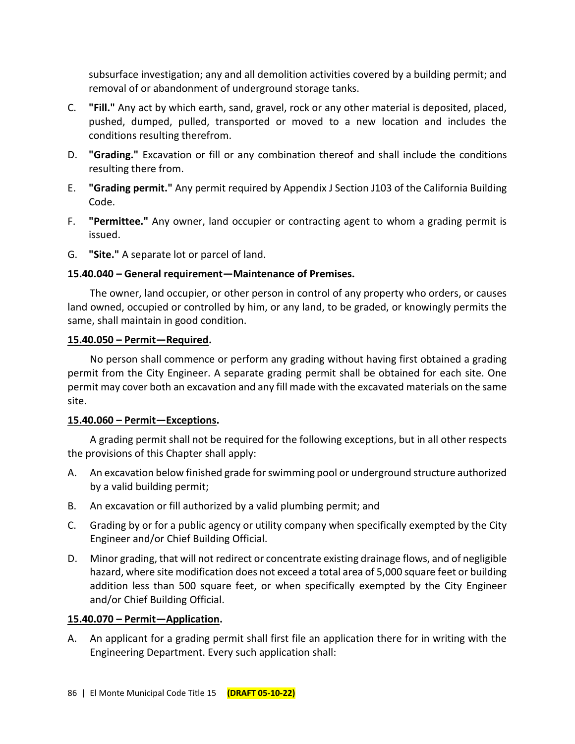subsurface investigation; any and all demolition activities covered by a building permit; and removal of or abandonment of underground storage tanks.

C. **"Fill."** Any act by which earth, sand, gravel, rock or any other material is deposited, placed, pushed, dumped, pulled, transported or moved to a new location and includes the conditions resulting therefrom.

D. **"Grading."** Excavation or fill or any combination thereof and shall include the conditions resulting there from.

E. **"Grading permit."** Any permit required by Appendix J Section J103 of the California Building Code.

F. **"Permittee."** Any owner, land occupier or contracting agent to whom a grading permit is issued.

G. **"Site."** A separate lot or parcel of land.

**<u>15.40.040 – General requirement—Maintenance of Premises</u>.**

The owner, land occupier, or other person in control of any property who orders, or causes land owned, occupied or controlled by him, or any land, to be graded, or knowingly permits the same, shall maintain in good condition.

**<u>15.40.050 – Permit—Required</u>.**

No person shall commence or perform any grading without having first obtained a grading permit from the City Engineer. A separate grading permit shall be obtained for each site. One permit may cover both an excavation and any fill made with the excavated materials on the same site.

**<u>15.40.060 – Permit—Exceptions</u>.**

A grading permit shall not be required for the following exceptions, but in all other respects the provisions of this Chapter shall apply:

A. An excavation below finished grade for swimming pool or underground structure authorized by a valid building permit;

B. An excavation or fill authorized by a valid plumbing permit; and

C. Grading by or for a public agency or utility company when specifically exempted by the City Engineer and/or Chief Building Official.

D. Minor grading, that will not redirect or concentrate existing drainage flows, and of negligible hazard, where site modification does not exceed a total area of 5,000 square feet or building addition less than 500 square feet, or when specifically exempted by the City Engineer and/or Chief Building Official.

**<u>15.40.070 – Permit—Application</u>.**

A. An applicant for a grading permit shall first file an application there for in writing with the Engineering Department. Every such application shall: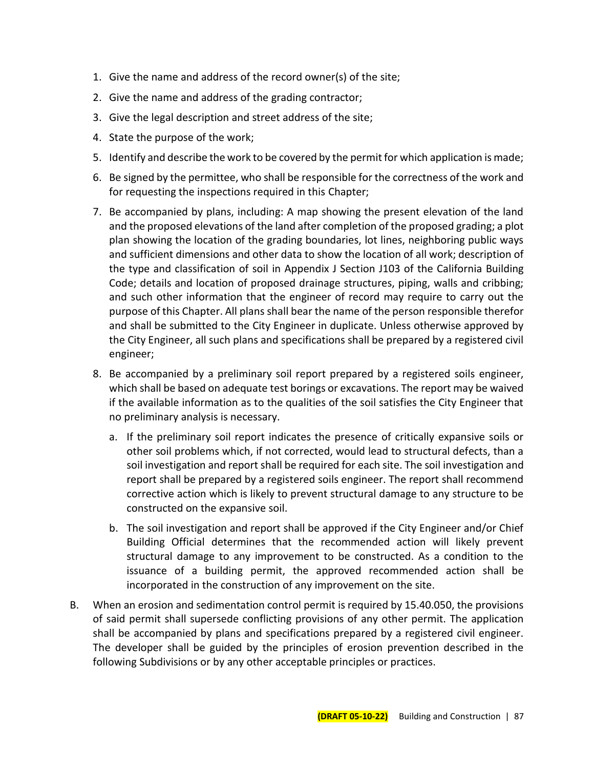1. Give the name and address of the record owner(s) of the site;
2. Give the name and address of the grading contractor;
3. Give the legal description and street address of the site;
4. State the purpose of the work;
5. Identify and describe the work to be covered by the permit for which application is made;
6. Be signed by the permittee, who shall be responsible for the correctness of the work and for requesting the inspections required in this Chapter;
7. Be accompanied by plans, including: A map showing the present elevation of the land and the proposed elevations of the land after completion of the proposed grading; a plot plan showing the location of the grading boundaries, lot lines, neighboring public ways and sufficient dimensions and other data to show the location of all work; description of the type and classification of soil in Appendix J Section J103 of the California Building Code; details and location of proposed drainage structures, piping, walls and cribbing; and such other information that the engineer of record may require to carry out the purpose of this Chapter. All plans shall bear the name of the person responsible therefor and shall be submitted to the City Engineer in duplicate. Unless otherwise approved by the City Engineer, all such plans and specifications shall be prepared by a registered civil engineer;
8. Be accompanied by a preliminary soil report prepared by a registered soils engineer, which shall be based on adequate test borings or excavations. The report may be waived if the available information as to the qualities of the soil satisfies the City Engineer that no preliminary analysis is necessary.
   a. If the preliminary soil report indicates the presence of critically expansive soils or other soil problems which, if not corrected, would lead to structural defects, than a soil investigation and report shall be required for each site. The soil investigation and report shall be prepared by a registered soils engineer. The report shall recommend corrective action which is likely to prevent structural damage to any structure to be constructed on the expansive soil.
   b. The soil investigation and report shall be approved if the City Engineer and/or Chief Building Official determines that the recommended action will likely prevent structural damage to any improvement to be constructed. As a condition to the issuance of a building permit, the approved recommended action shall be incorporated in the construction of any improvement on the site.

B. When an erosion and sedimentation control permit is required by 15.40.050, the provisions of said permit shall supersede conflicting provisions of any other permit. The application shall be accompanied by plans and specifications prepared by a registered civil engineer. The developer shall be guided by the principles of erosion prevention described in the following Subdivisions or by any other acceptable principles or practices.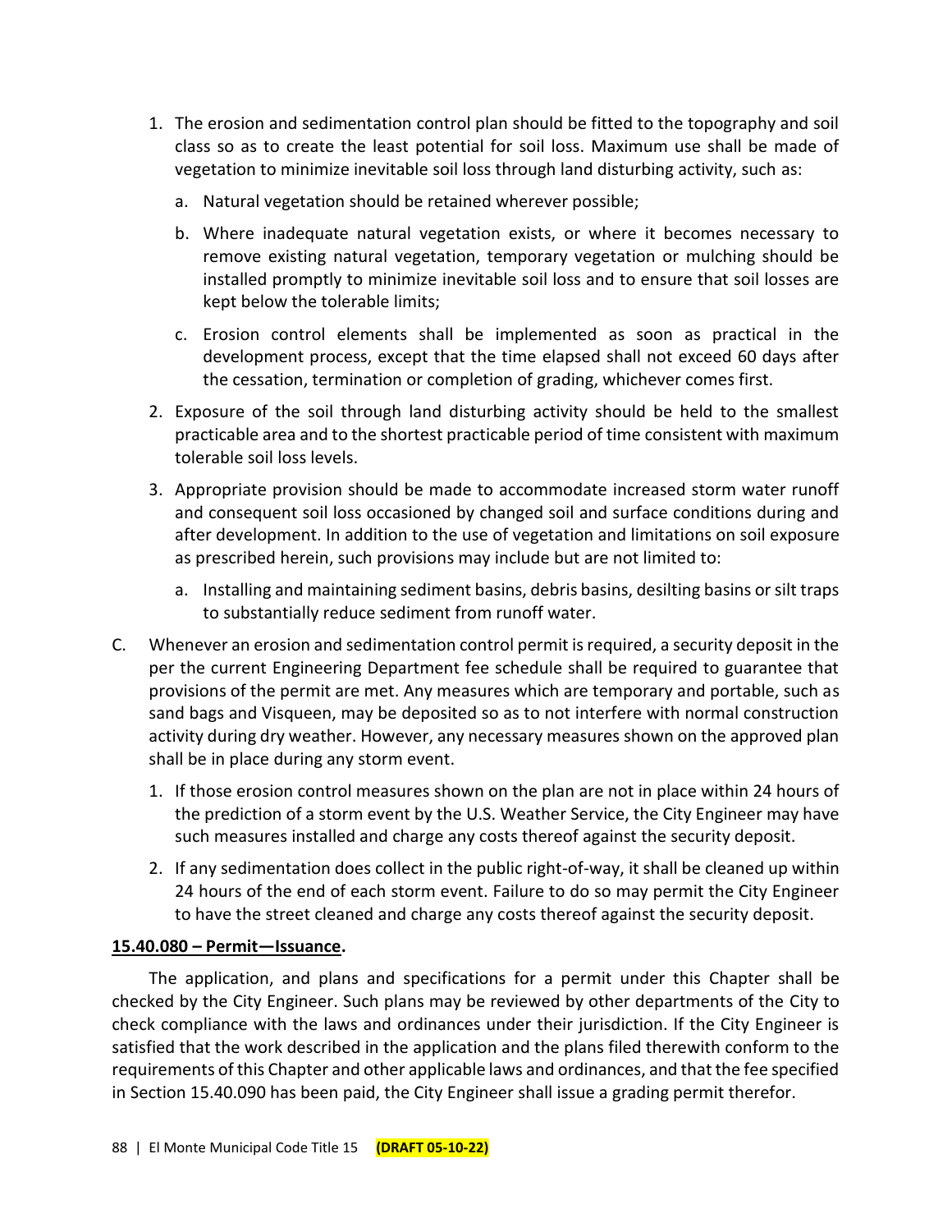1. The erosion and sedimentation control plan should be fitted to the topography and soil class so as to create the least potential for soil loss. Maximum use shall be made of vegetation to minimize inevitable soil loss through land disturbing activity, such as:

   a. Natural vegetation should be retained wherever possible;

   b. Where inadequate natural vegetation exists, or where it becomes necessary to remove existing natural vegetation, temporary vegetation or mulching should be installed promptly to minimize inevitable soil loss and to ensure that soil losses are kept below the tolerable limits;

   c. Erosion control elements shall be implemented as soon as practical in the development process, except that the time elapsed shall not exceed 60 days after the cessation, termination or completion of grading, whichever comes first.

2. Exposure of the soil through land disturbing activity should be held to the smallest practicable area and to the shortest practicable period of time consistent with maximum tolerable soil loss levels.

3. Appropriate provision should be made to accommodate increased storm water runoff and consequent soil loss occasioned by changed soil and surface conditions during and after development. In addition to the use of vegetation and limitations on soil exposure as prescribed herein, such provisions may include but are not limited to:

   a. Installing and maintaining sediment basins, debris basins, desilting basins or silt traps to substantially reduce sediment from runoff water.

C. Whenever an erosion and sedimentation control permit is required, a security deposit in the per the current Engineering Department fee schedule shall be required to guarantee that provisions of the permit are met. Any measures which are temporary and portable, such as sand bags and Visqueen, may be deposited so as to not interfere with normal construction activity during dry weather. However, any necessary measures shown on the approved plan shall be in place during any storm event.

   1. If those erosion control measures shown on the plan are not in place within 24 hours of the prediction of a storm event by the U.S. Weather Service, the City Engineer may have such measures installed and charge any costs thereof against the security deposit.

   2. If any sedimentation does collect in the public right-of-way, it shall be cleaned up within 24 hours of the end of each storm event. Failure to do so may permit the City Engineer to have the street cleaned and charge any costs thereof against the security deposit.

**15.40.080 – Permit—Issuance.**

The application, and plans and specifications for a permit under this Chapter shall be checked by the City Engineer. Such plans may be reviewed by other departments of the City to check compliance with the laws and ordinances under their jurisdiction. If the City Engineer is satisfied that the work described in the application and the plans filed therewith conform to the requirements of this Chapter and other applicable laws and ordinances, and that the fee specified in Section 15.40.090 has been paid, the City Engineer shall issue a grading permit therefor.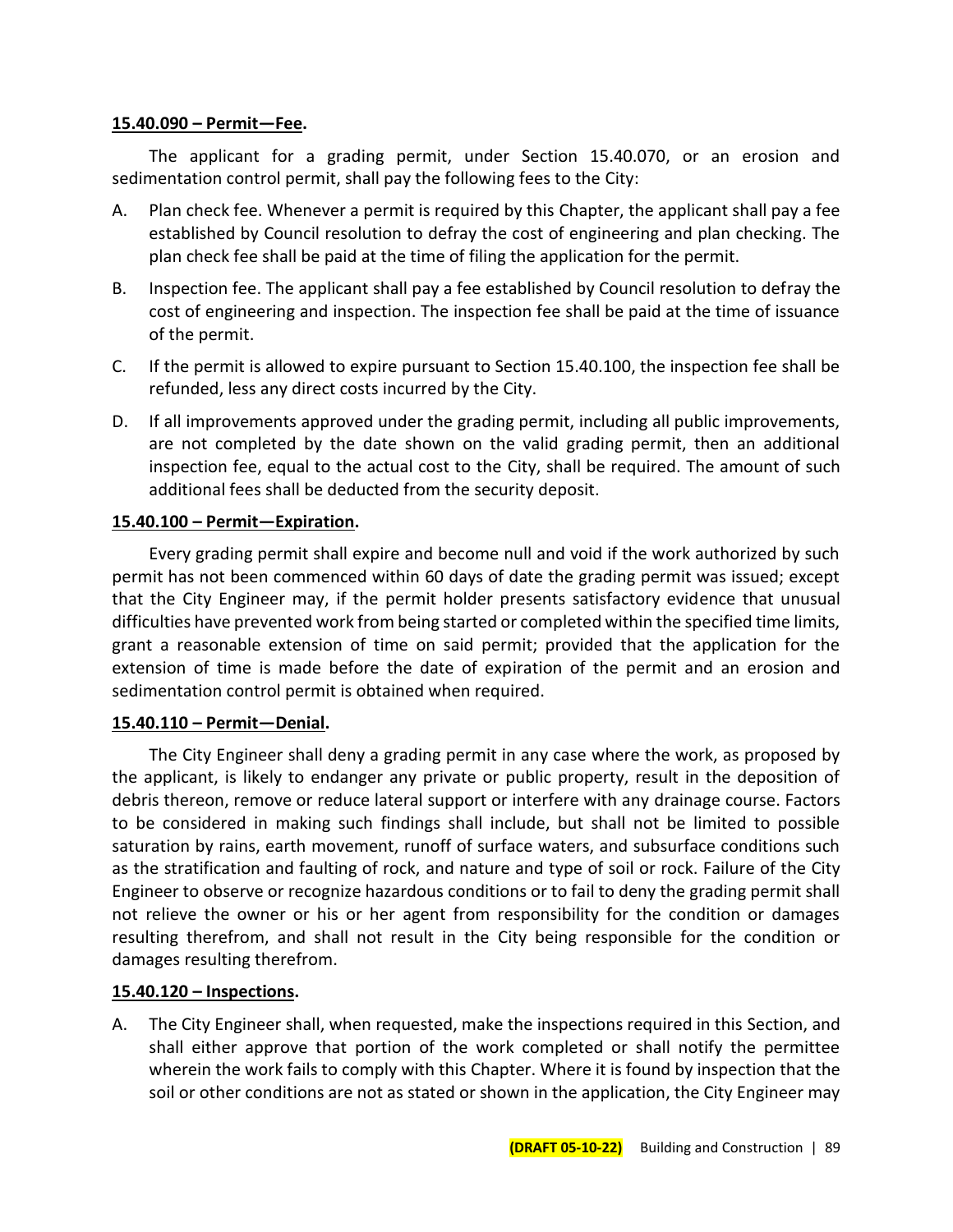**<u>15.40.090 – Permit—Fee</u>.**

The applicant for a grading permit, under Section 15.40.070, or an erosion and sedimentation control permit, shall pay the following fees to the City:

A. Plan check fee. Whenever a permit is required by this Chapter, the applicant shall pay a fee established by Council resolution to defray the cost of engineering and plan checking. The plan check fee shall be paid at the time of filing the application for the permit.

B. Inspection fee. The applicant shall pay a fee established by Council resolution to defray the cost of engineering and inspection. The inspection fee shall be paid at the time of issuance of the permit.

C. If the permit is allowed to expire pursuant to Section 15.40.100, the inspection fee shall be refunded, less any direct costs incurred by the City.

D. If all improvements approved under the grading permit, including all public improvements, are not completed by the date shown on the valid grading permit, then an additional inspection fee, equal to the actual cost to the City, shall be required. The amount of such additional fees shall be deducted from the security deposit.

**<u>15.40.100 – Permit—Expiration</u>.**

Every grading permit shall expire and become null and void if the work authorized by such permit has not been commenced within 60 days of date the grading permit was issued; except that the City Engineer may, if the permit holder presents satisfactory evidence that unusual difficulties have prevented work from being started or completed within the specified time limits, grant a reasonable extension of time on said permit; provided that the application for the extension of time is made before the date of expiration of the permit and an erosion and sedimentation control permit is obtained when required.

**<u>15.40.110 – Permit—Denial</u>.**

The City Engineer shall deny a grading permit in any case where the work, as proposed by the applicant, is likely to endanger any private or public property, result in the deposition of debris thereon, remove or reduce lateral support or interfere with any drainage course. Factors to be considered in making such findings shall include, but shall not be limited to possible saturation by rains, earth movement, runoff of surface waters, and subsurface conditions such as the stratification and faulting of rock, and nature and type of soil or rock. Failure of the City Engineer to observe or recognize hazardous conditions or to fail to deny the grading permit shall not relieve the owner or his or her agent from responsibility for the condition or damages resulting therefrom, and shall not result in the City being responsible for the condition or damages resulting therefrom.

**<u>15.40.120 – Inspections</u>.**

A. The City Engineer shall, when requested, make the inspections required in this Section, and shall either approve that portion of the work completed or shall notify the permittee wherein the work fails to comply with this Chapter. Where it is found by inspection that the soil or other conditions are not as stated or shown in the application, the City Engineer may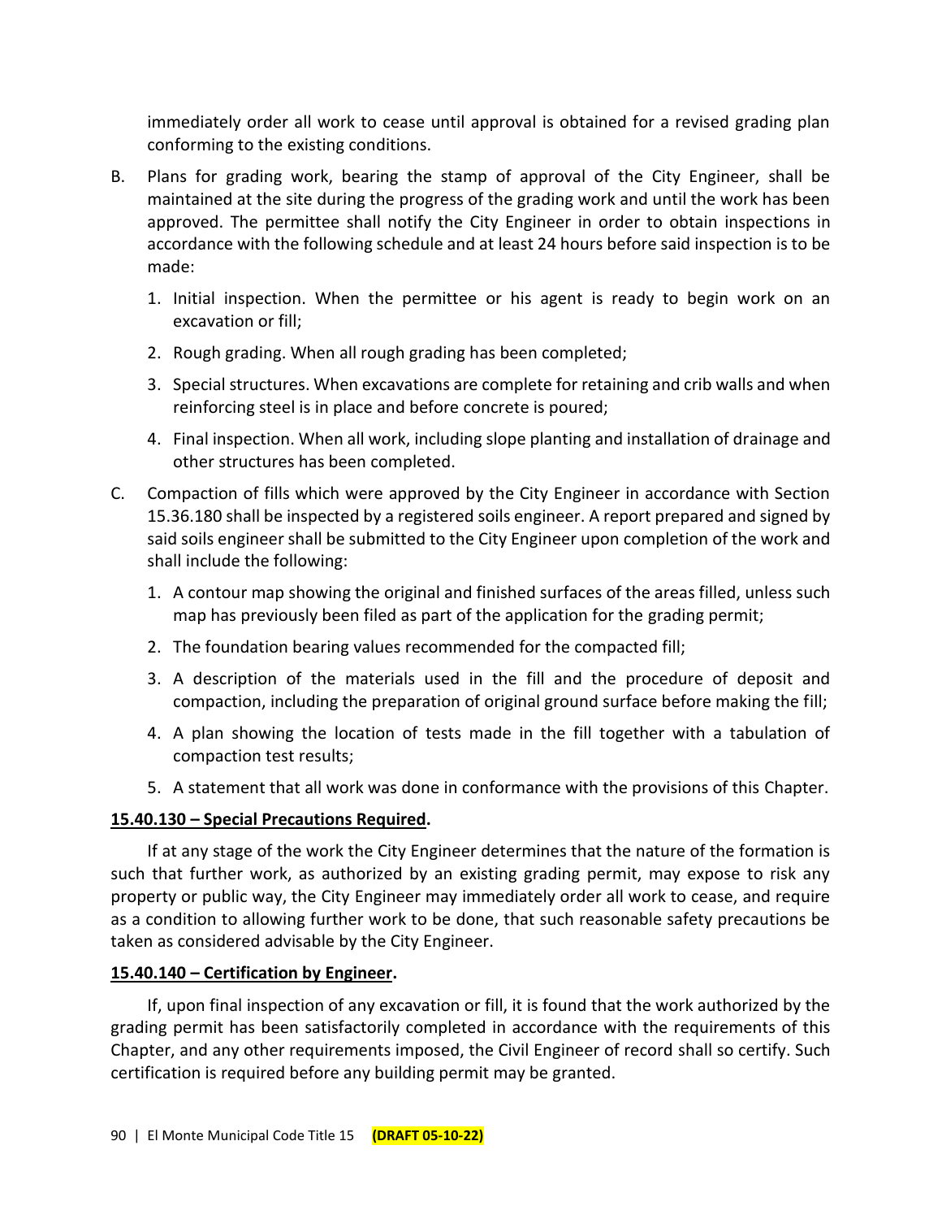immediately order all work to cease until approval is obtained for a revised grading plan conforming to the existing conditions.

B. Plans for grading work, bearing the stamp of approval of the City Engineer, shall be maintained at the site during the progress of the grading work and until the work has been approved. The permittee shall notify the City Engineer in order to obtain inspections in accordance with the following schedule and at least 24 hours before said inspection is to be made:

   1. Initial inspection. When the permittee or his agent is ready to begin work on an excavation or fill;
   2. Rough grading. When all rough grading has been completed;
   3. Special structures. When excavations are complete for retaining and crib walls and when reinforcing steel is in place and before concrete is poured;
   4. Final inspection. When all work, including slope planting and installation of drainage and other structures has been completed.

C. Compaction of fills which were approved by the City Engineer in accordance with Section 15.36.180 shall be inspected by a registered soils engineer. A report prepared and signed by said soils engineer shall be submitted to the City Engineer upon completion of the work and shall include the following:

   1. A contour map showing the original and finished surfaces of the areas filled, unless such map has previously been filed as part of the application for the grading permit;
   2. The foundation bearing values recommended for the compacted fill;
   3. A description of the materials used in the fill and the procedure of deposit and compaction, including the preparation of original ground surface before making the fill;
   4. A plan showing the location of tests made in the fill together with a tabulation of compaction test results;
   5. A statement that all work was done in conformance with the provisions of this Chapter.

**15.40.130 – Special Precautions Required.**

If at any stage of the work the City Engineer determines that the nature of the formation is such that further work, as authorized by an existing grading permit, may expose to risk any property or public way, the City Engineer may immediately order all work to cease, and require as a condition to allowing further work to be done, that such reasonable safety precautions be taken as considered advisable by the City Engineer.

**15.40.140 – Certification by Engineer.**

If, upon final inspection of any excavation or fill, it is found that the work authorized by the grading permit has been satisfactorily completed in accordance with the requirements of this Chapter, and any other requirements imposed, the Civil Engineer of record shall so certify. Such certification is required before any building permit may be granted.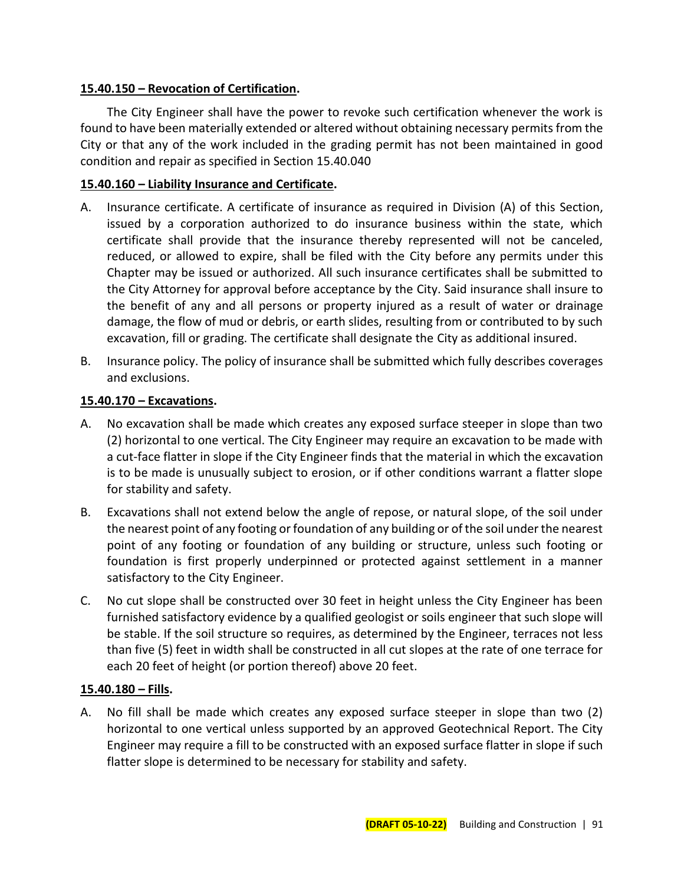**15.40.150 – Revocation of Certification.**

The City Engineer shall have the power to revoke such certification whenever the work is found to have been materially extended or altered without obtaining necessary permits from the City or that any of the work included in the grading permit has not been maintained in good condition and repair as specified in Section 15.40.040

**15.40.160 – Liability Insurance and Certificate.**

A. Insurance certificate. A certificate of insurance as required in Division (A) of this Section, issued by a corporation authorized to do insurance business within the state, which certificate shall provide that the insurance thereby represented will not be canceled, reduced, or allowed to expire, shall be filed with the City before any permits under this Chapter may be issued or authorized. All such insurance certificates shall be submitted to the City Attorney for approval before acceptance by the City. Said insurance shall insure to the benefit of any and all persons or property injured as a result of water or drainage damage, the flow of mud or debris, or earth slides, resulting from or contributed to by such excavation, fill or grading. The certificate shall designate the City as additional insured.

B. Insurance policy. The policy of insurance shall be submitted which fully describes coverages and exclusions.

**15.40.170 – Excavations.**

A. No excavation shall be made which creates any exposed surface steeper in slope than two (2) horizontal to one vertical. The City Engineer may require an excavation to be made with a cut-face flatter in slope if the City Engineer finds that the material in which the excavation is to be made is unusually subject to erosion, or if other conditions warrant a flatter slope for stability and safety.

B. Excavations shall not extend below the angle of repose, or natural slope, of the soil under the nearest point of any footing or foundation of any building or of the soil under the nearest point of any footing or foundation of any building or structure, unless such footing or foundation is first properly underpinned or protected against settlement in a manner satisfactory to the City Engineer.

C. No cut slope shall be constructed over 30 feet in height unless the City Engineer has been furnished satisfactory evidence by a qualified geologist or soils engineer that such slope will be stable. If the soil structure so requires, as determined by the Engineer, terraces not less than five (5) feet in width shall be constructed in all cut slopes at the rate of one terrace for each 20 feet of height (or portion thereof) above 20 feet.

**15.40.180 – Fills.**

A. No fill shall be made which creates any exposed surface steeper in slope than two (2) horizontal to one vertical unless supported by an approved Geotechnical Report. The City Engineer may require a fill to be constructed with an exposed surface flatter in slope if such flatter slope is determined to be necessary for stability and safety.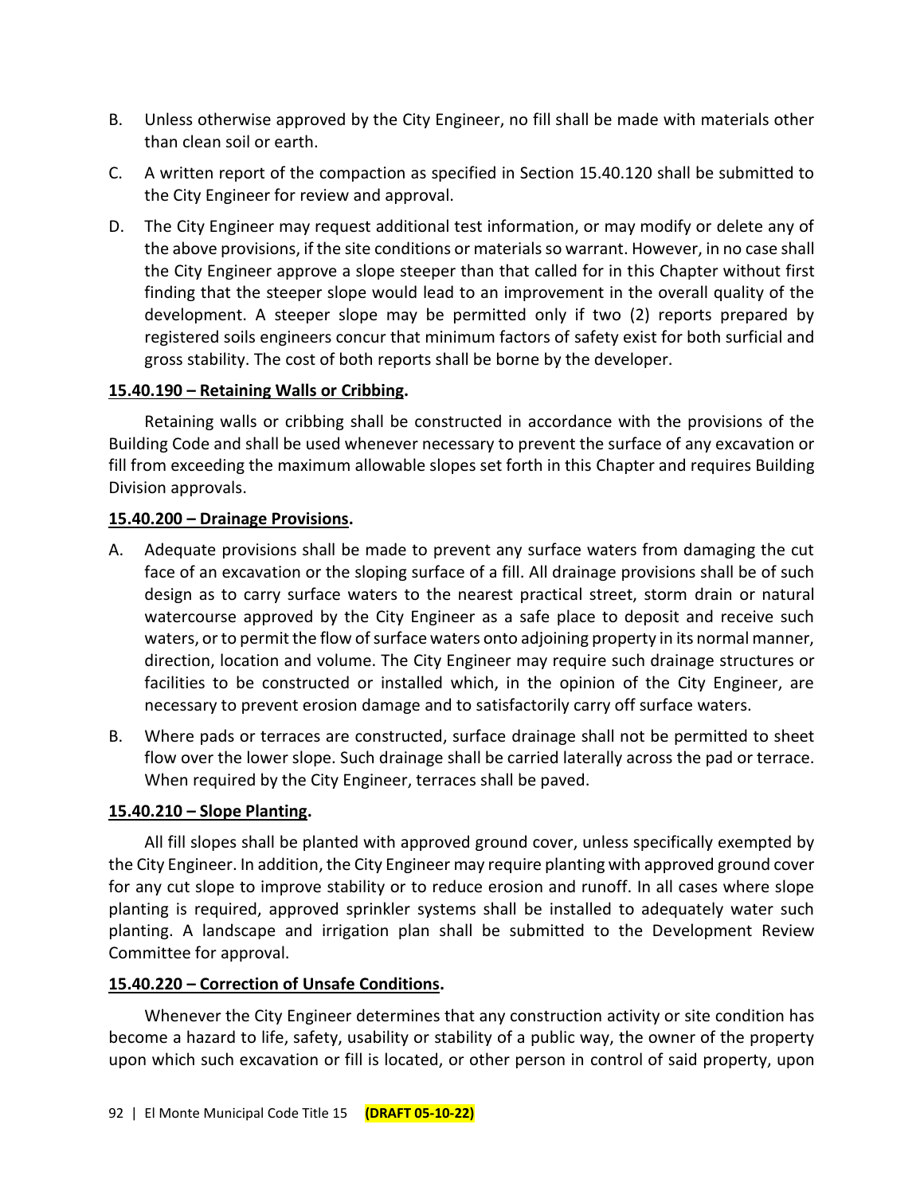B. Unless otherwise approved by the City Engineer, no fill shall be made with materials other than clean soil or earth.

C. A written report of the compaction as specified in Section 15.40.120 shall be submitted to the City Engineer for review and approval.

D. The City Engineer may request additional test information, or may modify or delete any of the above provisions, if the site conditions or materials so warrant. However, in no case shall the City Engineer approve a slope steeper than that called for in this Chapter without first finding that the steeper slope would lead to an improvement in the overall quality of the development. A steeper slope may be permitted only if two (2) reports prepared by registered soils engineers concur that minimum factors of safety exist for both surficial and gross stability. The cost of both reports shall be borne by the developer.

**15.40.190 – Retaining Walls or Cribbing.**

Retaining walls or cribbing shall be constructed in accordance with the provisions of the Building Code and shall be used whenever necessary to prevent the surface of any excavation or fill from exceeding the maximum allowable slopes set forth in this Chapter and requires Building Division approvals.

**15.40.200 – Drainage Provisions.**

A. Adequate provisions shall be made to prevent any surface waters from damaging the cut face of an excavation or the sloping surface of a fill. All drainage provisions shall be of such design as to carry surface waters to the nearest practical street, storm drain or natural watercourse approved by the City Engineer as a safe place to deposit and receive such waters, or to permit the flow of surface waters onto adjoining property in its normal manner, direction, location and volume. The City Engineer may require such drainage structures or facilities to be constructed or installed which, in the opinion of the City Engineer, are necessary to prevent erosion damage and to satisfactorily carry off surface waters.

B. Where pads or terraces are constructed, surface drainage shall not be permitted to sheet flow over the lower slope. Such drainage shall be carried laterally across the pad or terrace. When required by the City Engineer, terraces shall be paved.

**15.40.210 – Slope Planting.**

All fill slopes shall be planted with approved ground cover, unless specifically exempted by the City Engineer. In addition, the City Engineer may require planting with approved ground cover for any cut slope to improve stability or to reduce erosion and runoff. In all cases where slope planting is required, approved sprinkler systems shall be installed to adequately water such planting. A landscape and irrigation plan shall be submitted to the Development Review Committee for approval.

**15.40.220 – Correction of Unsafe Conditions.**

Whenever the City Engineer determines that any construction activity or site condition has become a hazard to life, safety, usability or stability of a public way, the owner of the property upon which such excavation or fill is located, or other person in control of said property, upon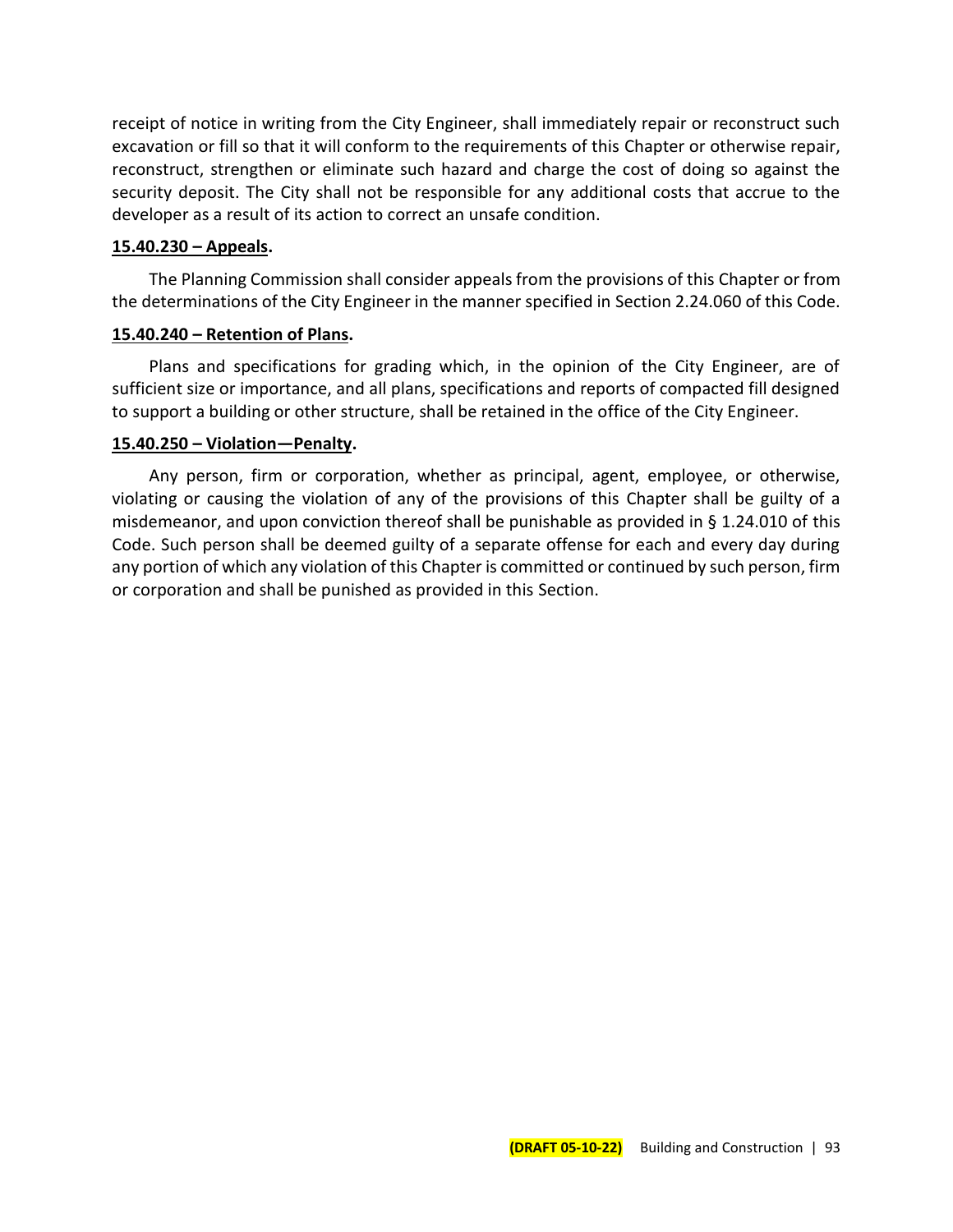receipt of notice in writing from the City Engineer, shall immediately repair or reconstruct such excavation or fill so that it will conform to the requirements of this Chapter or otherwise repair, reconstruct, strengthen or eliminate such hazard and charge the cost of doing so against the security deposit. The City shall not be responsible for any additional costs that accrue to the developer as a result of its action to correct an unsafe condition.

**15.40.230 – Appeals.**

The Planning Commission shall consider appeals from the provisions of this Chapter or from the determinations of the City Engineer in the manner specified in Section 2.24.060 of this Code.

**15.40.240 – Retention of Plans.**

Plans and specifications for grading which, in the opinion of the City Engineer, are of sufficient size or importance, and all plans, specifications and reports of compacted fill designed to support a building or other structure, shall be retained in the office of the City Engineer.

**15.40.250 – Violation—Penalty.**

Any person, firm or corporation, whether as principal, agent, employee, or otherwise, violating or causing the violation of any of the provisions of this Chapter shall be guilty of a misdemeanor, and upon conviction thereof shall be punishable as provided in § 1.24.010 of this Code. Such person shall be deemed guilty of a separate offense for each and every day during any portion of which any violation of this Chapter is committed or continued by such person, firm or corporation and shall be punished as provided in this Section.